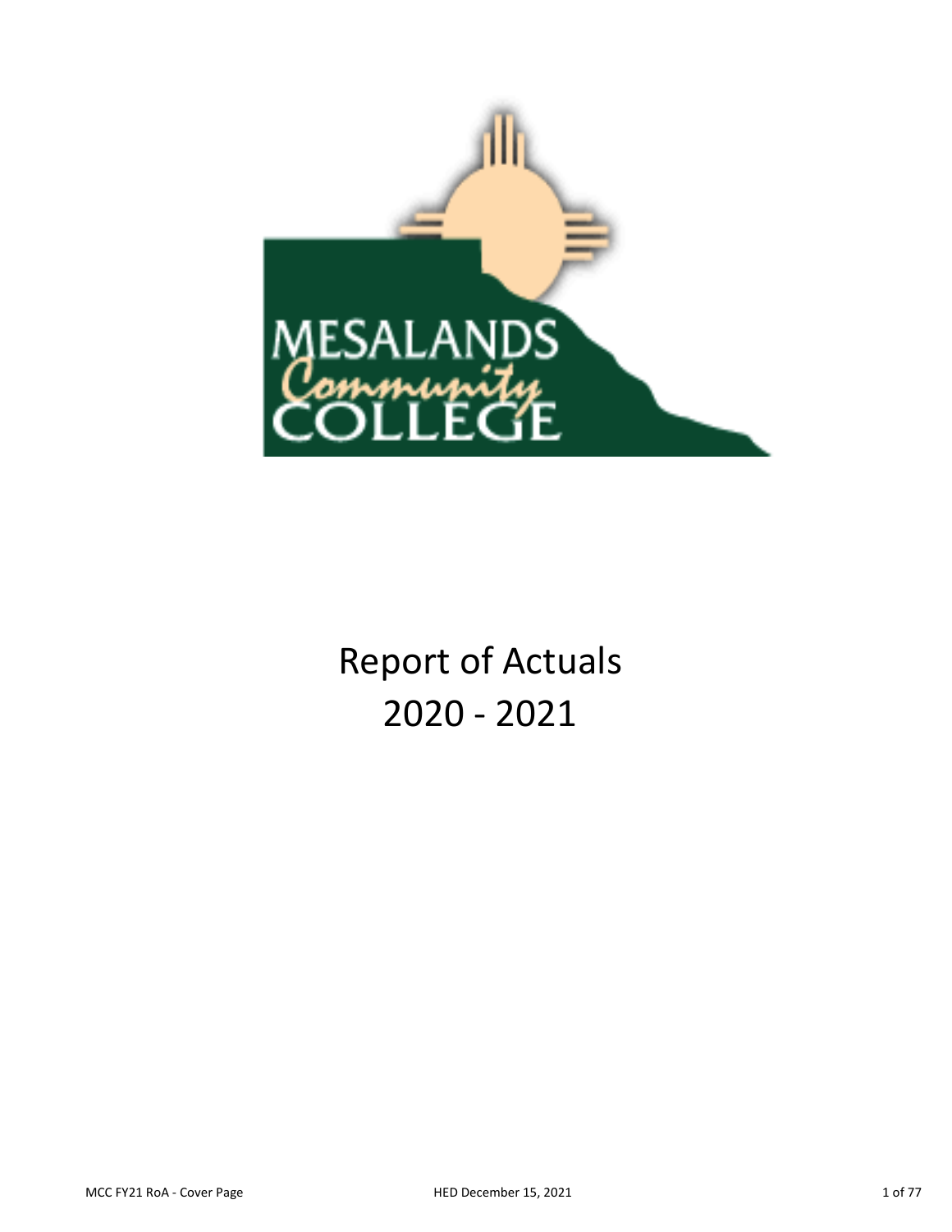MESALANDS Community COLLEGE

# Report of Actuals
# 2020 - 2021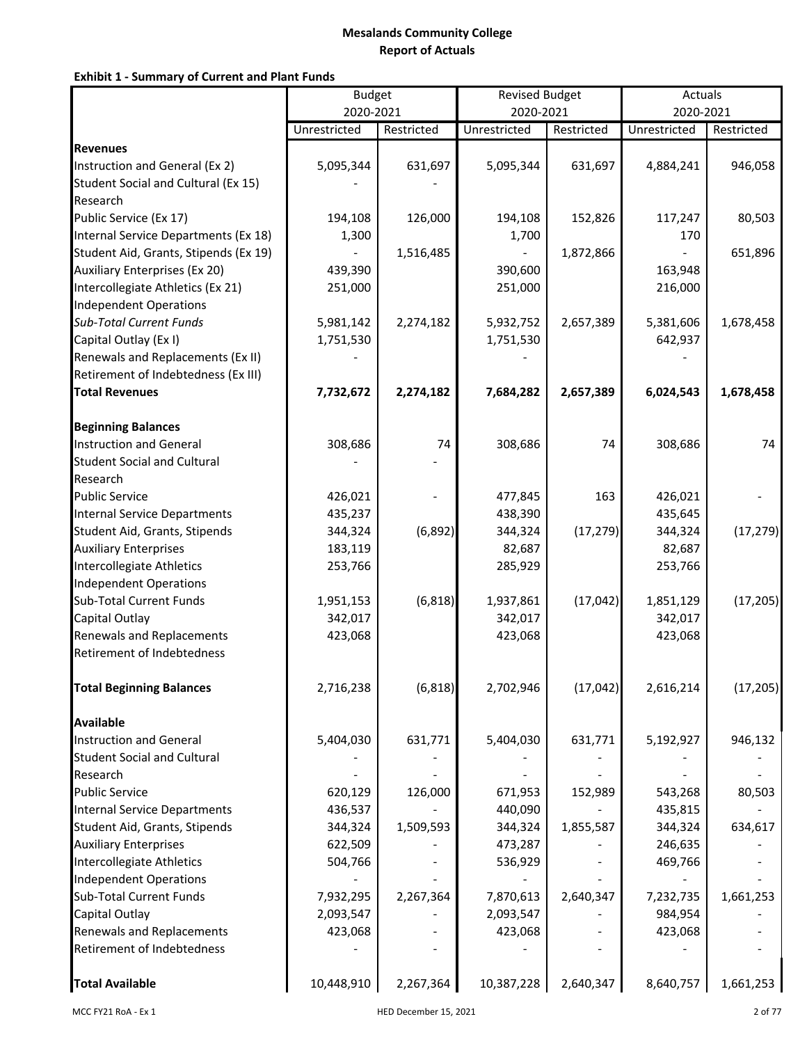# Mesalands Community College
## Report of Actuals

### Exhibit 1 - Summary of Current and Plant Funds

| | Budget 2020-2021 | | Revised Budget 2020-2021 | | Actuals 2020-2021 | |
|---|---|---|---|---|---|---|
| | Unrestricted | Restricted | Unrestricted | Restricted | Unrestricted | Restricted |
| **Revenues** | | | | | | |
| Instruction and General (Ex 2) | 5,095,344 | 631,697 | 5,095,344 | 631,697 | 4,884,241 | 946,058 |
| Student Social and Cultural (Ex 15) | - | - | | | | |
| Research | | | | | | |
| Public Service (Ex 17) | 194,108 | 126,000 | 194,108 | 152,826 | 117,247 | 80,503 |
| Internal Service Departments (Ex 18) | 1,300 | | 1,700 | | 170 | |
| Student Aid, Grants, Stipends (Ex 19) | - | 1,516,485 | - | 1,872,866 | - | 651,896 |
| Auxiliary Enterprises (Ex 20) | 439,390 | | 390,600 | | 163,948 | |
| Intercollegiate Athletics (Ex 21) | 251,000 | | 251,000 | | 216,000 | |
| Independent Operations | | | | | | |
| *Sub-Total Current Funds* | 5,981,142 | 2,274,182 | 5,932,752 | 2,657,389 | 5,381,606 | 1,678,458 |
| Capital Outlay (Ex I) | 1,751,530 | | 1,751,530 | | 642,937 | |
| Renewals and Replacements (Ex II) | - | | - | | - | |
| Retirement of Indebtedness (Ex III) | | | | | | |
| **Total Revenues** | **7,732,672** | **2,274,182** | **7,684,282** | **2,657,389** | **6,024,543** | **1,678,458** |
| | | | | | | |
| **Beginning Balances** | | | | | | |
| Instruction and General | 308,686 | 74 | 308,686 | 74 | 308,686 | 74 |
| Student Social and Cultural | - | - | | | | |
| Research | | | | | | |
| Public Service | 426,021 | - | 477,845 | 163 | 426,021 | - |
| Internal Service Departments | 435,237 | | 438,390 | | 435,645 | |
| Student Aid, Grants, Stipends | 344,324 | (6,892) | 344,324 | (17,279) | 344,324 | (17,279) |
| Auxiliary Enterprises | 183,119 | | 82,687 | | 82,687 | |
| Intercollegiate Athletics | 253,766 | | 285,929 | | 253,766 | |
| Independent Operations | | | | | | |
| Sub-Total Current Funds | 1,951,153 | (6,818) | 1,937,861 | (17,042) | 1,851,129 | (17,205) |
| Capital Outlay | 342,017 | | 342,017 | | 342,017 | |
| Renewals and Replacements | 423,068 | | 423,068 | | 423,068 | |
| Retirement of Indebtedness | | | | | | |
| **Total Beginning Balances** | 2,716,238 | (6,818) | 2,702,946 | (17,042) | 2,616,214 | (17,205) |
| | | | | | | |
| **Available** | | | | | | |
| Instruction and General | 5,404,030 | 631,771 | 5,404,030 | 631,771 | 5,192,927 | 946,132 |
| Student Social and Cultural | - | - | - | - | - | - |
| Research | - | - | - | - | - | - |
| Public Service | 620,129 | 126,000 | 671,953 | 152,989 | 543,268 | 80,503 |
| Internal Service Departments | 436,537 | - | 440,090 | - | 435,815 | - |
| Student Aid, Grants, Stipends | 344,324 | 1,509,593 | 344,324 | 1,855,587 | 344,324 | 634,617 |
| Auxiliary Enterprises | 622,509 | - | 473,287 | - | 246,635 | - |
| Intercollegiate Athletics | 504,766 | - | 536,929 | - | 469,766 | - |
| Independent Operations | - | - | - | - | - | - |
| Sub-Total Current Funds | 7,932,295 | 2,267,364 | 7,870,613 | 2,640,347 | 7,232,735 | 1,661,253 |
| Capital Outlay | 2,093,547 | - | 2,093,547 | - | 984,954 | - |
| Renewals and Replacements | 423,068 | - | 423,068 | - | 423,068 | - |
| Retirement of Indebtedness | - | - | - | - | - | - |
| **Total Available** | 10,448,910 | 2,267,364 | 10,387,228 | 2,640,347 | 8,640,757 | 1,661,253 |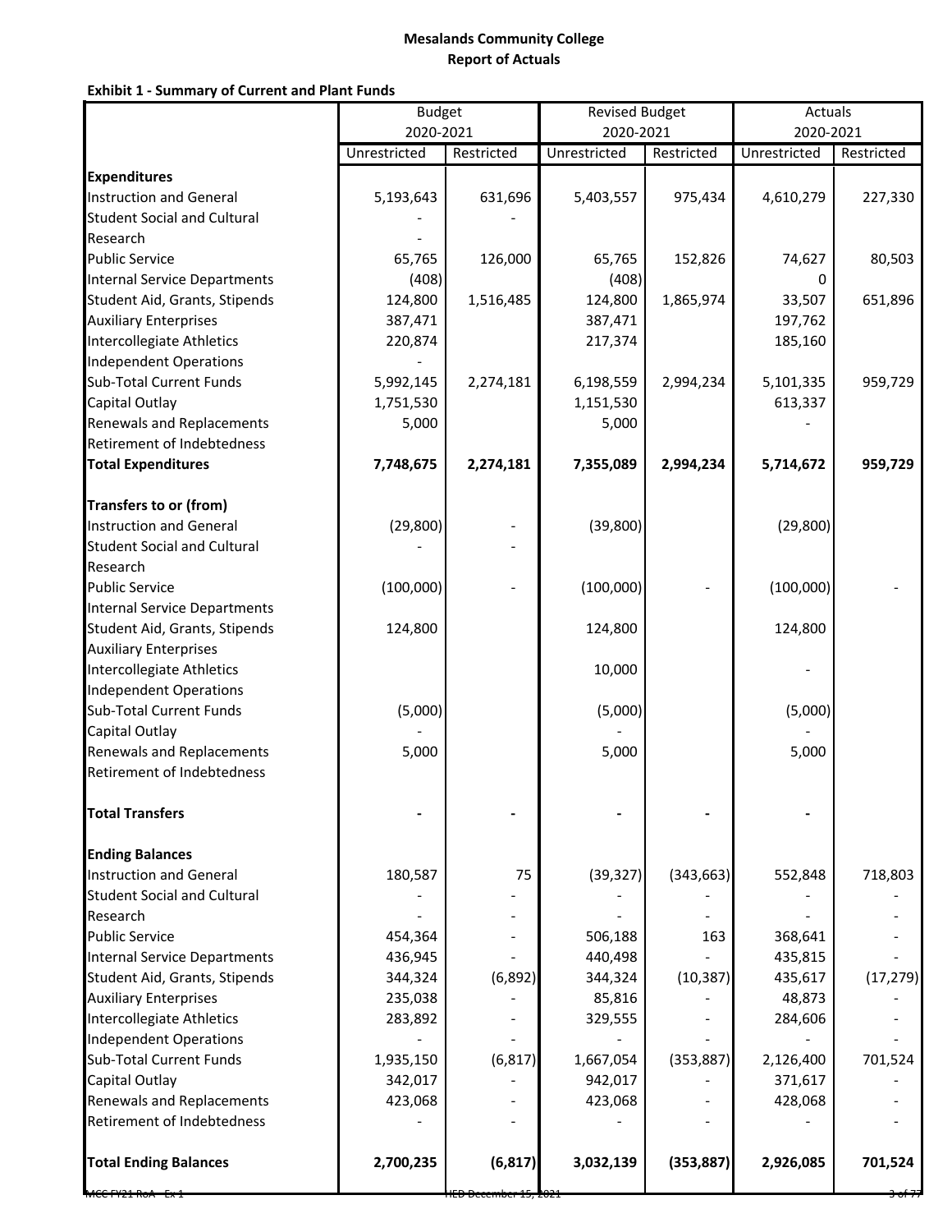**Mesalands Community College**
**Report of Actuals**

**Exhibit 1 - Summary of Current and Plant Funds**

| | Budget 2020-2021 | | Revised Budget 2020-2021 | | Actuals 2020-2021 | |
|---|---|---|---|---|---|---|
| | Unrestricted | Restricted | Unrestricted | Restricted | Unrestricted | Restricted |
| **Expenditures** | | | | | | |
| Instruction and General | 5,193,643 | 631,696 | 5,403,557 | 975,434 | 4,610,279 | 227,330 |
| Student Social and Cultural | - | - | | | | |
| Research | - | | | | | |
| Public Service | 65,765 | 126,000 | 65,765 | 152,826 | 74,627 | 80,503 |
| Internal Service Departments | (408) | | (408) | | 0 | |
| Student Aid, Grants, Stipends | 124,800 | 1,516,485 | 124,800 | 1,865,974 | 33,507 | 651,896 |
| Auxiliary Enterprises | 387,471 | | 387,471 | | 197,762 | |
| Intercollegiate Athletics | 220,874 | | 217,374 | | 185,160 | |
| Independent Operations | - | | | | | |
| Sub-Total Current Funds | 5,992,145 | 2,274,181 | 6,198,559 | 2,994,234 | 5,101,335 | 959,729 |
| Capital Outlay | 1,751,530 | | 1,151,530 | | 613,337 | |
| Renewals and Replacements | 5,000 | | 5,000 | | - | |
| Retirement of Indebtedness | | | | | | |
| **Total Expenditures** | **7,748,675** | **2,274,181** | **7,355,089** | **2,994,234** | **5,714,672** | **959,729** |
| **Transfers to or (from)** | | | | | | |
| Instruction and General | (29,800) | - | (39,800) | | (29,800) | |
| Student Social and Cultural | - | - | | | | |
| Research | | | | | | |
| Public Service | (100,000) | - | (100,000) | - | (100,000) | - |
| Internal Service Departments | | | | | | |
| Student Aid, Grants, Stipends | 124,800 | | 124,800 | | 124,800 | |
| Auxiliary Enterprises | | | | | | |
| Intercollegiate Athletics | | | 10,000 | | - | |
| Independent Operations | | | | | | |
| Sub-Total Current Funds | (5,000) | | (5,000) | | (5,000) | |
| Capital Outlay | - | | - | | - | |
| Renewals and Replacements | 5,000 | | 5,000 | | 5,000 | |
| Retirement of Indebtedness | | | | | | |
| **Total Transfers** | **-** | **-** | **-** | **-** | **-** | |
| **Ending Balances** | | | | | | |
| Instruction and General | 180,587 | 75 | (39,327) | (343,663) | 552,848 | 718,803 |
| Student Social and Cultural | - | - | - | - | - | - |
| Research | - | - | - | - | - | - |
| Public Service | 454,364 | - | 506,188 | 163 | 368,641 | - |
| Internal Service Departments | 436,945 | - | 440,498 | - | 435,815 | - |
| Student Aid, Grants, Stipends | 344,324 | (6,892) | 344,324 | (10,387) | 435,617 | (17,279) |
| Auxiliary Enterprises | 235,038 | - | 85,816 | - | 48,873 | - |
| Intercollegiate Athletics | 283,892 | - | 329,555 | - | 284,606 | - |
| Independent Operations | - | - | - | - | - | - |
| Sub-Total Current Funds | 1,935,150 | (6,817) | 1,667,054 | (353,887) | 2,126,400 | 701,524 |
| Capital Outlay | 342,017 | - | 942,017 | - | 371,617 | - |
| Renewals and Replacements | 423,068 | - | 423,068 | - | 428,068 | - |
| Retirement of Indebtedness | - | - | - | - | - | - |
| **Total Ending Balances** | **2,700,235** | **(6,817)** | **3,032,139** | **(353,887)** | **2,926,085** | **701,524** |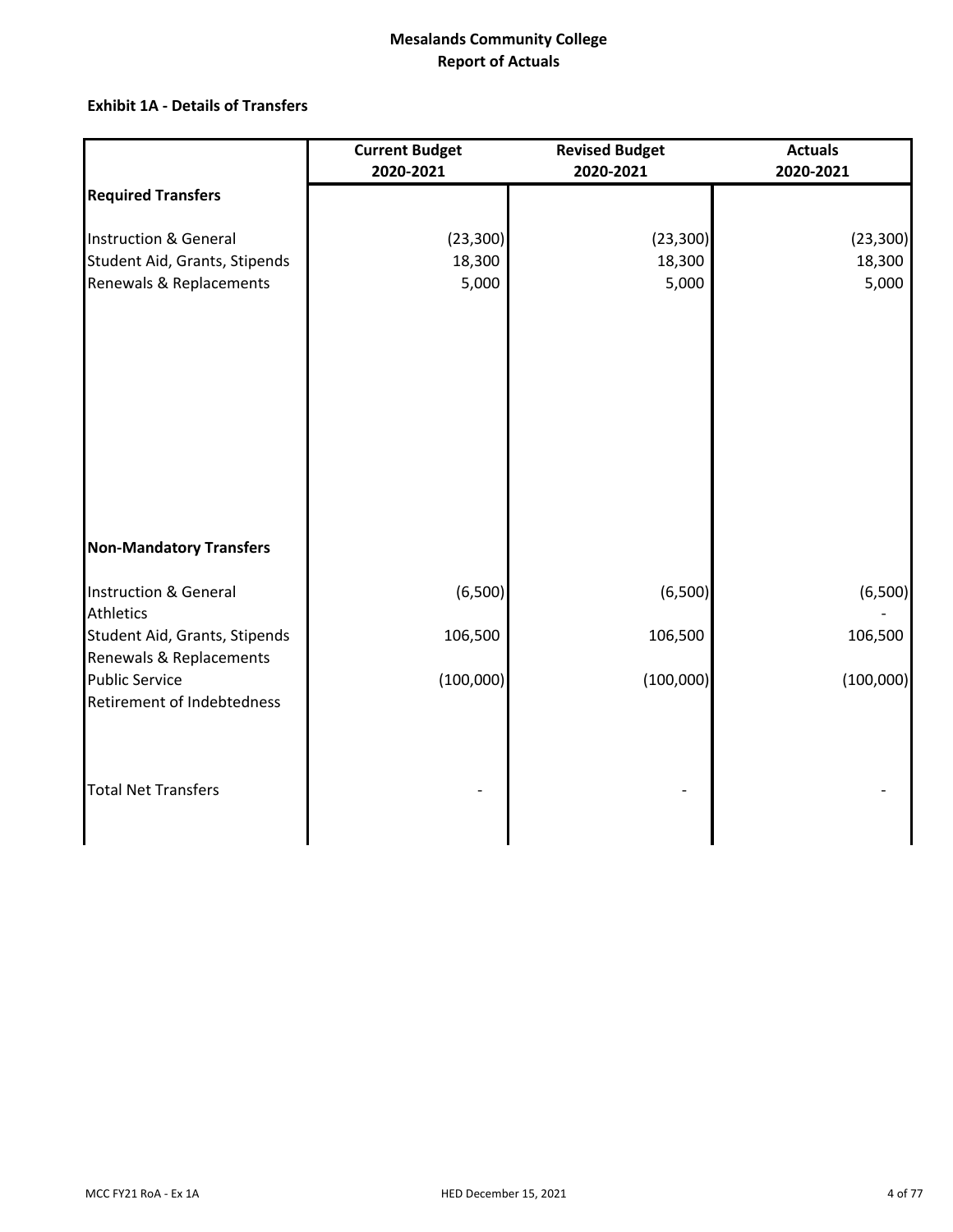# Mesalands Community College
## Report of Actuals

### Exhibit 1A - Details of Transfers

| | Current Budget 2020-2021 | Revised Budget 2020-2021 | Actuals 2020-2021 |
|---|---|---|---|
| **Required Transfers** | | | |
| Instruction & General | (23,300) | (23,300) | (23,300) |
| Student Aid, Grants, Stipends | 18,300 | 18,300 | 18,300 |
| Renewals & Replacements | 5,000 | 5,000 | 5,000 |
| **Non-Mandatory Transfers** | | | |
| Instruction & General | (6,500) | (6,500) | (6,500) |
| Athletics | | | - |
| Student Aid, Grants, Stipends | 106,500 | 106,500 | 106,500 |
| Renewals & Replacements | | | |
| Public Service | (100,000) | (100,000) | (100,000) |
| Retirement of Indebtedness | | | |
| Total Net Transfers | - | - | - |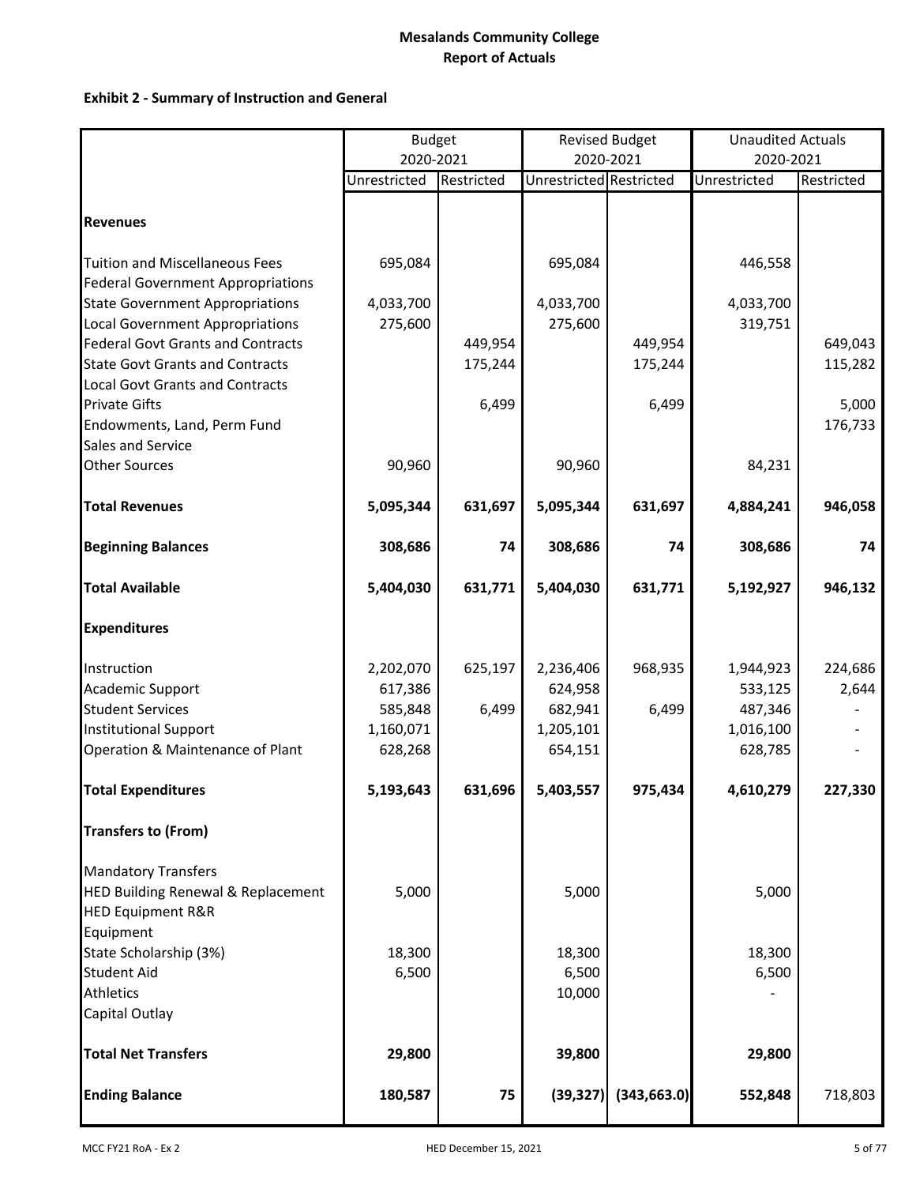# Mesalands Community College
## Report of Actuals

### Exhibit 2 - Summary of Instruction and General

| | Budget 2020-2021 | | Revised Budget 2020-2021 | | Unaudited Actuals 2020-2021 | |
|---|---|---|---|---|---|---|
| | Unrestricted | Restricted | Unrestricted | Restricted | Unrestricted | Restricted |
| **Revenues** | | | | | | |
| Tuition and Miscellaneous Fees | 695,084 | | 695,084 | | 446,558 | |
| Federal Government Appropriations | | | | | | |
| State Government Appropriations | 4,033,700 | | 4,033,700 | | 4,033,700 | |
| Local Government Appropriations | 275,600 | | 275,600 | | 319,751 | |
| Federal Govt Grants and Contracts | | 449,954 | | 449,954 | | 649,043 |
| State Govt Grants and Contracts | | 175,244 | | 175,244 | | 115,282 |
| Local Govt Grants and Contracts | | | | | | |
| Private Gifts | | 6,499 | | 6,499 | | 5,000 |
| Endowments, Land, Perm Fund | | | | | | 176,733 |
| Sales and Service | | | | | | |
| Other Sources | 90,960 | | 90,960 | | 84,231 | |
| **Total Revenues** | **5,095,344** | **631,697** | **5,095,344** | **631,697** | **4,884,241** | **946,058** |
| **Beginning Balances** | **308,686** | **74** | **308,686** | **74** | **308,686** | **74** |
| **Total Available** | **5,404,030** | **631,771** | **5,404,030** | **631,771** | **5,192,927** | **946,132** |
| **Expenditures** | | | | | | |
| Instruction | 2,202,070 | 625,197 | 2,236,406 | 968,935 | 1,944,923 | 224,686 |
| Academic Support | 617,386 | | 624,958 | | 533,125 | 2,644 |
| Student Services | 585,848 | 6,499 | 682,941 | 6,499 | 487,346 | - |
| Institutional Support | 1,160,071 | | 1,205,101 | | 1,016,100 | - |
| Operation & Maintenance of Plant | 628,268 | | 654,151 | | 628,785 | - |
| **Total Expenditures** | **5,193,643** | **631,696** | **5,403,557** | **975,434** | **4,610,279** | **227,330** |
| **Transfers to (From)** | | | | | | |
| Mandatory Transfers | | | | | | |
| HED Building Renewal & Replacement | 5,000 | | 5,000 | | 5,000 | |
| HED Equipment R&R | | | | | | |
| Equipment | | | | | | |
| State Scholarship (3%) | 18,300 | | 18,300 | | 18,300 | |
| Student Aid | 6,500 | | 6,500 | | 6,500 | |
| Athletics | | | 10,000 | | - | |
| Capital Outlay | | | | | | |
| **Total Net Transfers** | **29,800** | | **39,800** | | **29,800** | |
| **Ending Balance** | **180,587** | **75** | **(39,327)** | **(343,663.0)** | **552,848** | 718,803 |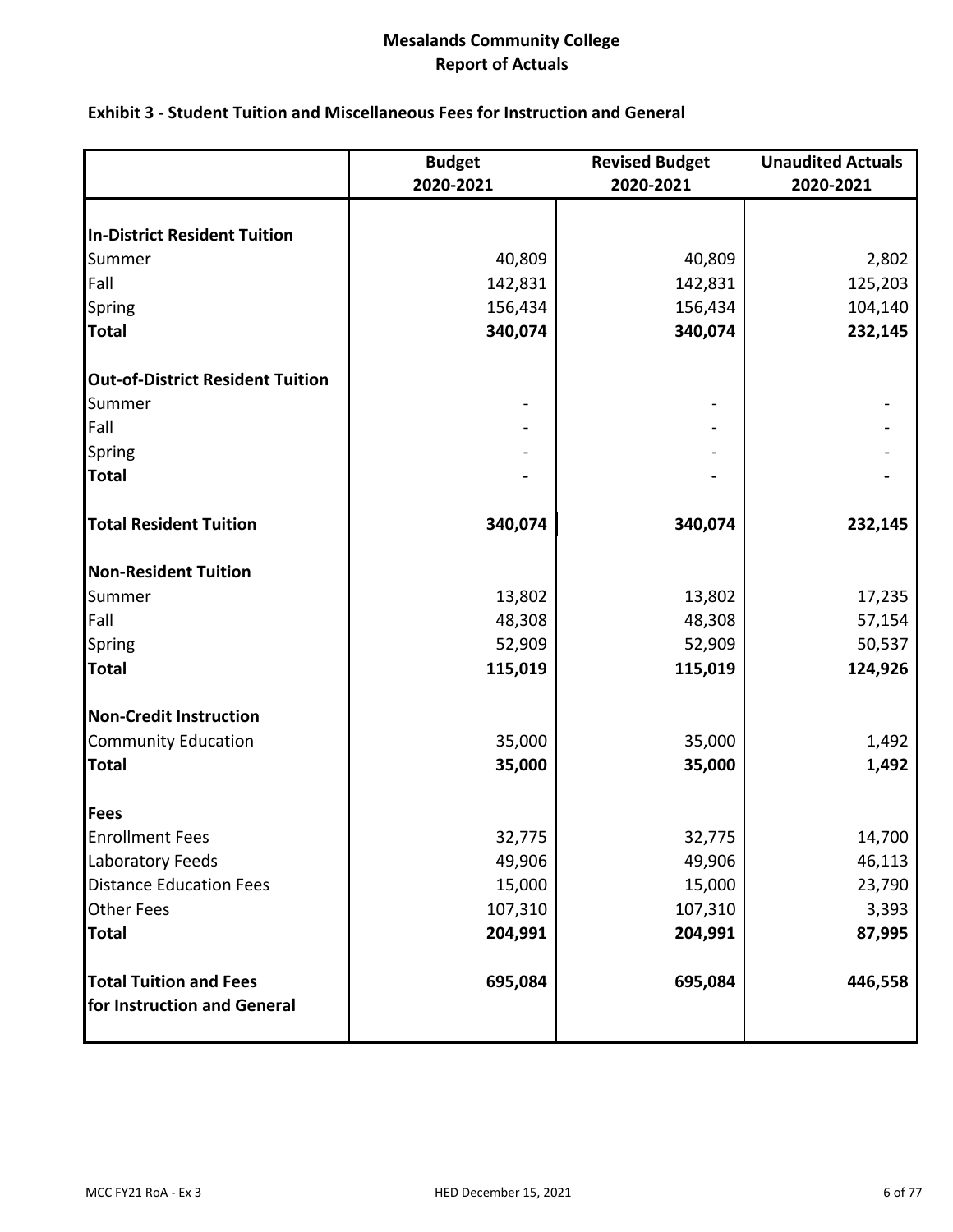# Mesalands Community College
## Report of Actuals

### Exhibit 3 - Student Tuition and Miscellaneous Fees for Instruction and General

| | Budget 2020-2021 | Revised Budget 2020-2021 | Unaudited Actuals 2020-2021 |
|---|---|---|---|
| **In-District Resident Tuition** | | | |
| Summer | 40,809 | 40,809 | 2,802 |
| Fall | 142,831 | 142,831 | 125,203 |
| Spring | 156,434 | 156,434 | 104,140 |
| **Total** | **340,074** | **340,074** | **232,145** |
| **Out-of-District Resident Tuition** | | | |
| Summer | - | - | - |
| Fall | - | - | - |
| Spring | - | - | - |
| **Total** | **-** | **-** | **-** |
| **Total Resident Tuition** | **340,074** | **340,074** | **232,145** |
| **Non-Resident Tuition** | | | |
| Summer | 13,802 | 13,802 | 17,235 |
| Fall | 48,308 | 48,308 | 57,154 |
| Spring | 52,909 | 52,909 | 50,537 |
| **Total** | **115,019** | **115,019** | **124,926** |
| **Non-Credit Instruction** | | | |
| Community Education | 35,000 | 35,000 | 1,492 |
| **Total** | **35,000** | **35,000** | **1,492** |
| **Fees** | | | |
| Enrollment Fees | 32,775 | 32,775 | 14,700 |
| Laboratory Feeds | 49,906 | 49,906 | 46,113 |
| Distance Education Fees | 15,000 | 15,000 | 23,790 |
| Other Fees | 107,310 | 107,310 | 3,393 |
| **Total** | **204,991** | **204,991** | **87,995** |
| **Total Tuition and Fees for Instruction and General** | **695,084** | **695,084** | **446,558** |

MCC FY21 RoA - Ex 3 HED December 15, 2021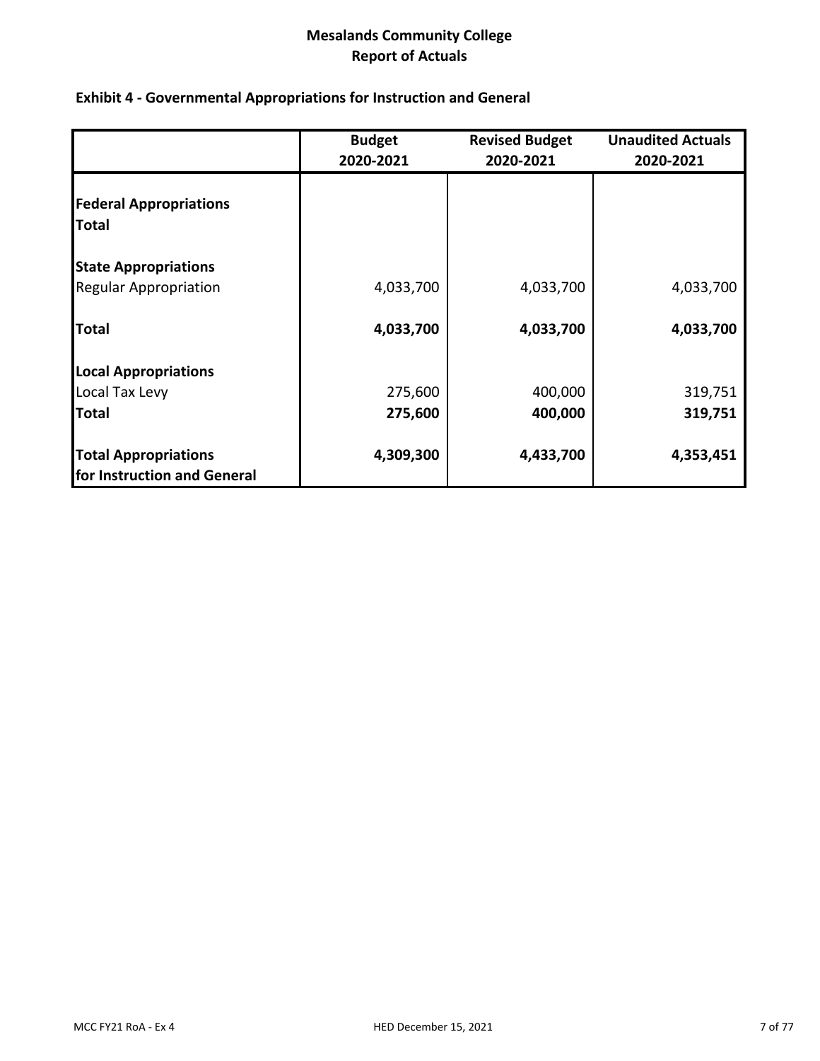# Mesalands Community College
# Report of Actuals

## Exhibit 4 - Governmental Appropriations for Instruction and General

| | Budget 2020-2021 | Revised Budget 2020-2021 | Unaudited Actuals 2020-2021 |
|---|---|---|---|
| **Federal Appropriations** | | | |
| **Total** | | | |
| **State Appropriations** | | | |
| Regular Appropriation | 4,033,700 | 4,033,700 | 4,033,700 |
| **Total** | **4,033,700** | **4,033,700** | **4,033,700** |
| **Local Appropriations** | | | |
| Local Tax Levy | 275,600 | 400,000 | 319,751 |
| **Total** | **275,600** | **400,000** | **319,751** |
| **Total Appropriations for Instruction and General** | **4,309,300** | **4,433,700** | **4,353,451** |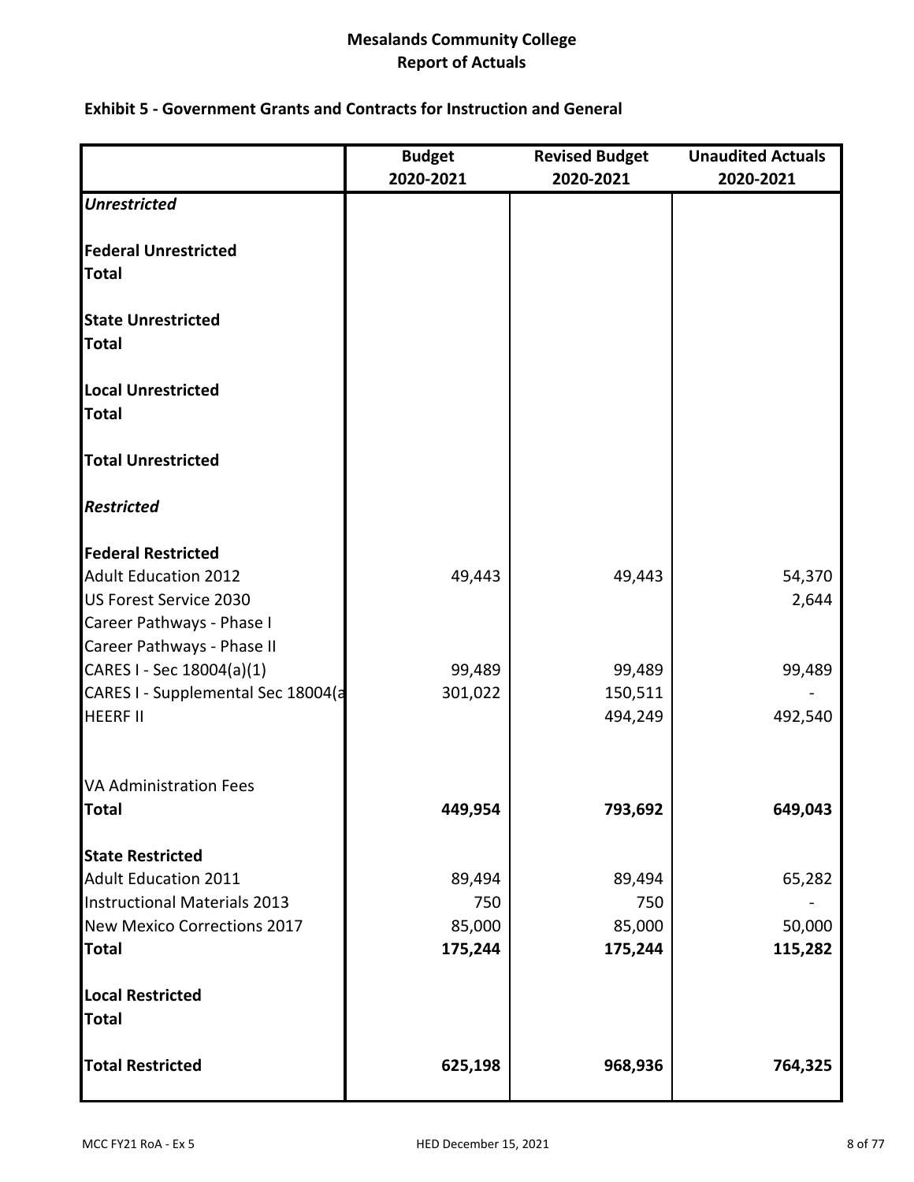# Mesalands Community College
## Report of Actuals

### Exhibit 5 - Government Grants and Contracts for Instruction and General

| | Budget 2020-2021 | Revised Budget 2020-2021 | Unaudited Actuals 2020-2021 |
|---|---|---|---|
| ***Unrestricted*** | | | |
| **Federal Unrestricted** | | | |
| **Total** | | | |
| **State Unrestricted** | | | |
| **Total** | | | |
| **Local Unrestricted** | | | |
| **Total** | | | |
| **Total Unrestricted** | | | |
| ***Restricted*** | | | |
| **Federal Restricted** | | | |
| Adult Education 2012 | 49,443 | 49,443 | 54,370 |
| US Forest Service 2030 | | | 2,644 |
| Career Pathways - Phase I | | | |
| Career Pathways - Phase II | | | |
| CARES I - Sec 18004(a)(1) | 99,489 | 99,489 | 99,489 |
| CARES I - Supplemental Sec 18004(a | 301,022 | 150,511 | - |
| HEERF II | | 494,249 | 492,540 |
| VA Administration Fees | | | |
| **Total** | **449,954** | **793,692** | **649,043** |
| **State Restricted** | | | |
| Adult Education 2011 | 89,494 | 89,494 | 65,282 |
| Instructional Materials 2013 | 750 | 750 | - |
| New Mexico Corrections 2017 | 85,000 | 85,000 | 50,000 |
| **Total** | **175,244** | **175,244** | **115,282** |
| **Local Restricted** | | | |
| **Total** | | | |
| **Total Restricted** | **625,198** | **968,936** | **764,325** |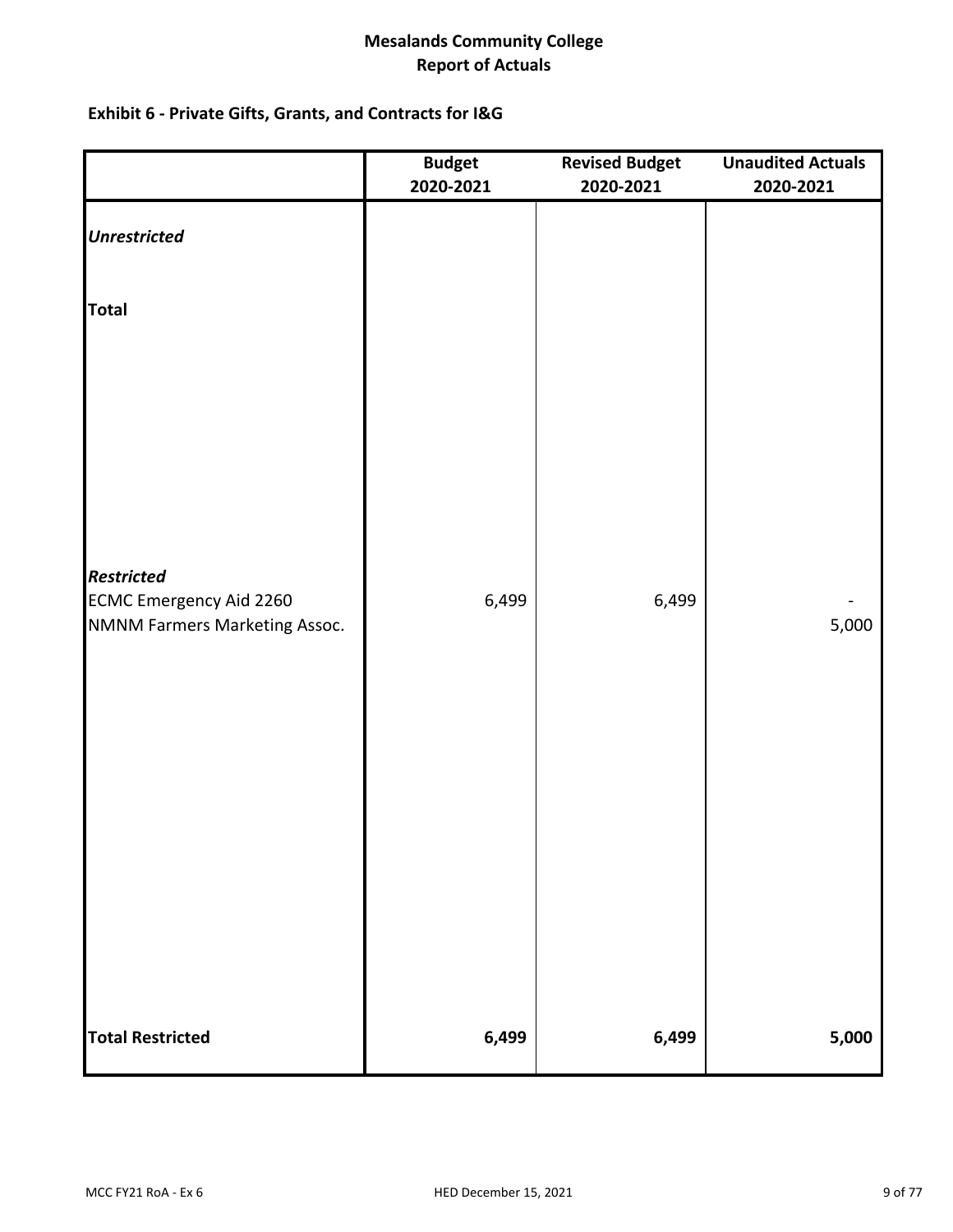# Mesalands Community College
## Report of Actuals

### Exhibit 6 - Private Gifts, Grants, and Contracts for I&G

| | Budget 2020-2021 | Revised Budget 2020-2021 | Unaudited Actuals 2020-2021 |
|---|---|---|---|
| ***Unrestricted*** | | | |
| **Total** | | | |
| ***Restricted*** | | | |
| ECMC Emergency Aid 2260 | 6,499 | 6,499 | - |
| NMNM Farmers Marketing Assoc. | | | 5,000 |
| **Total Restricted** | **6,499** | **6,499** | **5,000** |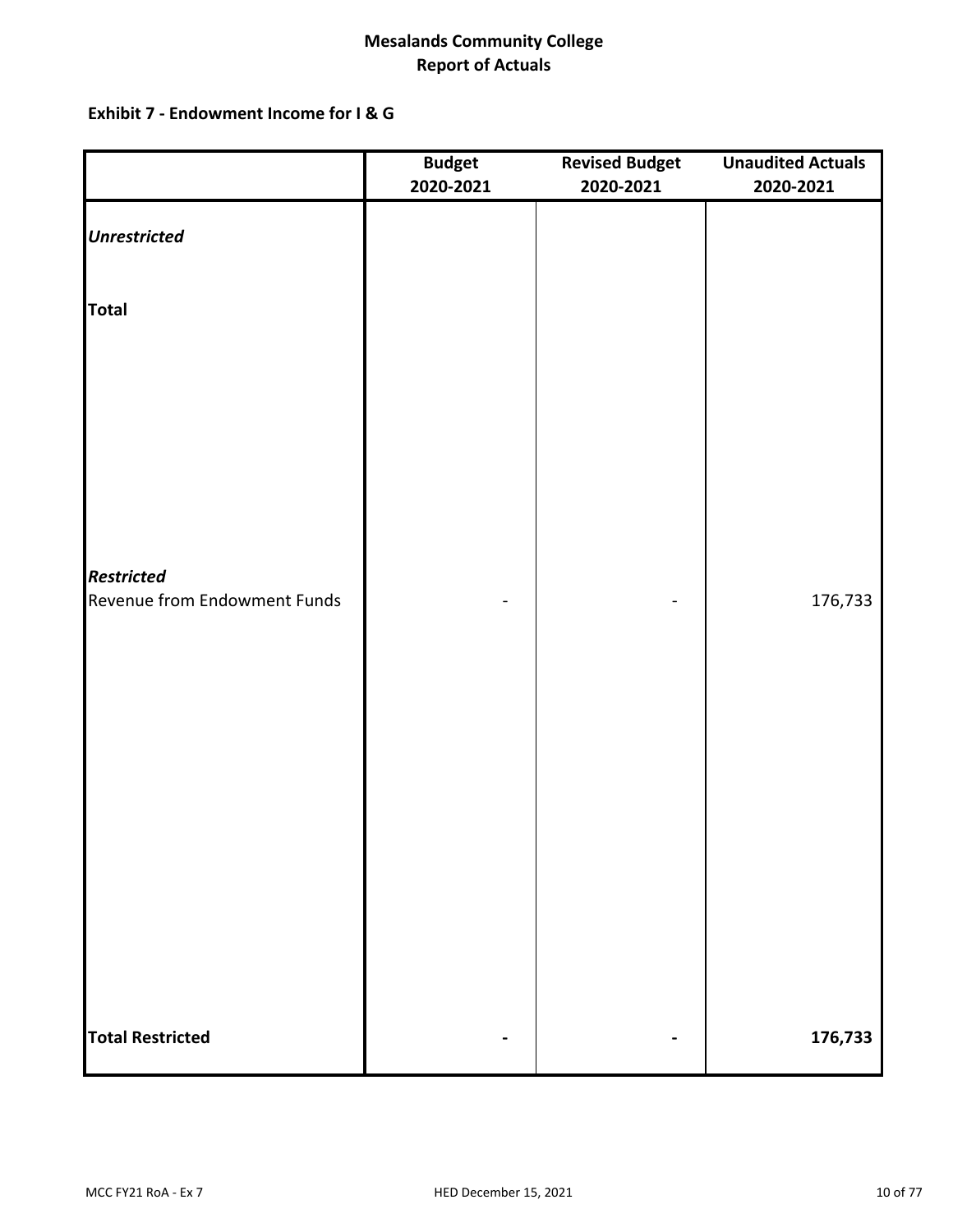# Mesalands Community College
## Report of Actuals

### Exhibit 7 - Endowment Income for I & G

| | Budget 2020-2021 | Revised Budget 2020-2021 | Unaudited Actuals 2020-2021 |
|---|---|---|---|
| ***Unrestricted*** | | | |
| **Total** | | | |
| ***Restricted*** | | | |
| Revenue from Endowment Funds | - | - | 176,733 |
| **Total Restricted** | **-** | **-** | **176,733** |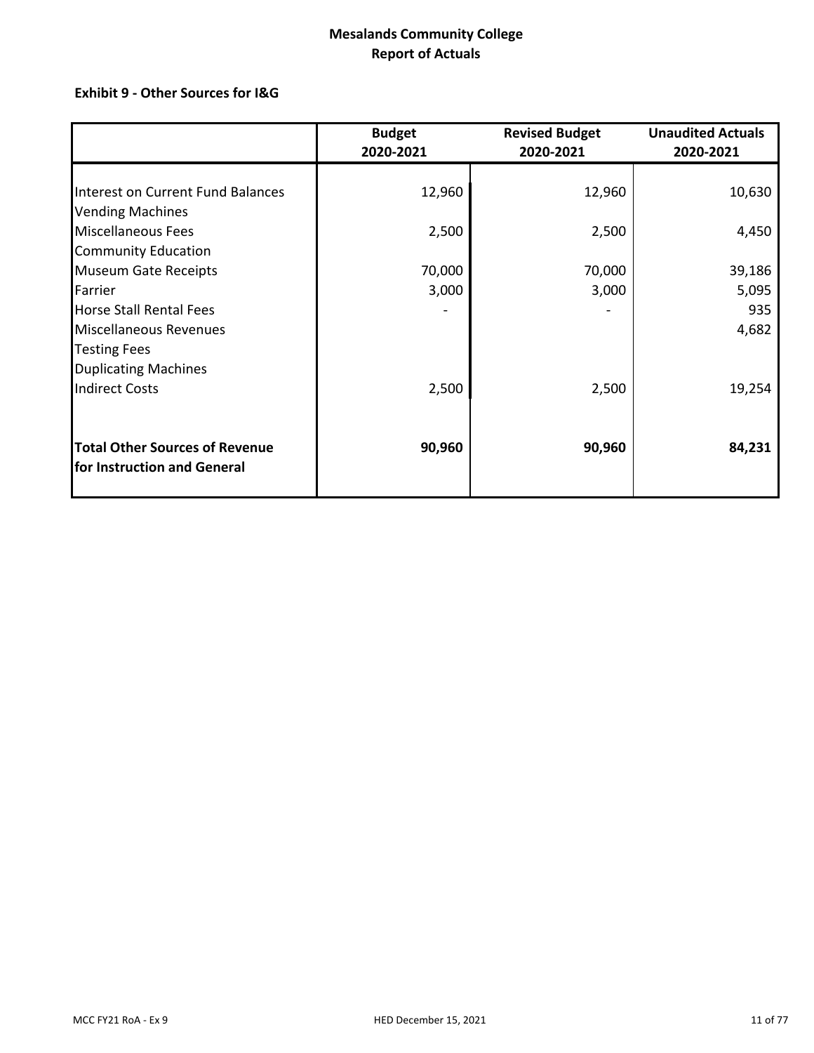# Mesalands Community College
## Report of Actuals

### Exhibit 9 - Other Sources for I&G

| | Budget 2020-2021 | Revised Budget 2020-2021 | Unaudited Actuals 2020-2021 |
|---|---|---|---|
| Interest on Current Fund Balances | 12,960 | 12,960 | 10,630 |
| Vending Machines | | | |
| Miscellaneous Fees | 2,500 | 2,500 | 4,450 |
| Community Education | | | |
| Museum Gate Receipts | 70,000 | 70,000 | 39,186 |
| Farrier | 3,000 | 3,000 | 5,095 |
| Horse Stall Rental Fees | - | - | 935 |
| Miscellaneous Revenues | | | 4,682 |
| Testing Fees | | | |
| Duplicating Machines | | | |
| Indirect Costs | 2,500 | 2,500 | 19,254 |
| **Total Other Sources of Revenue for Instruction and General** | **90,960** | **90,960** | **84,231** |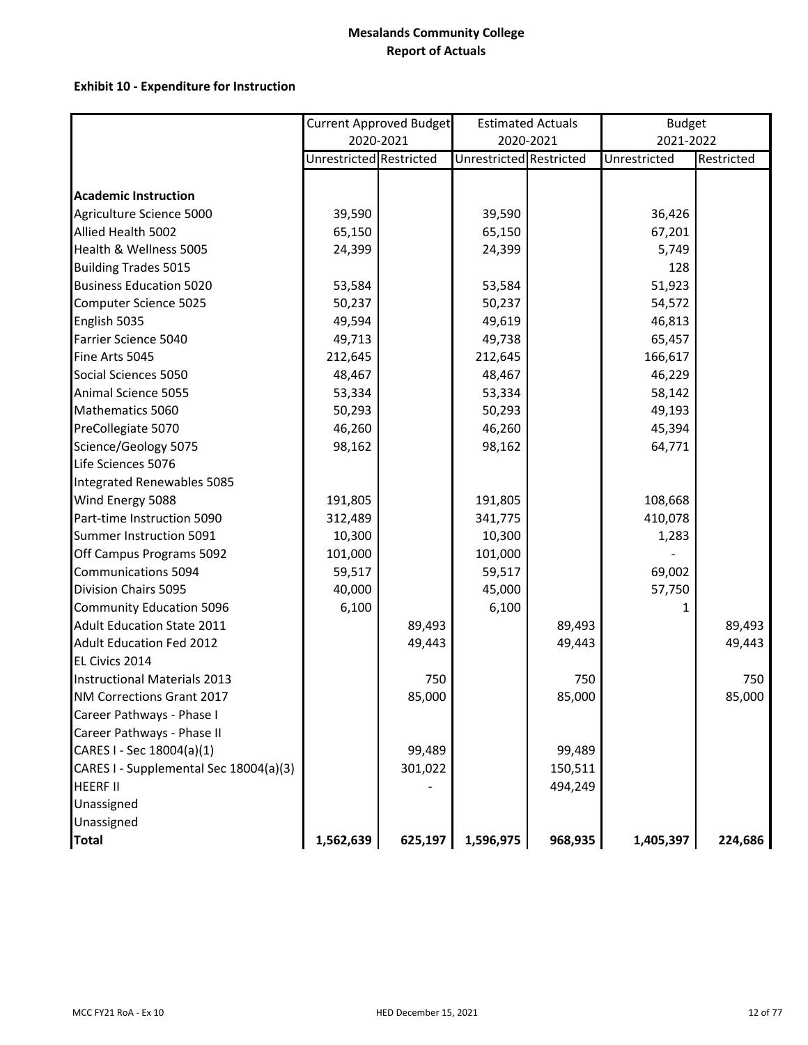# Mesalands Community College
## Report of Actuals

### Exhibit 10 - Expenditure for Instruction

| | Current Approved Budget 2020-2021 | | Estimated Actuals 2020-2021 | | Budget 2021-2022 | |
|---|---|---|---|---|---|---|
| | Unrestricted | Restricted | Unrestricted | Restricted | Unrestricted | Restricted |
| **Academic Instruction** | | | | | | |
| Agriculture Science 5000 | 39,590 | | 39,590 | | 36,426 | |
| Allied Health 5002 | 65,150 | | 65,150 | | 67,201 | |
| Health & Wellness 5005 | 24,399 | | 24,399 | | 5,749 | |
| Building Trades 5015 | | | | | 128 | |
| Business Education 5020 | 53,584 | | 53,584 | | 51,923 | |
| Computer Science 5025 | 50,237 | | 50,237 | | 54,572 | |
| English 5035 | 49,594 | | 49,619 | | 46,813 | |
| Farrier Science 5040 | 49,713 | | 49,738 | | 65,457 | |
| Fine Arts 5045 | 212,645 | | 212,645 | | 166,617 | |
| Social Sciences 5050 | 48,467 | | 48,467 | | 46,229 | |
| Animal Science 5055 | 53,334 | | 53,334 | | 58,142 | |
| Mathematics 5060 | 50,293 | | 50,293 | | 49,193 | |
| PreCollegiate 5070 | 46,260 | | 46,260 | | 45,394 | |
| Science/Geology 5075 | 98,162 | | 98,162 | | 64,771 | |
| Life Sciences 5076 | | | | | | |
| Integrated Renewables 5085 | | | | | | |
| Wind Energy 5088 | 191,805 | | 191,805 | | 108,668 | |
| Part-time Instruction 5090 | 312,489 | | 341,775 | | 410,078 | |
| Summer Instruction 5091 | 10,300 | | 10,300 | | 1,283 | |
| Off Campus Programs 5092 | 101,000 | | 101,000 | | - | |
| Communications 5094 | 59,517 | | 59,517 | | 69,002 | |
| Division Chairs 5095 | 40,000 | | 45,000 | | 57,750 | |
| Community Education 5096 | 6,100 | | 6,100 | | 1 | |
| Adult Education State 2011 | | 89,493 | | 89,493 | | 89,493 |
| Adult Education Fed 2012 | | 49,443 | | 49,443 | | 49,443 |
| EL Civics 2014 | | | | | | |
| Instructional Materials 2013 | | 750 | | 750 | | 750 |
| NM Corrections Grant 2017 | | 85,000 | | 85,000 | | 85,000 |
| Career Pathways - Phase I | | | | | | |
| Career Pathways - Phase II | | | | | | |
| CARES I - Sec 18004(a)(1) | | 99,489 | | 99,489 | | |
| CARES I - Supplemental Sec 18004(a)(3) | | 301,022 | | 150,511 | | |
| HEERF II | | - | | 494,249 | | |
| Unassigned | | | | | | |
| Unassigned | | | | | | |
| **Total** | **1,562,639** | **625,197** | **1,596,975** | **968,935** | **1,405,397** | **224,686** |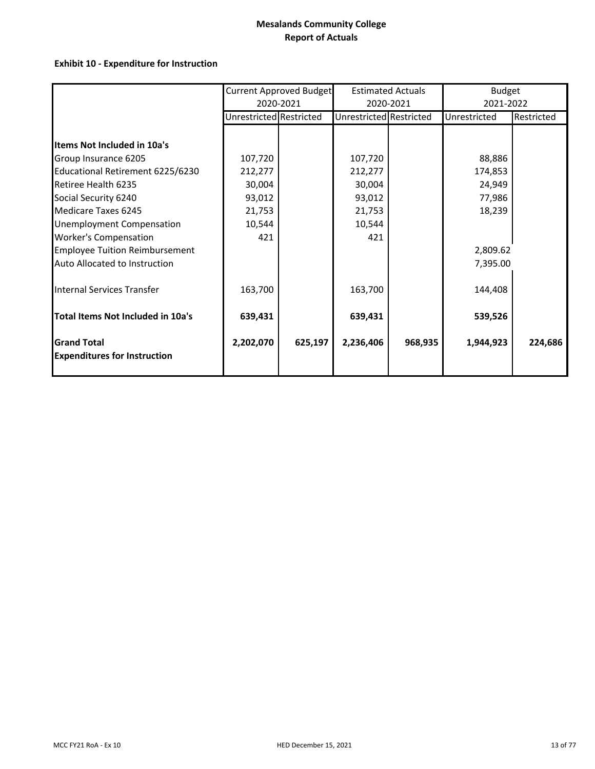**Mesalands Community College**
**Report of Actuals**

**Exhibit 10 - Expenditure for Instruction**

| | Current Approved Budget 2020-2021 | | Estimated Actuals 2020-2021 | | Budget 2021-2022 | |
|---|---|---|---|---|---|---|
| | Unrestricted | Restricted | Unrestricted | Restricted | Unrestricted | Restricted |
| **Items Not Included in 10a's** | | | | | | |
| Group Insurance 6205 | 107,720 | | 107,720 | | 88,886 | |
| Educational Retirement 6225/6230 | 212,277 | | 212,277 | | 174,853 | |
| Retiree Health 6235 | 30,004 | | 30,004 | | 24,949 | |
| Social Security 6240 | 93,012 | | 93,012 | | 77,986 | |
| Medicare Taxes 6245 | 21,753 | | 21,753 | | 18,239 | |
| Unemployment Compensation | 10,544 | | 10,544 | | | |
| Worker's Compensation | 421 | | 421 | | | |
| Employee Tuition Reimbursement | | | | | 2,809.62 | |
| Auto Allocated to Instruction | | | | | 7,395.00 | |
| Internal Services Transfer | 163,700 | | 163,700 | | 144,408 | |
| **Total Items Not Included in 10a's** | **639,431** | | **639,431** | | **539,526** | |
| **Grand Total Expenditures for Instruction** | **2,202,070** | **625,197** | **2,236,406** | **968,935** | **1,944,923** | **224,686** |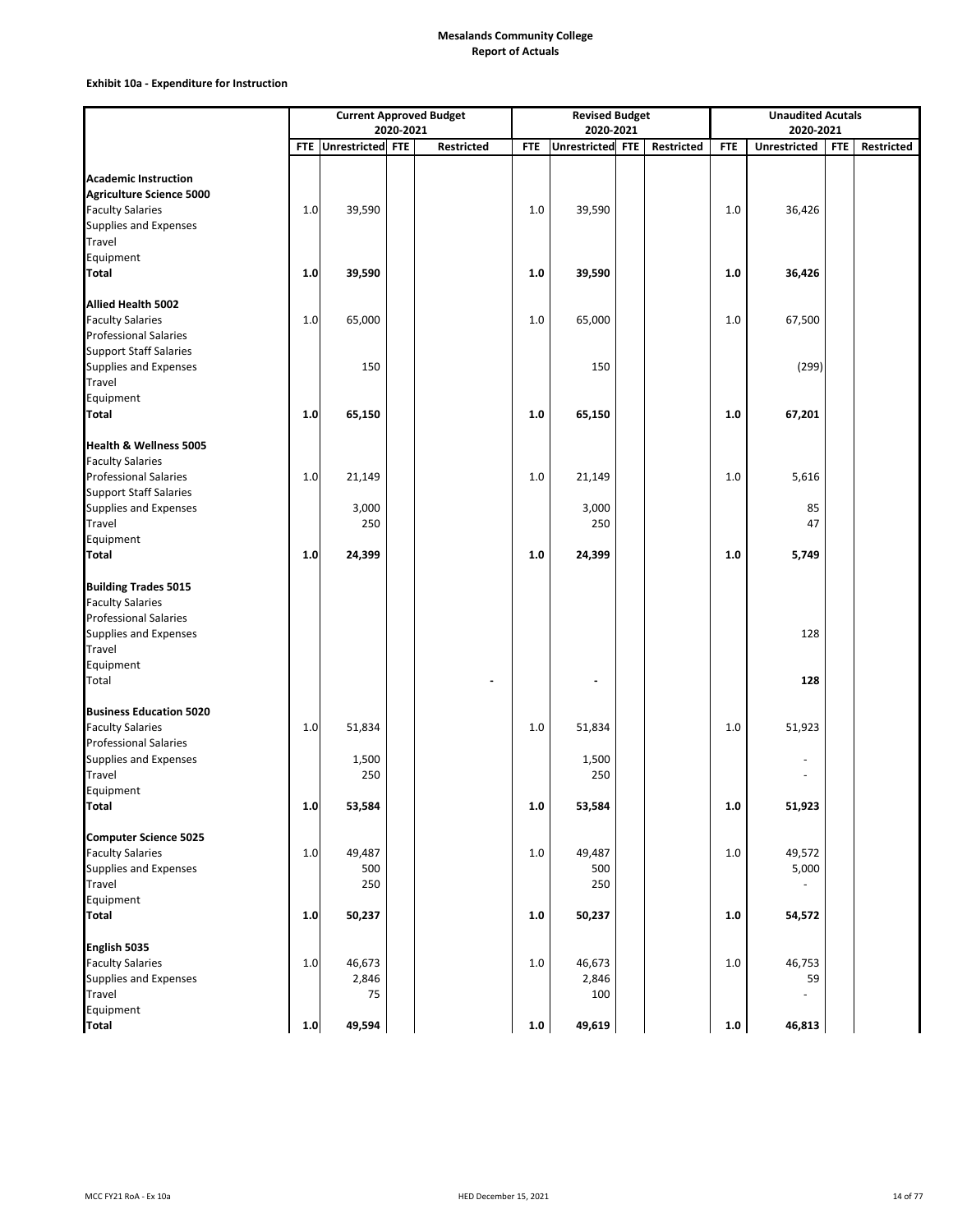**Mesalands Community College**
**Report of Actuals**

**Exhibit 10a - Expenditure for Instruction**

| | Current Approved Budget 2020-2021 | | | | Revised Budget 2020-2021 | | | | Unaudited Acutals 2020-2021 | | | |
|---|---|---|---|---|---|---|---|---|---|---|---|---|
| | FTE | Unrestricted | FTE | Restricted | FTE | Unrestricted | FTE | Restricted | FTE | Unrestricted | FTE | Restricted |
| **Academic Instruction** | | | | | | | | | | | | |
| **Agriculture Science 5000** | | | | | | | | | | | | |
| Faculty Salaries | 1.0 | 39,590 | | | 1.0 | 39,590 | | | 1.0 | 36,426 | | |
| Supplies and Expenses | | | | | | | | | | | | |
| Travel | | | | | | | | | | | | |
| Equipment | | | | | | | | | | | | |
| **Total** | **1.0** | **39,590** | | | **1.0** | **39,590** | | | **1.0** | **36,426** | | |
| **Allied Health 5002** | | | | | | | | | | | | |
| Faculty Salaries | 1.0 | 65,000 | | | 1.0 | 65,000 | | | 1.0 | 67,500 | | |
| Professional Salaries | | | | | | | | | | | | |
| Support Staff Salaries | | | | | | | | | | | | |
| Supplies and Expenses | | 150 | | | | 150 | | | | (299) | | |
| Travel | | | | | | | | | | | | |
| Equipment | | | | | | | | | | | | |
| **Total** | **1.0** | **65,150** | | | **1.0** | **65,150** | | | **1.0** | **67,201** | | |
| **Health & Wellness 5005** | | | | | | | | | | | | |
| Faculty Salaries | | | | | | | | | | | | |
| Professional Salaries | 1.0 | 21,149 | | | 1.0 | 21,149 | | | 1.0 | 5,616 | | |
| Support Staff Salaries | | | | | | | | | | | | |
| Supplies and Expenses | | 3,000 | | | | 3,000 | | | | 85 | | |
| Travel | | 250 | | | | 250 | | | | 47 | | |
| Equipment | | | | | | | | | | | | |
| **Total** | **1.0** | **24,399** | | | **1.0** | **24,399** | | | **1.0** | **5,749** | | |
| **Building Trades 5015** | | | | | | | | | | | | |
| Faculty Salaries | | | | | | | | | | | | |
| Professional Salaries | | | | | | | | | | | | |
| Supplies and Expenses | | | | | | | | | | 128 | | |
| Travel | | | | | | | | | | | | |
| Equipment | | | | | | | | | | | | |
| Total | | | | - | | - | | | | **128** | | |
| **Business Education 5020** | | | | | | | | | | | | |
| Faculty Salaries | 1.0 | 51,834 | | | 1.0 | 51,834 | | | 1.0 | 51,923 | | |
| Professional Salaries | | | | | | | | | | | | |
| Supplies and Expenses | | 1,500 | | | | 1,500 | | | | - | | |
| Travel | | 250 | | | | 250 | | | | - | | |
| Equipment | | | | | | | | | | | | |
| **Total** | **1.0** | **53,584** | | | **1.0** | **53,584** | | | **1.0** | **51,923** | | |
| **Computer Science 5025** | | | | | | | | | | | | |
| Faculty Salaries | 1.0 | 49,487 | | | 1.0 | 49,487 | | | 1.0 | 49,572 | | |
| Supplies and Expenses | | 500 | | | | 500 | | | | 5,000 | | |
| Travel | | 250 | | | | 250 | | | | - | | |
| Equipment | | | | | | | | | | | | |
| **Total** | **1.0** | **50,237** | | | **1.0** | **50,237** | | | **1.0** | **54,572** | | |
| **English 5035** | | | | | | | | | | | | |
| Faculty Salaries | 1.0 | 46,673 | | | 1.0 | 46,673 | | | 1.0 | 46,753 | | |
| Supplies and Expenses | | 2,846 | | | | 2,846 | | | | 59 | | |
| Travel | | 75 | | | | 100 | | | | - | | |
| Equipment | | | | | | | | | | | | |
| **Total** | **1.0** | **49,594** | | | **1.0** | **49,619** | | | **1.0** | **46,813** | | |

MCC FY21 RoA - Ex 10a HED December 15, 2021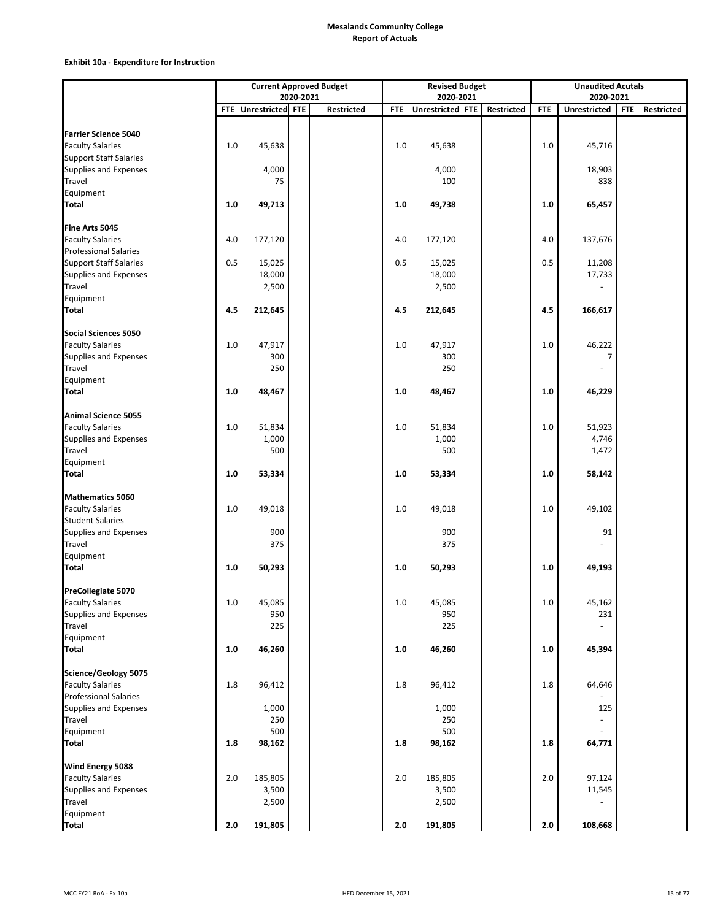**Mesalands Community College**
**Report of Actuals**

**Exhibit 10a - Expenditure for Instruction**

| | Current Approved Budget 2020-2021 | | | | Revised Budget 2020-2021 | | | | Unaudited Acutals 2020-2021 | | | |
|---|---|---|---|---|---|---|---|---|---|---|---|---|
| | FTE | Unrestricted | FTE | Restricted | FTE | Unrestricted | FTE | Restricted | FTE | Unrestricted | FTE | Restricted |
| **Farrier Science 5040** | | | | | | | | | | | | |
| Faculty Salaries | 1.0 | 45,638 | | | 1.0 | 45,638 | | | 1.0 | 45,716 | | |
| Support Staff Salaries | | | | | | | | | | | | |
| Supplies and Expenses | | 4,000 | | | | 4,000 | | | | 18,903 | | |
| Travel | | 75 | | | | 100 | | | | 838 | | |
| Equipment | | | | | | | | | | | | |
| **Total** | **1.0** | **49,713** | | | **1.0** | **49,738** | | | **1.0** | **65,457** | | |
| **Fine Arts 5045** | | | | | | | | | | | | |
| Faculty Salaries | 4.0 | 177,120 | | | 4.0 | 177,120 | | | 4.0 | 137,676 | | |
| Professional Salaries | | | | | | | | | | | | |
| Support Staff Salaries | 0.5 | 15,025 | | | 0.5 | 15,025 | | | 0.5 | 11,208 | | |
| Supplies and Expenses | | 18,000 | | | | 18,000 | | | | 17,733 | | |
| Travel | | 2,500 | | | | 2,500 | | | | - | | |
| Equipment | | | | | | | | | | | | |
| **Total** | **4.5** | **212,645** | | | **4.5** | **212,645** | | | **4.5** | **166,617** | | |
| **Social Sciences 5050** | | | | | | | | | | | | |
| Faculty Salaries | 1.0 | 47,917 | | | 1.0 | 47,917 | | | 1.0 | 46,222 | | |
| Supplies and Expenses | | 300 | | | | 300 | | | | 7 | | |
| Travel | | 250 | | | | 250 | | | | - | | |
| Equipment | | | | | | | | | | | | |
| **Total** | **1.0** | **48,467** | | | **1.0** | **48,467** | | | **1.0** | **46,229** | | |
| **Animal Science 5055** | | | | | | | | | | | | |
| Faculty Salaries | 1.0 | 51,834 | | | 1.0 | 51,834 | | | 1.0 | 51,923 | | |
| Supplies and Expenses | | 1,000 | | | | 1,000 | | | | 4,746 | | |
| Travel | | 500 | | | | 500 | | | | 1,472 | | |
| Equipment | | | | | | | | | | | | |
| **Total** | **1.0** | **53,334** | | | **1.0** | **53,334** | | | **1.0** | **58,142** | | |
| **Mathematics 5060** | | | | | | | | | | | | |
| Faculty Salaries | 1.0 | 49,018 | | | 1.0 | 49,018 | | | 1.0 | 49,102 | | |
| Student Salaries | | | | | | | | | | | | |
| Supplies and Expenses | | 900 | | | | 900 | | | | 91 | | |
| Travel | | 375 | | | | 375 | | | | - | | |
| Equipment | | | | | | | | | | | | |
| **Total** | **1.0** | **50,293** | | | **1.0** | **50,293** | | | **1.0** | **49,193** | | |
| **PreCollegiate 5070** | | | | | | | | | | | | |
| Faculty Salaries | 1.0 | 45,085 | | | 1.0 | 45,085 | | | 1.0 | 45,162 | | |
| Supplies and Expenses | | 950 | | | | 950 | | | | 231 | | |
| Travel | | 225 | | | | 225 | | | | - | | |
| Equipment | | | | | | | | | | | | |
| **Total** | **1.0** | **46,260** | | | **1.0** | **46,260** | | | **1.0** | **45,394** | | |
| **Science/Geology 5075** | | | | | | | | | | | | |
| Faculty Salaries | 1.8 | 96,412 | | | 1.8 | 96,412 | | | 1.8 | 64,646 | | |
| Professional Salaries | | | | | | | | | | - | | |
| Supplies and Expenses | | 1,000 | | | | 1,000 | | | | 125 | | |
| Travel | | 250 | | | | 250 | | | | - | | |
| Equipment | | 500 | | | | 500 | | | | - | | |
| **Total** | **1.8** | **98,162** | | | **1.8** | **98,162** | | | **1.8** | **64,771** | | |
| **Wind Energy 5088** | | | | | | | | | | | | |
| Faculty Salaries | 2.0 | 185,805 | | | 2.0 | 185,805 | | | 2.0 | 97,124 | | |
| Supplies and Expenses | | 3,500 | | | | 3,500 | | | | 11,545 | | |
| Travel | | 2,500 | | | | 2,500 | | | | - | | |
| Equipment | | | | | | | | | | | | |
| **Total** | **2.0** | **191,805** | | | **2.0** | **191,805** | | | **2.0** | **108,668** | | |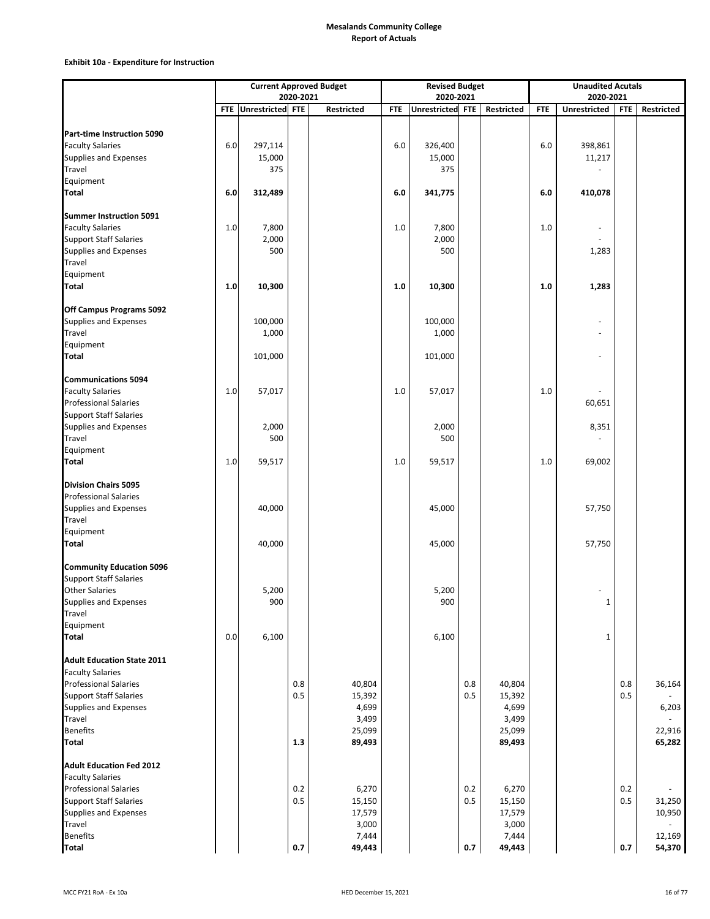**Mesalands Community College**
**Report of Actuals**

**Exhibit 10a - Expenditure for Instruction**

| | Current Approved Budget 2020-2021 | | | | Revised Budget 2020-2021 | | | | Unaudited Acutals 2020-2021 | | | |
|---|---|---|---|---|---|---|---|---|---|---|---|---|
| | FTE | Unrestricted | FTE | Restricted | FTE | Unrestricted | FTE | Restricted | FTE | Unrestricted | FTE | Restricted |
| **Part-time Instruction 5090** | | | | | | | | | | | | |
| Faculty Salaries | 6.0 | 297,114 | | | 6.0 | 326,400 | | | 6.0 | 398,861 | | |
| Supplies and Expenses | | 15,000 | | | | 15,000 | | | | 11,217 | | |
| Travel | | 375 | | | | 375 | | | | - | | |
| Equipment | | | | | | | | | | | | |
| **Total** | **6.0** | **312,489** | | | **6.0** | **341,775** | | | **6.0** | **410,078** | | |
| **Summer Instruction 5091** | | | | | | | | | | | | |
| Faculty Salaries | 1.0 | 7,800 | | | 1.0 | 7,800 | | | 1.0 | - | | |
| Support Staff Salaries | | 2,000 | | | | 2,000 | | | | - | | |
| Supplies and Expenses | | 500 | | | | 500 | | | | 1,283 | | |
| Travel | | | | | | | | | | | | |
| Equipment | | | | | | | | | | | | |
| **Total** | **1.0** | **10,300** | | | **1.0** | **10,300** | | | **1.0** | **1,283** | | |
| **Off Campus Programs 5092** | | | | | | | | | | | | |
| Supplies and Expenses | | 100,000 | | | | 100,000 | | | | - | | |
| Travel | | 1,000 | | | | 1,000 | | | | - | | |
| Equipment | | | | | | | | | | | | |
| **Total** | | 101,000 | | | | 101,000 | | | | - | | |
| **Communications 5094** | | | | | | | | | | | | |
| Faculty Salaries | 1.0 | 57,017 | | | 1.0 | 57,017 | | | 1.0 | - | | |
| Professional Salaries | | | | | | | | | | 60,651 | | |
| Support Staff Salaries | | | | | | | | | | | | |
| Supplies and Expenses | | 2,000 | | | | 2,000 | | | | 8,351 | | |
| Travel | | 500 | | | | 500 | | | | - | | |
| Equipment | | | | | | | | | | | | |
| **Total** | 1.0 | 59,517 | | | 1.0 | 59,517 | | | 1.0 | 69,002 | | |
| **Division Chairs 5095** | | | | | | | | | | | | |
| Professional Salaries | | | | | | | | | | | | |
| Supplies and Expenses | | 40,000 | | | | 45,000 | | | | 57,750 | | |
| Travel | | | | | | | | | | | | |
| Equipment | | | | | | | | | | | | |
| **Total** | | 40,000 | | | | 45,000 | | | | 57,750 | | |
| **Community Education 5096** | | | | | | | | | | | | |
| Support Staff Salaries | | | | | | | | | | | | |
| Other Salaries | | 5,200 | | | | 5,200 | | | | - | | |
| Supplies and Expenses | | 900 | | | | 900 | | | | 1 | | |
| Travel | | | | | | | | | | | | |
| Equipment | | | | | | | | | | | | |
| **Total** | 0.0 | 6,100 | | | | 6,100 | | | | 1 | | |
| **Adult Education State 2011** | | | | | | | | | | | | |
| Faculty Salaries | | | | | | | | | | | | |
| Professional Salaries | | | 0.8 | 40,804 | | | 0.8 | 40,804 | | | 0.8 | 36,164 |
| Support Staff Salaries | | | 0.5 | 15,392 | | | 0.5 | 15,392 | | | 0.5 | - |
| Supplies and Expenses | | | | 4,699 | | | | 4,699 | | | | 6,203 |
| Travel | | | | 3,499 | | | | 3,499 | | | | - |
| Benefits | | | | 25,099 | | | | 25,099 | | | | 22,916 |
| **Total** | | | **1.3** | **89,493** | | | | **89,493** | | | | **65,282** |
| **Adult Education Fed 2012** | | | | | | | | | | | | |
| Faculty Salaries | | | | | | | | | | | | |
| Professional Salaries | | | 0.2 | 6,270 | | | 0.2 | 6,270 | | | 0.2 | - |
| Support Staff Salaries | | | 0.5 | 15,150 | | | 0.5 | 15,150 | | | 0.5 | 31,250 |
| Supplies and Expenses | | | | 17,579 | | | | 17,579 | | | | 10,950 |
| Travel | | | | 3,000 | | | | 3,000 | | | | - |
| Benefits | | | | 7,444 | | | | 7,444 | | | | 12,169 |
| **Total** | | | **0.7** | **49,443** | | | **0.7** | **49,443** | | | **0.7** | **54,370** |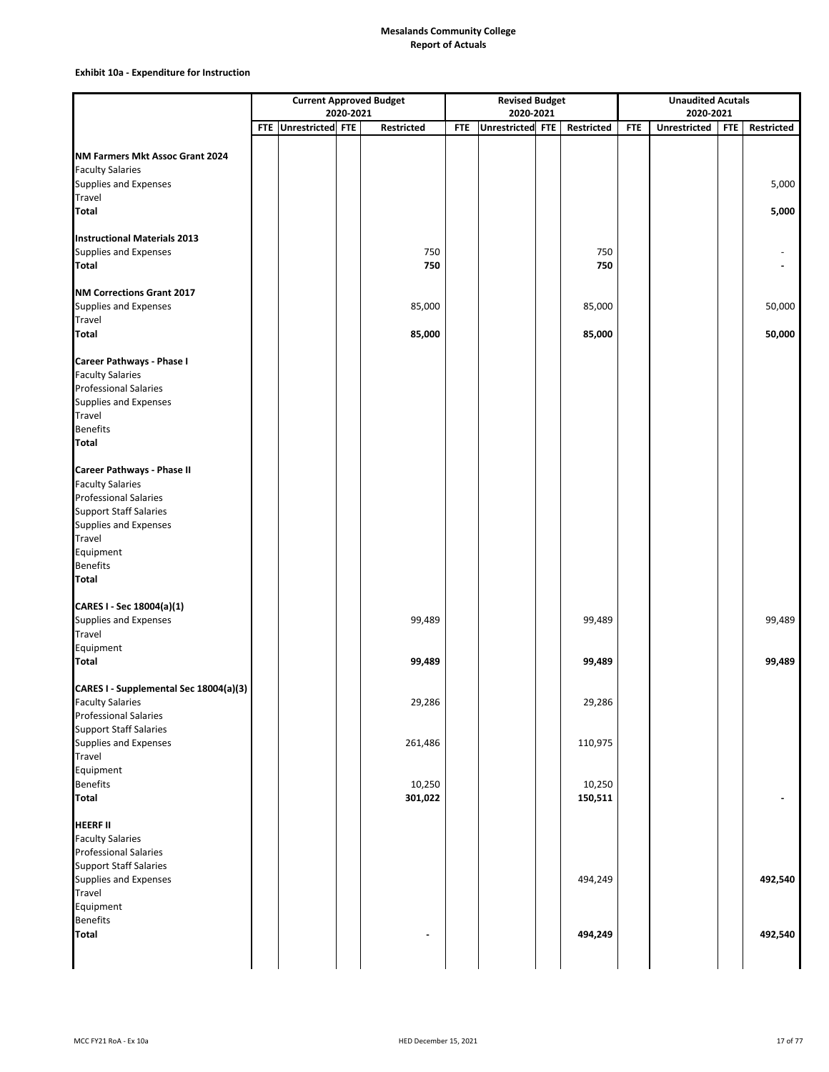# Mesalands Community College
## Report of Actuals

### Exhibit 10a - Expenditure for Instruction

| | Current Approved Budget 2020-2021 | | | | Revised Budget 2020-2021 | | | | Unaudited Acutals 2020-2021 | | | |
|---|---|---|---|---|---|---|---|---|---|---|---|---|
| | FTE | Unrestricted | FTE | Restricted | FTE | Unrestricted | FTE | Restricted | FTE | Unrestricted | FTE | Restricted |
| **NM Farmers Mkt Assoc Grant 2024** | | | | | | | | | | | | |
| Faculty Salaries | | | | | | | | | | | | |
| Supplies and Expenses | | | | | | | | | | | | 5,000 |
| Travel | | | | | | | | | | | | |
| **Total** | | | | | | | | | | | | **5,000** |
| **Instructional Materials 2013** | | | | | | | | | | | | |
| Supplies and Expenses | | | | 750 | | | | 750 | | | | - |
| **Total** | | | | **750** | | | | **750** | | | | **-** |
| **NM Corrections Grant 2017** | | | | | | | | | | | | |
| Supplies and Expenses | | | | 85,000 | | | | 85,000 | | | | 50,000 |
| Travel | | | | | | | | | | | | |
| **Total** | | | | **85,000** | | | | **85,000** | | | | **50,000** |
| **Career Pathways - Phase I** | | | | | | | | | | | | |
| Faculty Salaries | | | | | | | | | | | | |
| Professional Salaries | | | | | | | | | | | | |
| Supplies and Expenses | | | | | | | | | | | | |
| Travel | | | | | | | | | | | | |
| Benefits | | | | | | | | | | | | |
| **Total** | | | | | | | | | | | | |
| **Career Pathways - Phase II** | | | | | | | | | | | | |
| Faculty Salaries | | | | | | | | | | | | |
| Professional Salaries | | | | | | | | | | | | |
| Support Staff Salaries | | | | | | | | | | | | |
| Supplies and Expenses | | | | | | | | | | | | |
| Travel | | | | | | | | | | | | |
| Equipment | | | | | | | | | | | | |
| Benefits | | | | | | | | | | | | |
| **Total** | | | | | | | | | | | | |
| **CARES I - Sec 18004(a)(1)** | | | | | | | | | | | | |
| Supplies and Expenses | | | | 99,489 | | | | 99,489 | | | | 99,489 |
| Travel | | | | | | | | | | | | |
| Equipment | | | | | | | | | | | | |
| **Total** | | | | **99,489** | | | | **99,489** | | | | **99,489** |
| **CARES I - Supplemental Sec 18004(a)(3)** | | | | | | | | | | | | |
| Faculty Salaries | | | | 29,286 | | | | 29,286 | | | | |
| Professional Salaries | | | | | | | | | | | | |
| Support Staff Salaries | | | | | | | | | | | | |
| Supplies and Expenses | | | | 261,486 | | | | 110,975 | | | | |
| Travel | | | | | | | | | | | | |
| Equipment | | | | | | | | | | | | |
| Benefits | | | | 10,250 | | | | 10,250 | | | | |
| **Total** | | | | **301,022** | | | | **150,511** | | | | **-** |
| **HEERF II** | | | | | | | | | | | | |
| Faculty Salaries | | | | | | | | | | | | |
| Professional Salaries | | | | | | | | | | | | |
| Support Staff Salaries | | | | | | | | | | | | |
| Supplies and Expenses | | | | | | | | 494,249 | | | | **492,540** |
| Travel | | | | | | | | | | | | |
| Equipment | | | | | | | | | | | | |
| Benefits | | | | | | | | | | | | |
| **Total** | | | | **-** | | | | **494,249** | | | | **492,540** |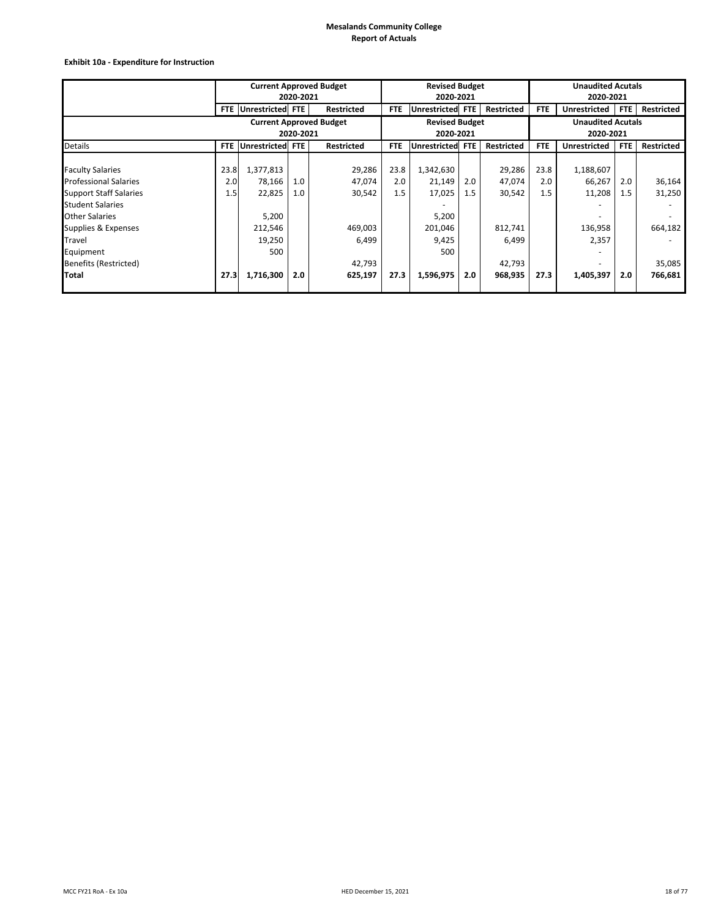**Mesalands Community College**
**Report of Actuals**

**Exhibit 10a - Expenditure for Instruction**

| | Current Approved Budget 2020-2021 | | | | Revised Budget 2020-2021 | | | | Unaudited Acutals 2020-2021 | | | |
|---|---|---|---|---|---|---|---|---|---|---|---|---|
| | FTE | Unrestricted | FTE | Restricted | FTE | Unrestricted | FTE | Restricted | FTE | Unrestricted | FTE | Restricted |
| | Current Approved Budget 2020-2021 | | | | Revised Budget 2020-2021 | | | | Unaudited Acutals 2020-2021 | | | |
| Details | FTE | Unrestricted | FTE | Restricted | FTE | Unrestricted | FTE | Restricted | FTE | Unrestricted | FTE | Restricted |
| Faculty Salaries | 23.8 | 1,377,813 | | 29,286 | 23.8 | 1,342,630 | | 29,286 | 23.8 | 1,188,607 | | |
| Professional Salaries | 2.0 | 78,166 | 1.0 | 47,074 | 2.0 | 21,149 | 2.0 | 47,074 | 2.0 | 66,267 | 2.0 | 36,164 |
| Support Staff Salaries | 1.5 | 22,825 | 1.0 | 30,542 | 1.5 | 17,025 | 1.5 | 30,542 | 1.5 | 11,208 | 1.5 | 31,250 |
| Student Salaries | | | | | | - | | | | - | | - |
| Other Salaries | | 5,200 | | | | 5,200 | | | | - | | - |
| Supplies & Expenses | | 212,546 | | 469,003 | | 201,046 | | 812,741 | | 136,958 | | 664,182 |
| Travel | | 19,250 | | 6,499 | | 9,425 | | 6,499 | | 2,357 | | - |
| Equipment | | 500 | | | | 500 | | | | - | | |
| Benefits (Restricted) | | | | 42,793 | | | | 42,793 | | - | | 35,085 |
| **Total** | **27.3** | **1,716,300** | **2.0** | **625,197** | **27.3** | **1,596,975** | **2.0** | **968,935** | **27.3** | **1,405,397** | **2.0** | **766,681** |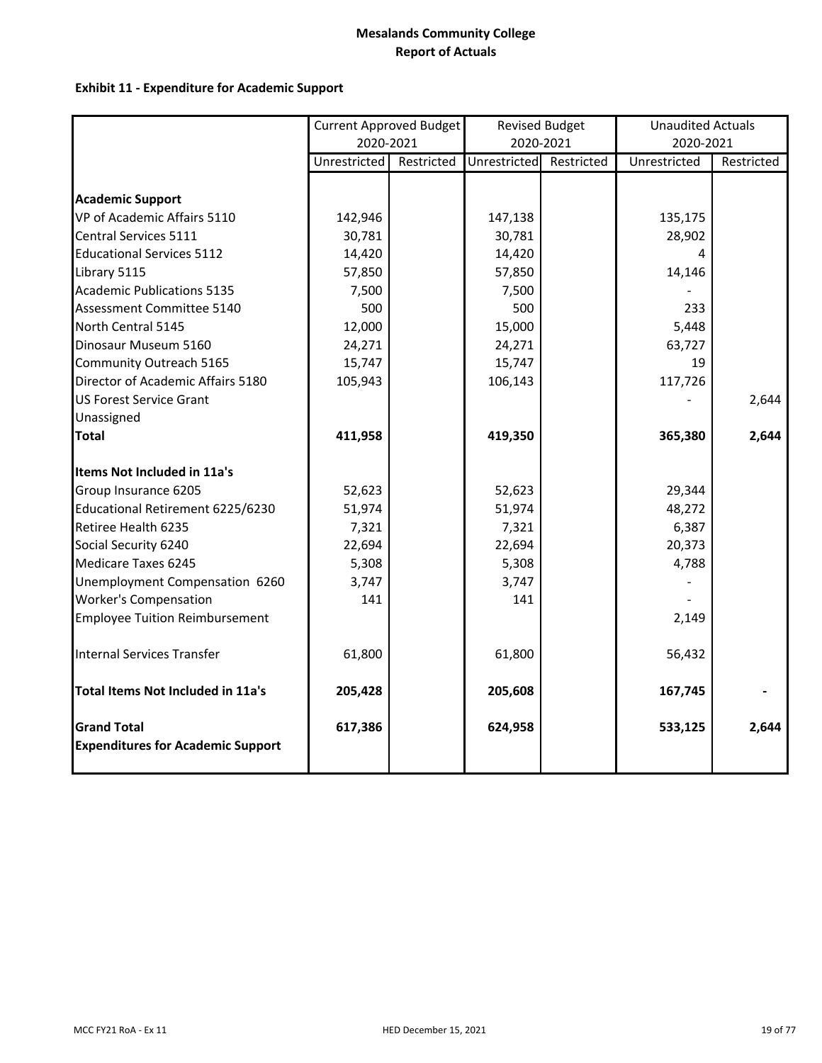# Mesalands Community College
# Report of Actuals

## Exhibit 11 - Expenditure for Academic Support

| | Current Approved Budget 2020-2021 | | Revised Budget 2020-2021 | | Unaudited Actuals 2020-2021 | |
|---|---|---|---|---|---|---|
| | Unrestricted | Restricted | Unrestricted | Restricted | Unrestricted | Restricted |
| **Academic Support** | | | | | | |
| VP of Academic Affairs 5110 | 142,946 | | 147,138 | | 135,175 | |
| Central Services 5111 | 30,781 | | 30,781 | | 28,902 | |
| Educational Services 5112 | 14,420 | | 14,420 | | 4 | |
| Library 5115 | 57,850 | | 57,850 | | 14,146 | |
| Academic Publications 5135 | 7,500 | | 7,500 | | - | |
| Assessment Committee 5140 | 500 | | 500 | | 233 | |
| North Central 5145 | 12,000 | | 15,000 | | 5,448 | |
| Dinosaur Museum 5160 | 24,271 | | 24,271 | | 63,727 | |
| Community Outreach 5165 | 15,747 | | 15,747 | | 19 | |
| Director of Academic Affairs 5180 | 105,943 | | 106,143 | | 117,726 | |
| US Forest Service Grant | | | | | - | 2,644 |
| Unassigned | | | | | | |
| **Total** | **411,958** | | **419,350** | | **365,380** | **2,644** |
| **Items Not Included in 11a's** | | | | | | |
| Group Insurance 6205 | 52,623 | | 52,623 | | 29,344 | |
| Educational Retirement 6225/6230 | 51,974 | | 51,974 | | 48,272 | |
| Retiree Health 6235 | 7,321 | | 7,321 | | 6,387 | |
| Social Security 6240 | 22,694 | | 22,694 | | 20,373 | |
| Medicare Taxes 6245 | 5,308 | | 5,308 | | 4,788 | |
| Unemployment Compensation 6260 | 3,747 | | 3,747 | | - | |
| Worker's Compensation | 141 | | 141 | | - | |
| Employee Tuition Reimbursement | | | | | 2,149 | |
| Internal Services Transfer | 61,800 | | 61,800 | | 56,432 | |
| **Total Items Not Included in 11a's** | **205,428** | | **205,608** | | **167,745** | **-** |
| **Grand Total Expenditures for Academic Support** | **617,386** | | **624,958** | | **533,125** | **2,644** |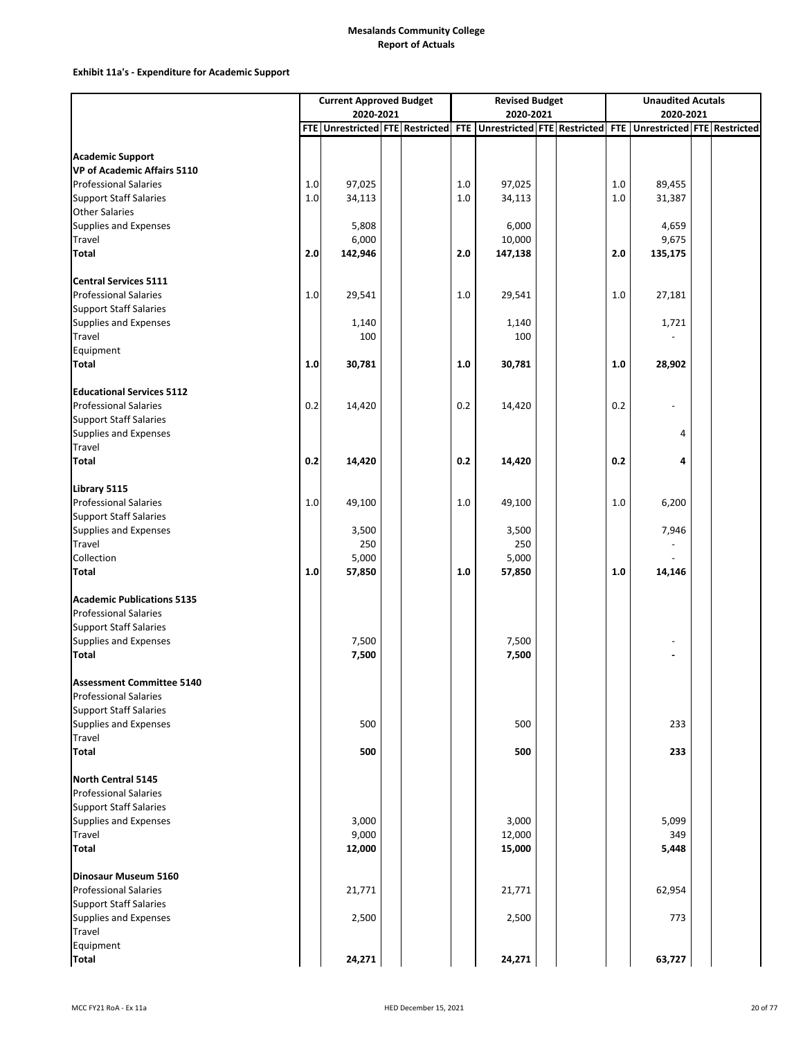**Mesalands Community College**
**Report of Actuals**

**Exhibit 11a's - Expenditure for Academic Support**

| | Current Approved Budget 2020-2021 | | | | Revised Budget 2020-2021 | | | | Unaudited Acutals 2020-2021 | | | |
|---|---|---|---|---|---|---|---|---|---|---|---|---|
| | FTE | Unrestricted | FTE | Restricted | FTE | Unrestricted | FTE | Restricted | FTE | Unrestricted | FTE | Restricted |
| **Academic Support** | | | | | | | | | | | | |
| **VP of Academic Affairs 5110** | | | | | | | | | | | | |
| Professional Salaries | 1.0 | 97,025 | | | 1.0 | 97,025 | | | 1.0 | 89,455 | | |
| Support Staff Salaries | 1.0 | 34,113 | | | 1.0 | 34,113 | | | 1.0 | 31,387 | | |
| Other Salaries | | | | | | | | | | | | |
| Supplies and Expenses | | 5,808 | | | | 6,000 | | | | 4,659 | | |
| Travel | | 6,000 | | | | 10,000 | | | | 9,675 | | |
| **Total** | **2.0** | **142,946** | | | **2.0** | **147,138** | | | **2.0** | **135,175** | | |
| **Central Services 5111** | | | | | | | | | | | | |
| Professional Salaries | 1.0 | 29,541 | | | 1.0 | 29,541 | | | 1.0 | 27,181 | | |
| Support Staff Salaries | | | | | | | | | | | | |
| Supplies and Expenses | | 1,140 | | | | 1,140 | | | | 1,721 | | |
| Travel | | 100 | | | | 100 | | | | - | | |
| Equipment | | | | | | | | | | | | |
| **Total** | **1.0** | **30,781** | | | **1.0** | **30,781** | | | **1.0** | **28,902** | | |
| **Educational Services 5112** | | | | | | | | | | | | |
| Professional Salaries | 0.2 | 14,420 | | | 0.2 | 14,420 | | | 0.2 | - | | |
| Support Staff Salaries | | | | | | | | | | | | |
| Supplies and Expenses | | | | | | | | | | 4 | | |
| Travel | | | | | | | | | | | | |
| **Total** | **0.2** | **14,420** | | | **0.2** | **14,420** | | | **0.2** | **4** | | |
| **Library 5115** | | | | | | | | | | | | |
| Professional Salaries | 1.0 | 49,100 | | | 1.0 | 49,100 | | | 1.0 | 6,200 | | |
| Support Staff Salaries | | | | | | | | | | | | |
| Supplies and Expenses | | 3,500 | | | | 3,500 | | | | 7,946 | | |
| Travel | | 250 | | | | 250 | | | | - | | |
| Collection | | 5,000 | | | | 5,000 | | | | - | | |
| **Total** | **1.0** | **57,850** | | | **1.0** | **57,850** | | | **1.0** | **14,146** | | |
| **Academic Publications 5135** | | | | | | | | | | | | |
| Professional Salaries | | | | | | | | | | | | |
| Support Staff Salaries | | | | | | | | | | | | |
| Supplies and Expenses | | 7,500 | | | | 7,500 | | | | - | | |
| **Total** | | **7,500** | | | | **7,500** | | | | **-** | | |
| **Assessment Committee 5140** | | | | | | | | | | | | |
| Professional Salaries | | | | | | | | | | | | |
| Support Staff Salaries | | | | | | | | | | | | |
| Supplies and Expenses | | 500 | | | | 500 | | | | 233 | | |
| Travel | | | | | | | | | | | | |
| **Total** | | **500** | | | | **500** | | | | **233** | | |
| **North Central 5145** | | | | | | | | | | | | |
| Professional Salaries | | | | | | | | | | | | |
| Support Staff Salaries | | | | | | | | | | | | |
| Supplies and Expenses | | 3,000 | | | | 3,000 | | | | 5,099 | | |
| Travel | | 9,000 | | | | 12,000 | | | | 349 | | |
| **Total** | | **12,000** | | | | **15,000** | | | | **5,448** | | |
| **Dinosaur Museum 5160** | | | | | | | | | | | | |
| Professional Salaries | | 21,771 | | | | 21,771 | | | | 62,954 | | |
| Support Staff Salaries | | | | | | | | | | | | |
| Supplies and Expenses | | 2,500 | | | | 2,500 | | | | 773 | | |
| Travel | | | | | | | | | | | | |
| Equipment | | | | | | | | | | | | |
| **Total** | | **24,271** | | | | **24,271** | | | | **63,727** | | |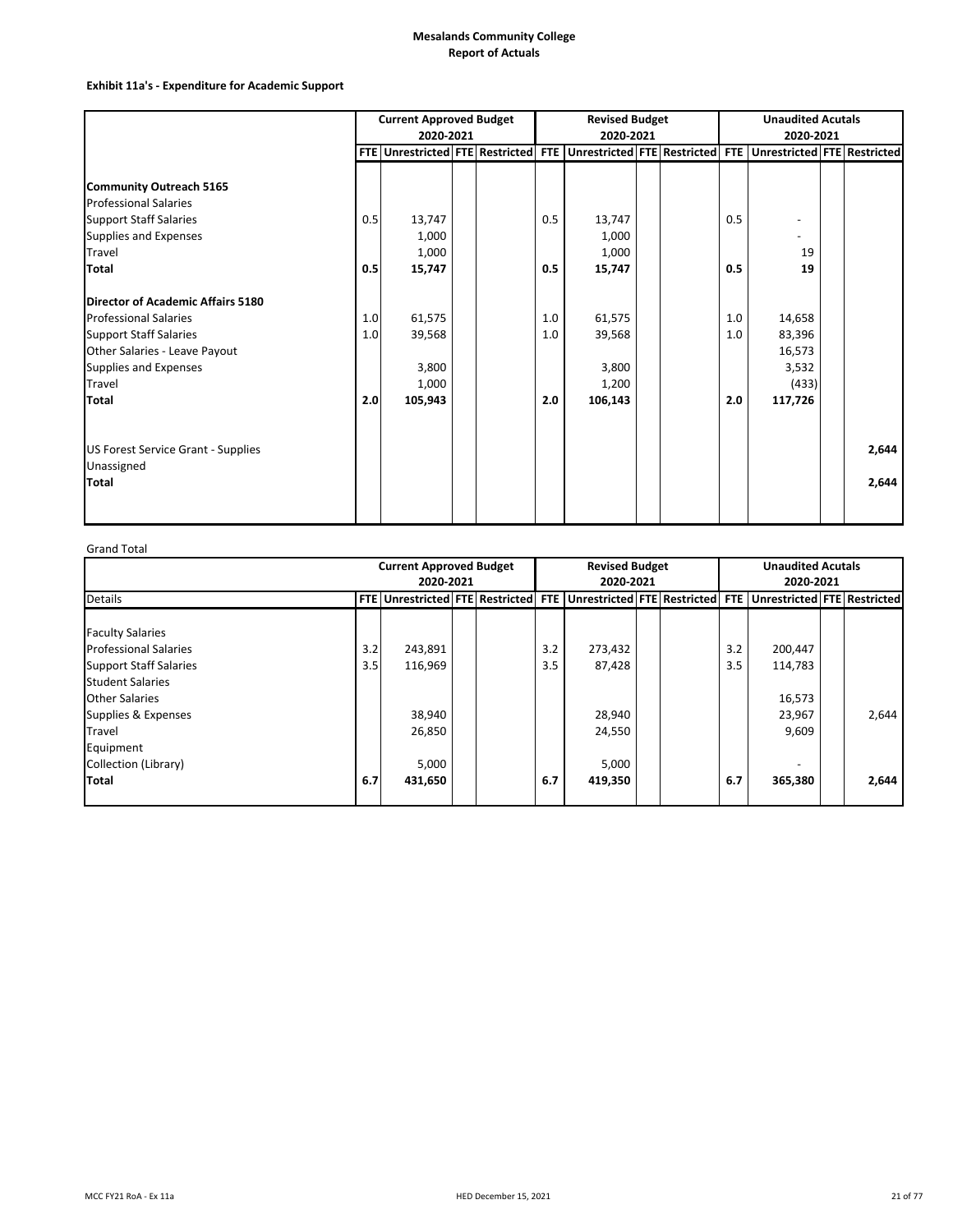**Mesalands Community College**
**Report of Actuals**

**Exhibit 11a's - Expenditure for Academic Support**

| | Current Approved Budget 2020-2021 | | | | Revised Budget 2020-2021 | | | | Unaudited Acutals 2020-2021 | | | |
|---|---|---|---|---|---|---|---|---|---|---|---|---|
| | FTE | Unrestricted | FTE | Restricted | FTE | Unrestricted | FTE | Restricted | FTE | Unrestricted | FTE | Restricted |
| **Community Outreach 5165** | | | | | | | | | | | | |
| Professional Salaries | | | | | | | | | | | | |
| Support Staff Salaries | 0.5 | 13,747 | | | 0.5 | 13,747 | | | 0.5 | - | | |
| Supplies and Expenses | | 1,000 | | | | 1,000 | | | | - | | |
| Travel | | 1,000 | | | | 1,000 | | | | 19 | | |
| **Total** | **0.5** | **15,747** | | | **0.5** | **15,747** | | | **0.5** | **19** | | |
| **Director of Academic Affairs 5180** | | | | | | | | | | | | |
| Professional Salaries | 1.0 | 61,575 | | | 1.0 | 61,575 | | | 1.0 | 14,658 | | |
| Support Staff Salaries | 1.0 | 39,568 | | | 1.0 | 39,568 | | | 1.0 | 83,396 | | |
| Other Salaries - Leave Payout | | | | | | | | | | 16,573 | | |
| Supplies and Expenses | | 3,800 | | | | 3,800 | | | | 3,532 | | |
| Travel | | 1,000 | | | | 1,200 | | | | (433) | | |
| **Total** | **2.0** | **105,943** | | | **2.0** | **106,143** | | | **2.0** | **117,726** | | |
| US Forest Service Grant - Supplies | | | | | | | | | | | | **2,644** |
| Unassigned | | | | | | | | | | | | |
| **Total** | | | | | | | | | | | | **2,644** |

Grand Total

| | Current Approved Budget 2020-2021 | | | | Revised Budget 2020-2021 | | | | Unaudited Acutals 2020-2021 | | | |
|---|---|---|---|---|---|---|---|---|---|---|---|---|
| Details | FTE | Unrestricted | FTE | Restricted | FTE | Unrestricted | FTE | Restricted | FTE | Unrestricted | FTE | Restricted |
| Faculty Salaries | | | | | | | | | | | | |
| Professional Salaries | 3.2 | 243,891 | | | 3.2 | 273,432 | | | 3.2 | 200,447 | | |
| Support Staff Salaries | 3.5 | 116,969 | | | 3.5 | 87,428 | | | 3.5 | 114,783 | | |
| Student Salaries | | | | | | | | | | | | |
| Other Salaries | | | | | | | | | | 16,573 | | |
| Supplies & Expenses | | 38,940 | | | | 28,940 | | | | 23,967 | | 2,644 |
| Travel | | 26,850 | | | | 24,550 | | | | 9,609 | | |
| Equipment | | | | | | | | | | | | |
| Collection (Library) | | 5,000 | | | | 5,000 | | | | - | | |
| **Total** | **6.7** | **431,650** | | | **6.7** | **419,350** | | | **6.7** | **365,380** | | **2,644** |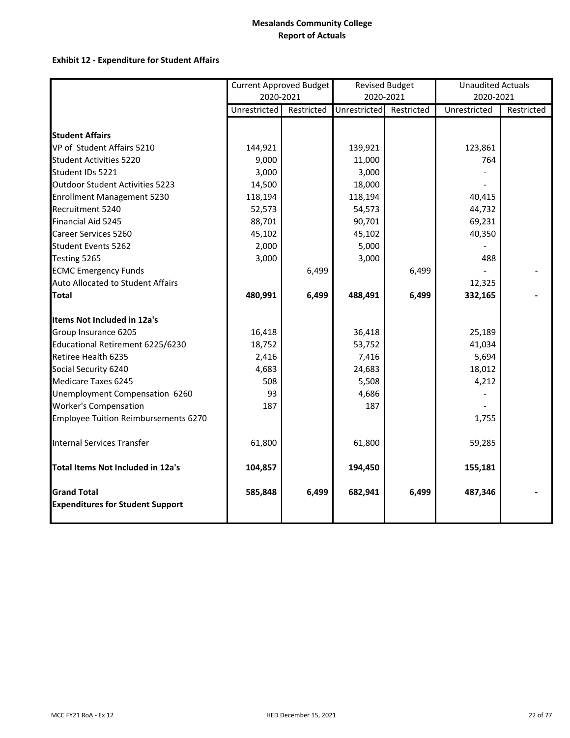**Mesalands Community College**
**Report of Actuals**

**Exhibit 12 - Expenditure for Student Affairs**

| | Current Approved Budget 2020-2021 | | Revised Budget 2020-2021 | | Unaudited Actuals 2020-2021 | |
|---|---|---|---|---|---|---|
| | Unrestricted | Restricted | Unrestricted | Restricted | Unrestricted | Restricted |
| **Student Affairs** | | | | | | |
| VP of Student Affairs 5210 | 144,921 | | 139,921 | | 123,861 | |
| Student Activities 5220 | 9,000 | | 11,000 | | 764 | |
| Student IDs 5221 | 3,000 | | 3,000 | | - | |
| Outdoor Student Activities 5223 | 14,500 | | 18,000 | | - | |
| Enrollment Management 5230 | 118,194 | | 118,194 | | 40,415 | |
| Recruitment 5240 | 52,573 | | 54,573 | | 44,732 | |
| Financial Aid 5245 | 88,701 | | 90,701 | | 69,231 | |
| Career Services 5260 | 45,102 | | 45,102 | | 40,350 | |
| Student Events 5262 | 2,000 | | 5,000 | | - | |
| Testing 5265 | 3,000 | | 3,000 | | 488 | |
| ECMC Emergency Funds | | 6,499 | | 6,499 | - | - |
| Auto Allocated to Student Affairs | | | | | 12,325 | |
| **Total** | **480,991** | **6,499** | **488,491** | **6,499** | **332,165** | **-** |
| **Items Not Included in 12a's** | | | | | | |
| Group Insurance 6205 | 16,418 | | 36,418 | | 25,189 | |
| Educational Retirement 6225/6230 | 18,752 | | 53,752 | | 41,034 | |
| Retiree Health 6235 | 2,416 | | 7,416 | | 5,694 | |
| Social Security 6240 | 4,683 | | 24,683 | | 18,012 | |
| Medicare Taxes 6245 | 508 | | 5,508 | | 4,212 | |
| Unemployment Compensation 6260 | 93 | | 4,686 | | - | |
| Worker's Compensation | 187 | | 187 | | - | |
| Employee Tuition Reimbursements 6270 | | | | | 1,755 | |
| Internal Services Transfer | 61,800 | | 61,800 | | 59,285 | |
| **Total Items Not Included in 12a's** | **104,857** | | **194,450** | | **155,181** | |
| **Grand Total Expenditures for Student Support** | **585,848** | **6,499** | **682,941** | **6,499** | **487,346** | **-** |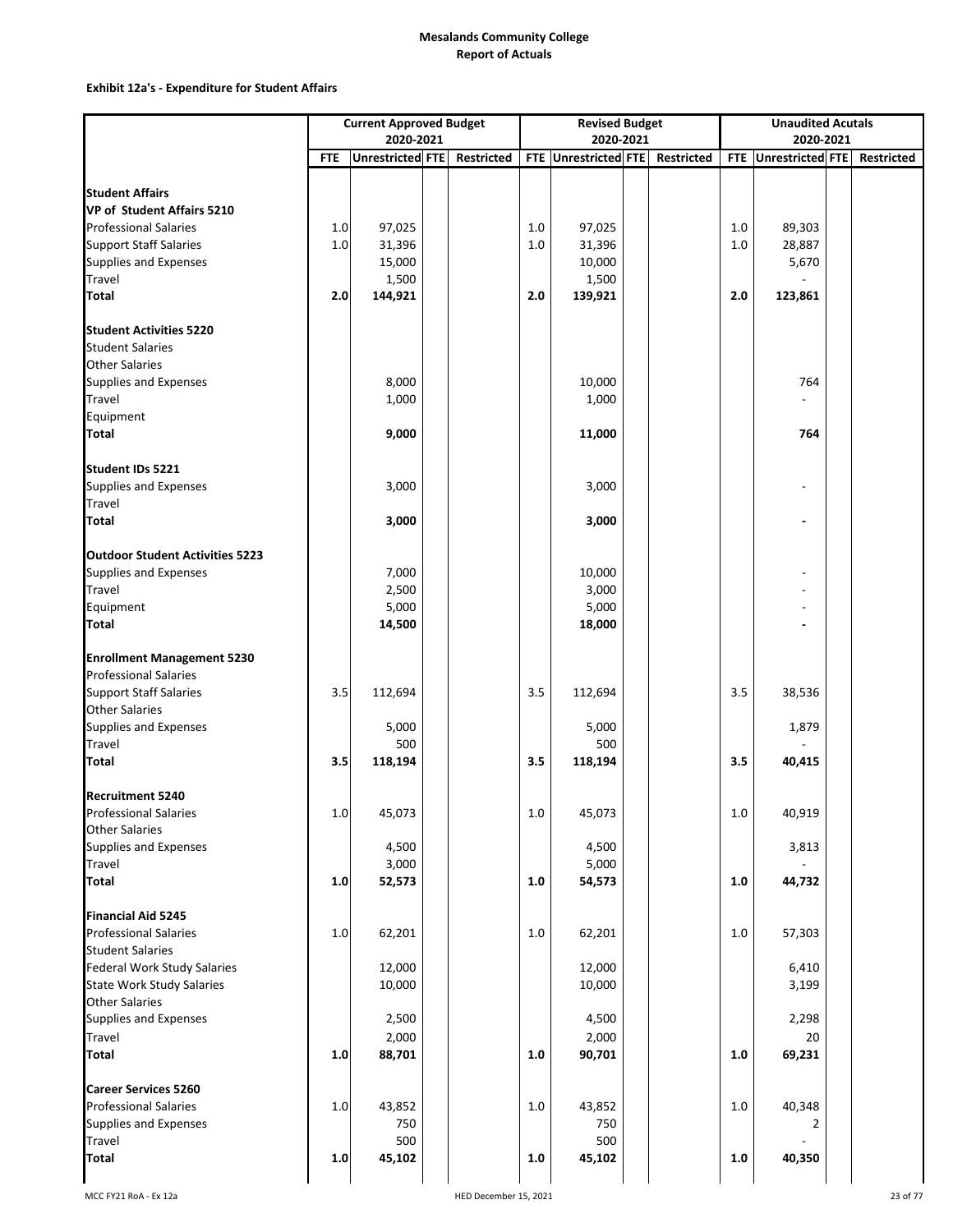# Mesalands Community College
## Report of Actuals

**Exhibit 12a's - Expenditure for Student Affairs**

| | Current Approved Budget 2020-2021 | | | | Revised Budget 2020-2021 | | | | Unaudited Acutals 2020-2021 | | | |
|---|---|---|---|---|---|---|---|---|---|---|---|---|
| | FTE | Unrestricted | FTE | Restricted | FTE | Unrestricted | FTE | Restricted | FTE | Unrestricted | FTE | Restricted |
| **Student Affairs** | | | | | | | | | | | | |
| **VP of Student Affairs 5210** | | | | | | | | | | | | |
| Professional Salaries | 1.0 | 97,025 | | | 1.0 | 97,025 | | | 1.0 | 89,303 | | |
| Support Staff Salaries | 1.0 | 31,396 | | | 1.0 | 31,396 | | | 1.0 | 28,887 | | |
| Supplies and Expenses | | 15,000 | | | | 10,000 | | | | 5,670 | | |
| Travel | | 1,500 | | | | 1,500 | | | | - | | |
| **Total** | **2.0** | **144,921** | | | **2.0** | **139,921** | | | **2.0** | **123,861** | | |
| **Student Activities 5220** | | | | | | | | | | | | |
| Student Salaries | | | | | | | | | | | | |
| Other Salaries | | | | | | | | | | | | |
| Supplies and Expenses | | 8,000 | | | | 10,000 | | | | 764 | | |
| Travel | | 1,000 | | | | 1,000 | | | | - | | |
| Equipment | | | | | | | | | | | | |
| **Total** | | **9,000** | | | | **11,000** | | | | **764** | | |
| **Student IDs 5221** | | | | | | | | | | | | |
| Supplies and Expenses | | 3,000 | | | | 3,000 | | | | - | | |
| Travel | | | | | | | | | | | | |
| **Total** | | **3,000** | | | | **3,000** | | | | **-** | | |
| **Outdoor Student Activities 5223** | | | | | | | | | | | | |
| Supplies and Expenses | | 7,000 | | | | 10,000 | | | | - | | |
| Travel | | 2,500 | | | | 3,000 | | | | - | | |
| Equipment | | 5,000 | | | | 5,000 | | | | - | | |
| **Total** | | **14,500** | | | | **18,000** | | | | **-** | | |
| **Enrollment Management 5230** | | | | | | | | | | | | |
| Professional Salaries | | | | | | | | | | | | |
| Support Staff Salaries | 3.5 | 112,694 | | | 3.5 | 112,694 | | | 3.5 | 38,536 | | |
| Other Salaries | | | | | | | | | | | | |
| Supplies and Expenses | | 5,000 | | | | 5,000 | | | | 1,879 | | |
| Travel | | 500 | | | | 500 | | | | - | | |
| **Total** | **3.5** | **118,194** | | | **3.5** | **118,194** | | | **3.5** | **40,415** | | |
| **Recruitment 5240** | | | | | | | | | | | | |
| Professional Salaries | 1.0 | 45,073 | | | 1.0 | 45,073 | | | 1.0 | 40,919 | | |
| Other Salaries | | | | | | | | | | | | |
| Supplies and Expenses | | 4,500 | | | | 4,500 | | | | 3,813 | | |
| Travel | | 3,000 | | | | 5,000 | | | | - | | |
| **Total** | **1.0** | **52,573** | | | **1.0** | **54,573** | | | **1.0** | **44,732** | | |
| **Financial Aid 5245** | | | | | | | | | | | | |
| Professional Salaries | 1.0 | 62,201 | | | 1.0 | 62,201 | | | 1.0 | 57,303 | | |
| Student Salaries | | | | | | | | | | | | |
| Federal Work Study Salaries | | 12,000 | | | | 12,000 | | | | 6,410 | | |
| State Work Study Salaries | | 10,000 | | | | 10,000 | | | | 3,199 | | |
| Other Salaries | | | | | | | | | | | | |
| Supplies and Expenses | | 2,500 | | | | 4,500 | | | | 2,298 | | |
| Travel | | 2,000 | | | | 2,000 | | | | 20 | | |
| **Total** | **1.0** | **88,701** | | | **1.0** | **90,701** | | | **1.0** | **69,231** | | |
| **Career Services 5260** | | | | | | | | | | | | |
| Professional Salaries | 1.0 | 43,852 | | | 1.0 | 43,852 | | | 1.0 | 40,348 | | |
| Supplies and Expenses | | 750 | | | | 750 | | | | 2 | | |
| Travel | | 500 | | | | 500 | | | | - | | |
| **Total** | **1.0** | **45,102** | | | **1.0** | **45,102** | | | **1.0** | **40,350** | | |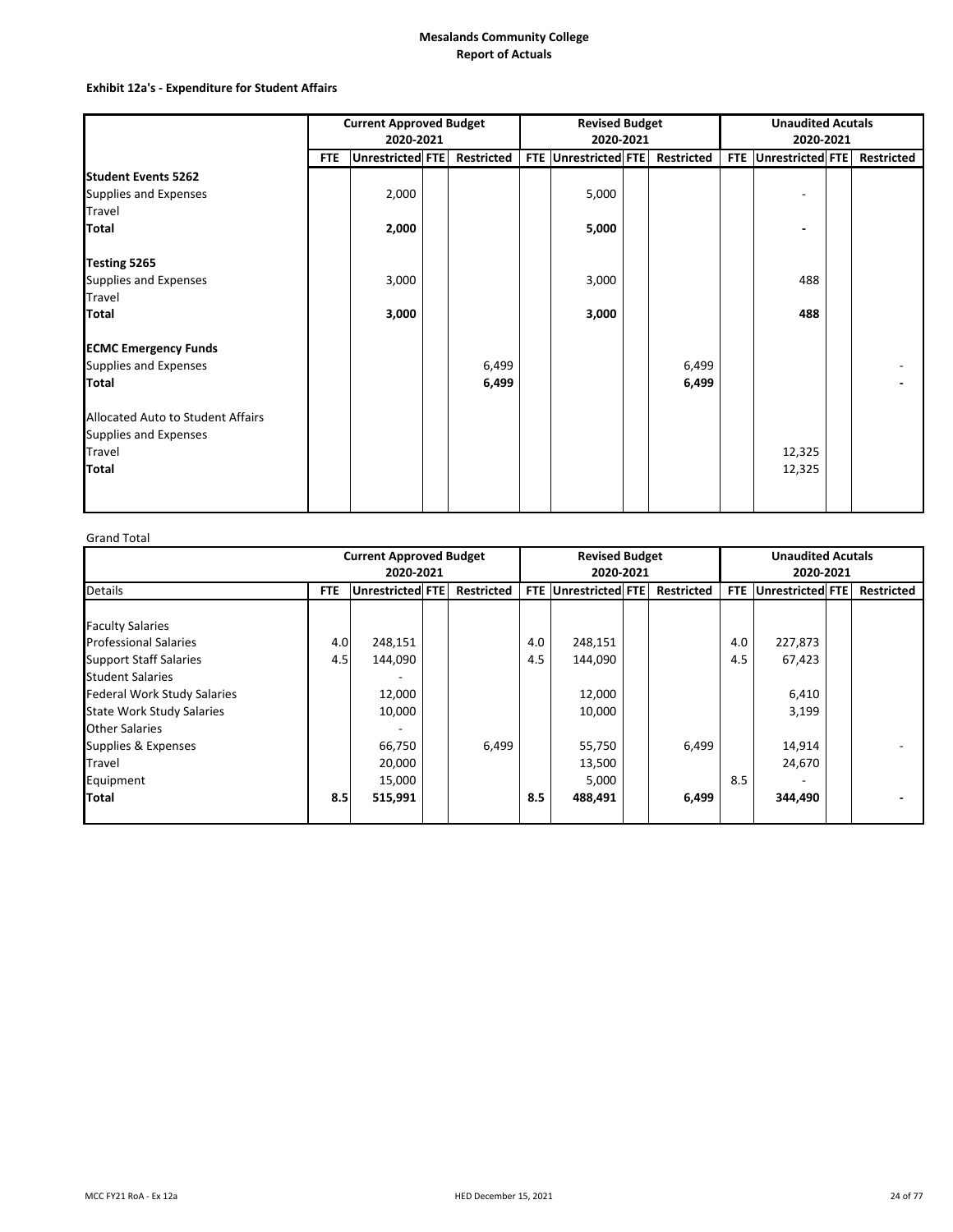**Mesalands Community College**
**Report of Actuals**

**Exhibit 12a's - Expenditure for Student Affairs**

| | Current Approved Budget 2020-2021 | | | | Revised Budget 2020-2021 | | | | Unaudited Acutals 2020-2021 | | | |
|---|---|---|---|---|---|---|---|---|---|---|---|---|
| | FTE | Unrestricted | FTE | Restricted | FTE | Unrestricted | FTE | Restricted | FTE | Unrestricted | FTE | Restricted |
| **Student Events 5262** | | | | | | | | | | | | |
| Supplies and Expenses | | 2,000 | | | | 5,000 | | | | - | | |
| Travel | | | | | | | | | | | | |
| **Total** | | **2,000** | | | | **5,000** | | | | **-** | | |
| **Testing 5265** | | | | | | | | | | | | |
| Supplies and Expenses | | 3,000 | | | | 3,000 | | | | 488 | | |
| Travel | | | | | | | | | | | | |
| **Total** | | **3,000** | | | | **3,000** | | | | **488** | | |
| **ECMC Emergency Funds** | | | | | | | | | | | | |
| Supplies and Expenses | | | | 6,499 | | | | 6,499 | | | | - |
| **Total** | | | | **6,499** | | | | **6,499** | | | | **-** |
| Allocated Auto to Student Affairs | | | | | | | | | | | | |
| Supplies and Expenses | | | | | | | | | | | | |
| Travel | | | | | | | | | | 12,325 | | |
| **Total** | | | | | | | | | | 12,325 | | |

Grand Total

| | Current Approved Budget 2020-2021 | | | | Revised Budget 2020-2021 | | | | Unaudited Acutals 2020-2021 | | | |
|---|---|---|---|---|---|---|---|---|---|---|---|---|
| Details | FTE | Unrestricted | FTE | Restricted | FTE | Unrestricted | FTE | Restricted | FTE | Unrestricted | FTE | Restricted |
| Faculty Salaries | | | | | | | | | | | | |
| Professional Salaries | 4.0 | 248,151 | | | 4.0 | 248,151 | | | 4.0 | 227,873 | | |
| Support Staff Salaries | 4.5 | 144,090 | | | 4.5 | 144,090 | | | 4.5 | 67,423 | | |
| Student Salaries | | - | | | | | | | | | | |
| Federal Work Study Salaries | | 12,000 | | | | 12,000 | | | | 6,410 | | |
| State Work Study Salaries | | 10,000 | | | | 10,000 | | | | 3,199 | | |
| Other Salaries | | - | | | | | | | | | | |
| Supplies & Expenses | | 66,750 | | 6,499 | | 55,750 | | 6,499 | | 14,914 | | - |
| Travel | | 20,000 | | | | 13,500 | | | | 24,670 | | |
| Equipment | | 15,000 | | | | 5,000 | | | 8.5 | - | | |
| **Total** | **8.5** | **515,991** | | | **8.5** | **488,491** | | **6,499** | | **344,490** | | **-** |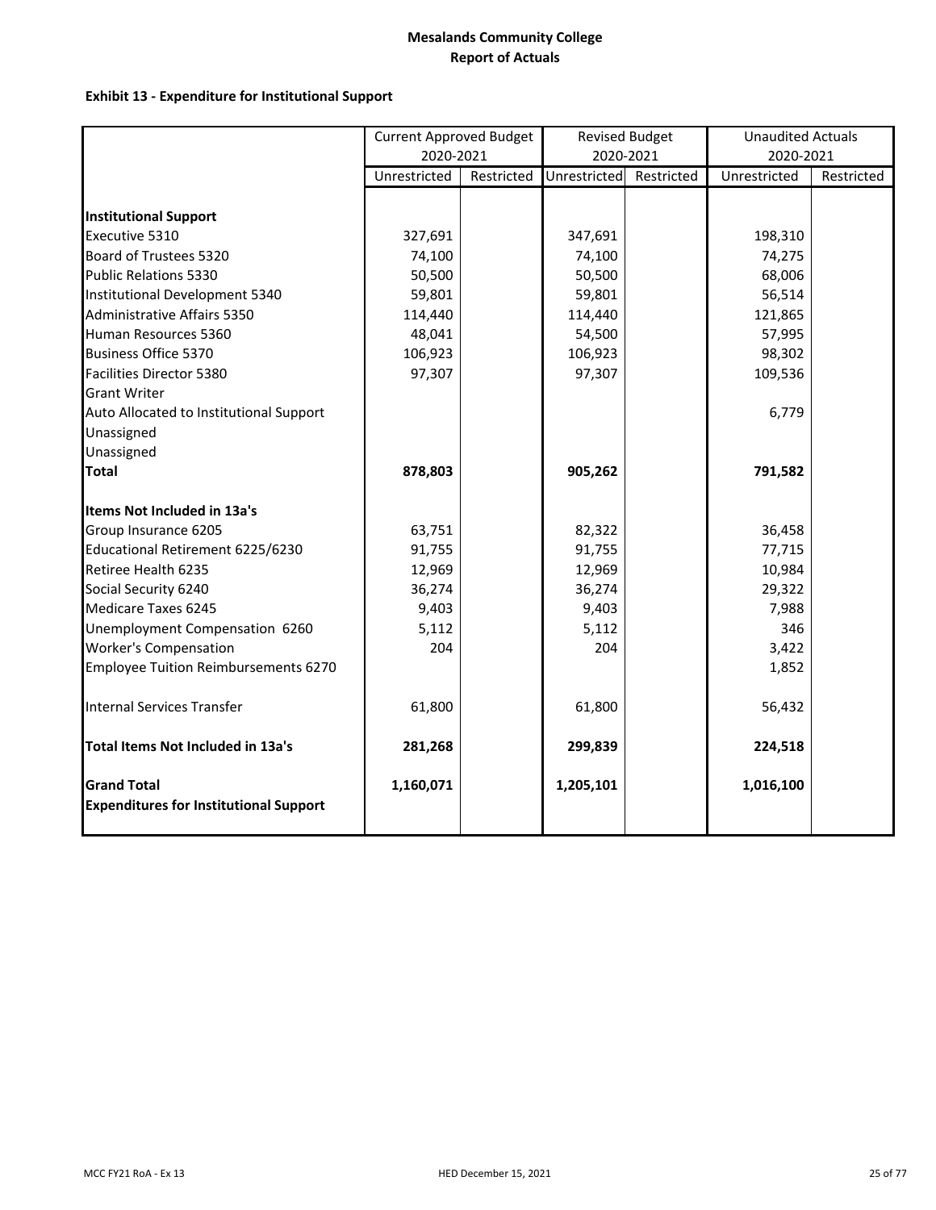# Mesalands Community College
## Report of Actuals

### Exhibit 13 - Expenditure for Institutional Support

| | Current Approved Budget 2020-2021 | | Revised Budget 2020-2021 | | Unaudited Actuals 2020-2021 | |
|---|---|---|---|---|---|---|
| | Unrestricted | Restricted | Unrestricted | Restricted | Unrestricted | Restricted |
| **Institutional Support** | | | | | | |
| Executive 5310 | 327,691 | | 347,691 | | 198,310 | |
| Board of Trustees 5320 | 74,100 | | 74,100 | | 74,275 | |
| Public Relations 5330 | 50,500 | | 50,500 | | 68,006 | |
| Institutional Development 5340 | 59,801 | | 59,801 | | 56,514 | |
| Administrative Affairs 5350 | 114,440 | | 114,440 | | 121,865 | |
| Human Resources 5360 | 48,041 | | 54,500 | | 57,995 | |
| Business Office 5370 | 106,923 | | 106,923 | | 98,302 | |
| Facilities Director 5380 | 97,307 | | 97,307 | | 109,536 | |
| Grant Writer | | | | | | |
| Auto Allocated to Institutional Support | | | | | 6,779 | |
| Unassigned | | | | | | |
| Unassigned | | | | | | |
| **Total** | **878,803** | | **905,262** | | **791,582** | |
| **Items Not Included in 13a's** | | | | | | |
| Group Insurance 6205 | 63,751 | | 82,322 | | 36,458 | |
| Educational Retirement 6225/6230 | 91,755 | | 91,755 | | 77,715 | |
| Retiree Health 6235 | 12,969 | | 12,969 | | 10,984 | |
| Social Security 6240 | 36,274 | | 36,274 | | 29,322 | |
| Medicare Taxes 6245 | 9,403 | | 9,403 | | 7,988 | |
| Unemployment Compensation 6260 | 5,112 | | 5,112 | | 346 | |
| Worker's Compensation | 204 | | 204 | | 3,422 | |
| Employee Tuition Reimbursements 6270 | | | | | 1,852 | |
| Internal Services Transfer | 61,800 | | 61,800 | | 56,432 | |
| **Total Items Not Included in 13a's** | **281,268** | | **299,839** | | **224,518** | |
| **Grand Total Expenditures for Institutional Support** | **1,160,071** | | **1,205,101** | | **1,016,100** | |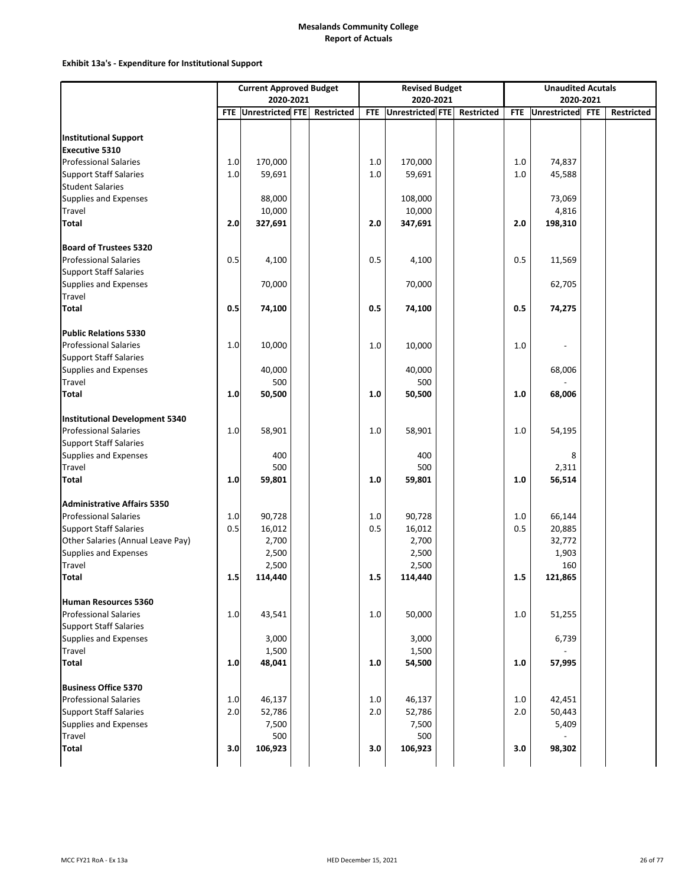**Mesalands Community College**
**Report of Actuals**

**Exhibit 13a's - Expenditure for Institutional Support**

| | Current Approved Budget 2020-2021 | | | | Revised Budget 2020-2021 | | | | Unaudited Acutals 2020-2021 | | | |
|---|---|---|---|---|---|---|---|---|---|---|---|---|
| | FTE | Unrestricted | FTE | Restricted | FTE | Unrestricted | FTE | Restricted | FTE | Unrestricted | FTE | Restricted |
| **Institutional Support** | | | | | | | | | | | | |
| **Executive 5310** | | | | | | | | | | | | |
| Professional Salaries | 1.0 | 170,000 | | | 1.0 | 170,000 | | | 1.0 | 74,837 | | |
| Support Staff Salaries | 1.0 | 59,691 | | | 1.0 | 59,691 | | | 1.0 | 45,588 | | |
| Student Salaries | | | | | | | | | | | | |
| Supplies and Expenses | | 88,000 | | | | 108,000 | | | | 73,069 | | |
| Travel | | 10,000 | | | | 10,000 | | | | 4,816 | | |
| **Total** | **2.0** | **327,691** | | | **2.0** | **347,691** | | | **2.0** | **198,310** | | |
| **Board of Trustees 5320** | | | | | | | | | | | | |
| Professional Salaries | 0.5 | 4,100 | | | 0.5 | 4,100 | | | 0.5 | 11,569 | | |
| Support Staff Salaries | | | | | | | | | | | | |
| Supplies and Expenses | | 70,000 | | | | 70,000 | | | | 62,705 | | |
| Travel | | | | | | | | | | | | |
| **Total** | **0.5** | **74,100** | | | **0.5** | **74,100** | | | **0.5** | **74,275** | | |
| **Public Relations 5330** | | | | | | | | | | | | |
| Professional Salaries | 1.0 | 10,000 | | | 1.0 | 10,000 | | | 1.0 | - | | |
| Support Staff Salaries | | | | | | | | | | | | |
| Supplies and Expenses | | 40,000 | | | | 40,000 | | | | 68,006 | | |
| Travel | | 500 | | | | 500 | | | | - | | |
| **Total** | **1.0** | **50,500** | | | **1.0** | **50,500** | | | **1.0** | **68,006** | | |
| **Institutional Development 5340** | | | | | | | | | | | | |
| Professional Salaries | 1.0 | 58,901 | | | 1.0 | 58,901 | | | 1.0 | 54,195 | | |
| Support Staff Salaries | | | | | | | | | | | | |
| Supplies and Expenses | | 400 | | | | 400 | | | | 8 | | |
| Travel | | 500 | | | | 500 | | | | 2,311 | | |
| **Total** | **1.0** | **59,801** | | | **1.0** | **59,801** | | | **1.0** | **56,514** | | |
| **Administrative Affairs 5350** | | | | | | | | | | | | |
| Professional Salaries | 1.0 | 90,728 | | | 1.0 | 90,728 | | | 1.0 | 66,144 | | |
| Support Staff Salaries | 0.5 | 16,012 | | | 0.5 | 16,012 | | | 0.5 | 20,885 | | |
| Other Salaries (Annual Leave Pay) | | 2,700 | | | | 2,700 | | | | 32,772 | | |
| Supplies and Expenses | | 2,500 | | | | 2,500 | | | | 1,903 | | |
| Travel | | 2,500 | | | | 2,500 | | | | 160 | | |
| **Total** | **1.5** | **114,440** | | | **1.5** | **114,440** | | | **1.5** | **121,865** | | |
| **Human Resources 5360** | | | | | | | | | | | | |
| Professional Salaries | 1.0 | 43,541 | | | 1.0 | 50,000 | | | 1.0 | 51,255 | | |
| Support Staff Salaries | | | | | | | | | | | | |
| Supplies and Expenses | | 3,000 | | | | 3,000 | | | | 6,739 | | |
| Travel | | 1,500 | | | | 1,500 | | | | - | | |
| **Total** | **1.0** | **48,041** | | | **1.0** | **54,500** | | | **1.0** | **57,995** | | |
| **Business Office 5370** | | | | | | | | | | | | |
| Professional Salaries | 1.0 | 46,137 | | | 1.0 | 46,137 | | | 1.0 | 42,451 | | |
| Support Staff Salaries | 2.0 | 52,786 | | | 2.0 | 52,786 | | | 2.0 | 50,443 | | |
| Supplies and Expenses | | 7,500 | | | | 7,500 | | | | 5,409 | | |
| Travel | | 500 | | | | 500 | | | | - | | |
| **Total** | **3.0** | **106,923** | | | **3.0** | **106,923** | | | **3.0** | **98,302** | | |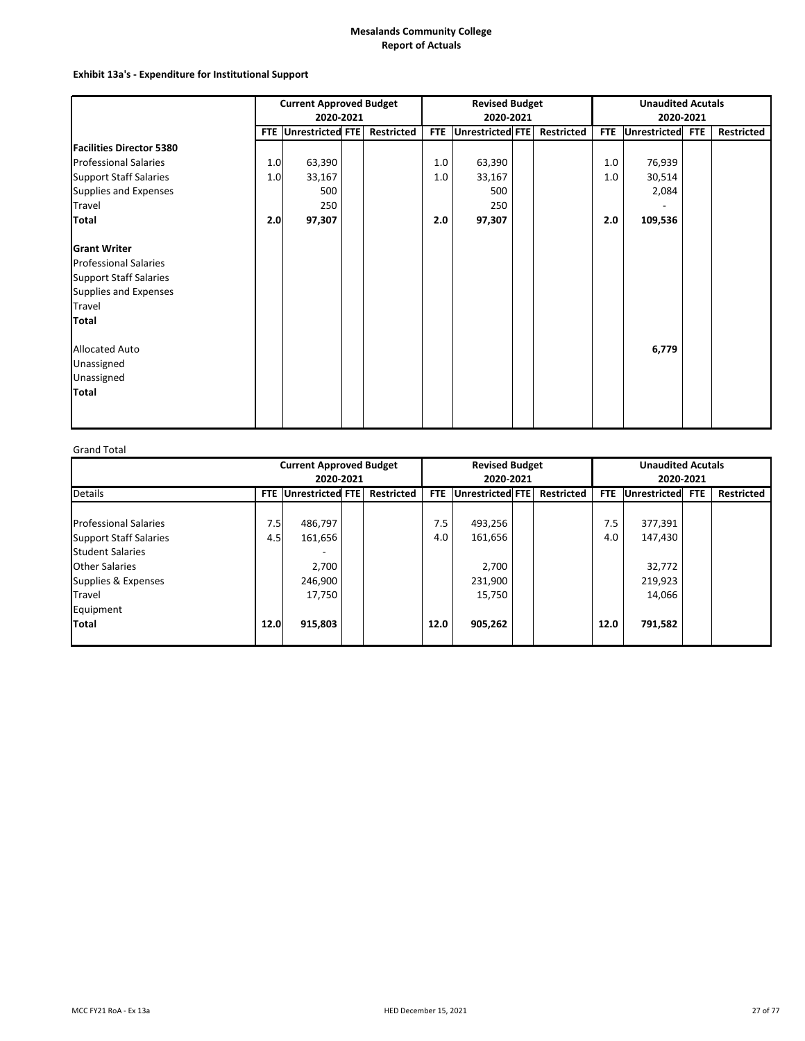# Mesalands Community College
## Report of Actuals

### Exhibit 13a's - Expenditure for Institutional Support

| | Current Approved Budget 2020-2021 | | | | Revised Budget 2020-2021 | | | | Unaudited Acutals 2020-2021 | | | |
|---|---|---|---|---|---|---|---|---|---|---|---|---|
| | FTE | Unrestricted | FTE | Restricted | FTE | Unrestricted | FTE | Restricted | FTE | Unrestricted | FTE | Restricted |
| **Facilities Director 5380** | | | | | | | | | | | | |
| Professional Salaries | 1.0 | 63,390 | | | 1.0 | 63,390 | | | 1.0 | 76,939 | | |
| Support Staff Salaries | 1.0 | 33,167 | | | 1.0 | 33,167 | | | 1.0 | 30,514 | | |
| Supplies and Expenses | | 500 | | | | 500 | | | | 2,084 | | |
| Travel | | 250 | | | | 250 | | | | - | | |
| **Total** | **2.0** | **97,307** | | | **2.0** | **97,307** | | | **2.0** | **109,536** | | |
| **Grant Writer** | | | | | | | | | | | | |
| Professional Salaries | | | | | | | | | | | | |
| Support Staff Salaries | | | | | | | | | | | | |
| Supplies and Expenses | | | | | | | | | | | | |
| Travel | | | | | | | | | | | | |
| **Total** | | | | | | | | | | | | |
| Allocated Auto | | | | | | | | | | **6,779** | | |
| Unassigned | | | | | | | | | | | | |
| Unassigned | | | | | | | | | | | | |
| **Total** | | | | | | | | | | | | |

Grand Total

| | Current Approved Budget 2020-2021 | | | | Revised Budget 2020-2021 | | | | Unaudited Acutals 2020-2021 | | | |
|---|---|---|---|---|---|---|---|---|---|---|---|---|
| Details | FTE | Unrestricted | FTE | Restricted | FTE | Unrestricted | FTE | Restricted | FTE | Unrestricted | FTE | Restricted |
| Professional Salaries | 7.5 | 486,797 | | | 7.5 | 493,256 | | | 7.5 | 377,391 | | |
| Support Staff Salaries | 4.5 | 161,656 | | | 4.0 | 161,656 | | | 4.0 | 147,430 | | |
| Student Salaries | | - | | | | | | | | | | |
| Other Salaries | | 2,700 | | | | 2,700 | | | | 32,772 | | |
| Supplies & Expenses | | 246,900 | | | | 231,900 | | | | 219,923 | | |
| Travel | | 17,750 | | | | 15,750 | | | | 14,066 | | |
| Equipment | | | | | | | | | | | | |
| **Total** | **12.0** | **915,803** | | | **12.0** | **905,262** | | | **12.0** | **791,582** | | |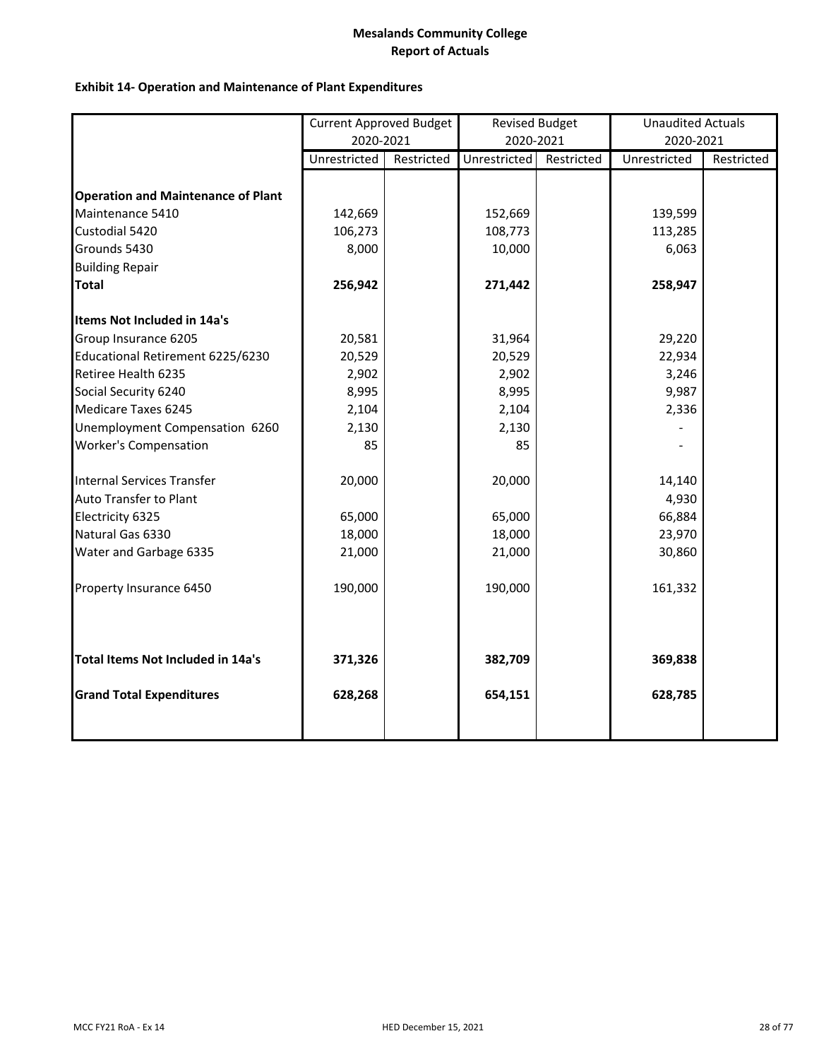**Mesalands Community College**
**Report of Actuals**

**Exhibit 14- Operation and Maintenance of Plant Expenditures**

| | Current Approved Budget 2020-2021 | | Revised Budget 2020-2021 | | Unaudited Actuals 2020-2021 | |
|---|---|---|---|---|---|---|
| | Unrestricted | Restricted | Unrestricted | Restricted | Unrestricted | Restricted |
| **Operation and Maintenance of Plant** | | | | | | |
| Maintenance 5410 | 142,669 | | 152,669 | | 139,599 | |
| Custodial 5420 | 106,273 | | 108,773 | | 113,285 | |
| Grounds 5430 | 8,000 | | 10,000 | | 6,063 | |
| Building Repair | | | | | | |
| **Total** | **256,942** | | **271,442** | | **258,947** | |
| **Items Not Included in 14a's** | | | | | | |
| Group Insurance 6205 | 20,581 | | 31,964 | | 29,220 | |
| Educational Retirement 6225/6230 | 20,529 | | 20,529 | | 22,934 | |
| Retiree Health 6235 | 2,902 | | 2,902 | | 3,246 | |
| Social Security 6240 | 8,995 | | 8,995 | | 9,987 | |
| Medicare Taxes 6245 | 2,104 | | 2,104 | | 2,336 | |
| Unemployment Compensation 6260 | 2,130 | | 2,130 | | - | |
| Worker's Compensation | 85 | | 85 | | - | |
| Internal Services Transfer | 20,000 | | 20,000 | | 14,140 | |
| Auto Transfer to Plant | | | | | 4,930 | |
| Electricity 6325 | 65,000 | | 65,000 | | 66,884 | |
| Natural Gas 6330 | 18,000 | | 18,000 | | 23,970 | |
| Water and Garbage 6335 | 21,000 | | 21,000 | | 30,860 | |
| Property Insurance 6450 | 190,000 | | 190,000 | | 161,332 | |
| **Total Items Not Included in 14a's** | **371,326** | | **382,709** | | **369,838** | |
| **Grand Total Expenditures** | **628,268** | | **654,151** | | **628,785** | |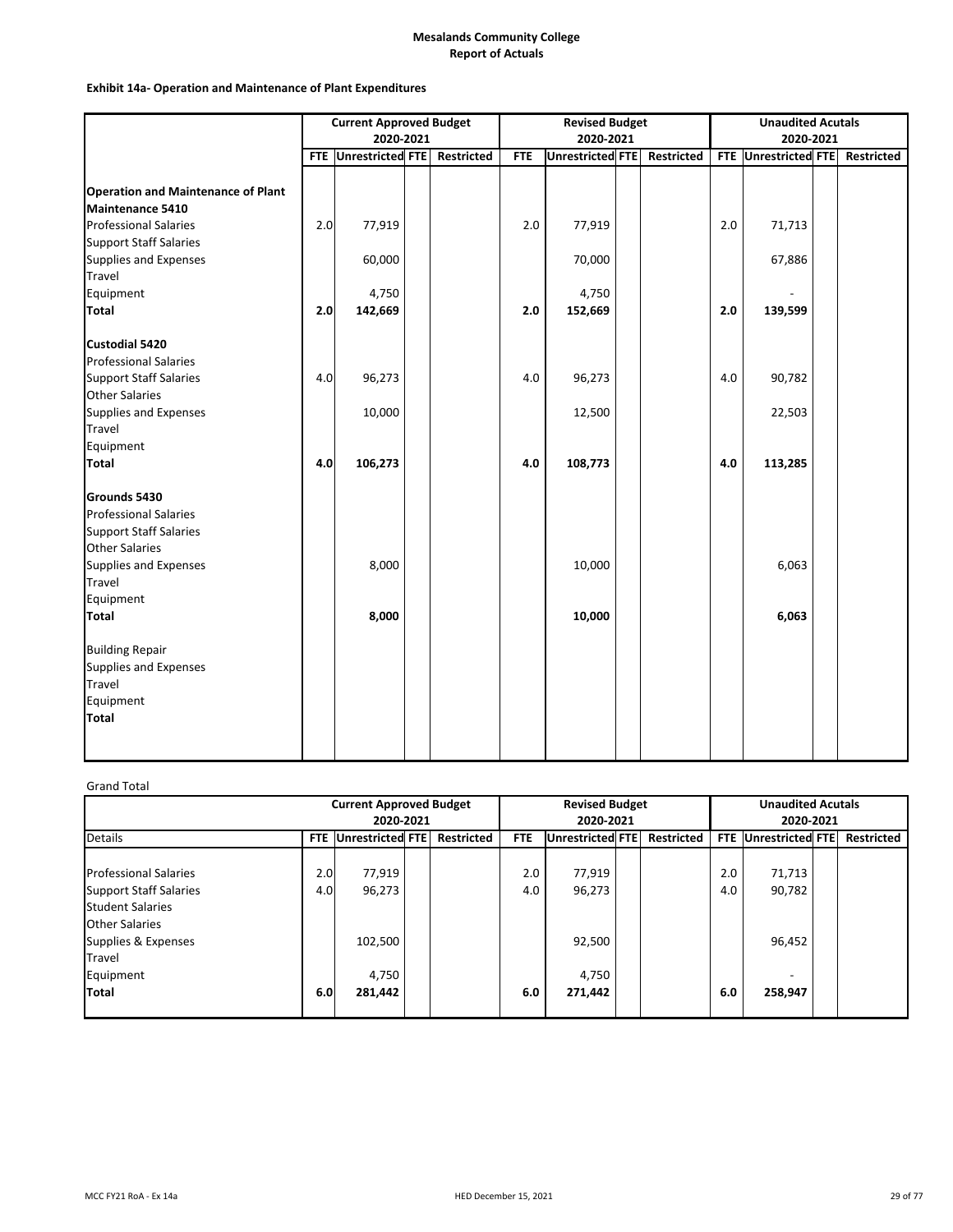**Mesalands Community College**
**Report of Actuals**

**Exhibit 14a- Operation and Maintenance of Plant Expenditures**

| | Current Approved Budget 2020-2021 | | | | Revised Budget 2020-2021 | | | | Unaudited Acutals 2020-2021 | | | |
|---|---|---|---|---|---|---|---|---|---|---|---|---|
| | FTE | Unrestricted | FTE | Restricted | FTE | Unrestricted | FTE | Restricted | FTE | Unrestricted | FTE | Restricted |
| **Operation and Maintenance of Plant** | | | | | | | | | | | | |
| **Maintenance 5410** | | | | | | | | | | | | |
| Professional Salaries | 2.0 | 77,919 | | | 2.0 | 77,919 | | | 2.0 | 71,713 | | |
| Support Staff Salaries | | | | | | | | | | | | |
| Supplies and Expenses | | 60,000 | | | | 70,000 | | | | 67,886 | | |
| Travel | | | | | | | | | | | | |
| Equipment | | 4,750 | | | | 4,750 | | | | - | | |
| **Total** | **2.0** | **142,669** | | | **2.0** | **152,669** | | | **2.0** | **139,599** | | |
| **Custodial 5420** | | | | | | | | | | | | |
| Professional Salaries | | | | | | | | | | | | |
| Support Staff Salaries | 4.0 | 96,273 | | | 4.0 | 96,273 | | | 4.0 | 90,782 | | |
| Other Salaries | | | | | | | | | | | | |
| Supplies and Expenses | | 10,000 | | | | 12,500 | | | | 22,503 | | |
| Travel | | | | | | | | | | | | |
| Equipment | | | | | | | | | | | | |
| **Total** | **4.0** | **106,273** | | | **4.0** | **108,773** | | | **4.0** | **113,285** | | |
| **Grounds 5430** | | | | | | | | | | | | |
| Professional Salaries | | | | | | | | | | | | |
| Support Staff Salaries | | | | | | | | | | | | |
| Other Salaries | | | | | | | | | | | | |
| Supplies and Expenses | | 8,000 | | | | 10,000 | | | | 6,063 | | |
| Travel | | | | | | | | | | | | |
| Equipment | | | | | | | | | | | | |
| **Total** | | **8,000** | | | | **10,000** | | | | **6,063** | | |
| Building Repair | | | | | | | | | | | | |
| Supplies and Expenses | | | | | | | | | | | | |
| Travel | | | | | | | | | | | | |
| Equipment | | | | | | | | | | | | |
| **Total** | | | | | | | | | | | | |

Grand Total

| Details | Current Approved Budget 2020-2021 | | | | Revised Budget 2020-2021 | | | | Unaudited Acutals 2020-2021 | | | |
|---|---|---|---|---|---|---|---|---|---|---|---|---|
| | FTE | Unrestricted | FTE | Restricted | FTE | Unrestricted | FTE | Restricted | FTE | Unrestricted | FTE | Restricted |
| Professional Salaries | 2.0 | 77,919 | | | 2.0 | 77,919 | | | 2.0 | 71,713 | | |
| Support Staff Salaries | 4.0 | 96,273 | | | 4.0 | 96,273 | | | 4.0 | 90,782 | | |
| Student Salaries | | | | | | | | | | | | |
| Other Salaries | | | | | | | | | | | | |
| Supplies & Expenses | | 102,500 | | | | 92,500 | | | | 96,452 | | |
| Travel | | | | | | | | | | | | |
| Equipment | | 4,750 | | | | 4,750 | | | | - | | |
| **Total** | **6.0** | **281,442** | | | **6.0** | **271,442** | | | **6.0** | **258,947** | | |

MCC FY21 RoA - Ex 14a | HED December 15, 2021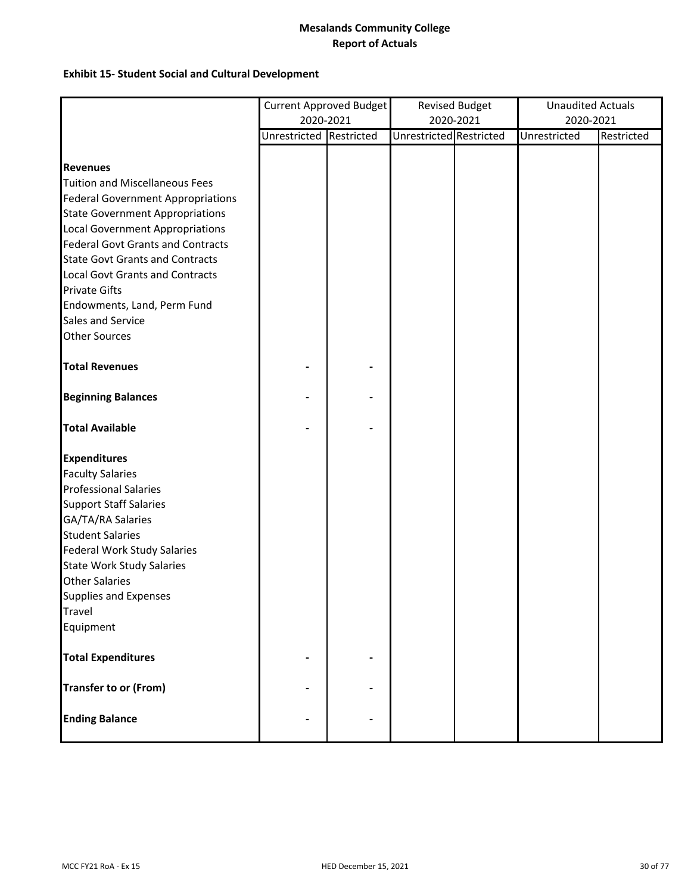**Mesalands Community College**
**Report of Actuals**

**Exhibit 15- Student Social and Cultural Development**

| | Current Approved Budget 2020-2021 | | Revised Budget 2020-2021 | | Unaudited Actuals 2020-2021 | |
|---|---|---|---|---|---|---|
| | Unrestricted | Restricted | Unrestricted | Restricted | Unrestricted | Restricted |
| **Revenues** | | | | | | |
| Tuition and Miscellaneous Fees | | | | | | |
| Federal Government Appropriations | | | | | | |
| State Government Appropriations | | | | | | |
| Local Government Appropriations | | | | | | |
| Federal Govt Grants and Contracts | | | | | | |
| State Govt Grants and Contracts | | | | | | |
| Local Govt Grants and Contracts | | | | | | |
| Private Gifts | | | | | | |
| Endowments, Land, Perm Fund | | | | | | |
| Sales and Service | | | | | | |
| Other Sources | | | | | | |
| **Total Revenues** | - | - | | | | |
| **Beginning Balances** | - | - | | | | |
| **Total Available** | - | - | | | | |
| **Expenditures** | | | | | | |
| Faculty Salaries | | | | | | |
| Professional Salaries | | | | | | |
| Support Staff Salaries | | | | | | |
| GA/TA/RA Salaries | | | | | | |
| Student Salaries | | | | | | |
| Federal Work Study Salaries | | | | | | |
| State Work Study Salaries | | | | | | |
| Other Salaries | | | | | | |
| Supplies and Expenses | | | | | | |
| Travel | | | | | | |
| Equipment | | | | | | |
| **Total Expenditures** | - | - | | | | |
| **Transfer to or (From)** | - | - | | | | |
| **Ending Balance** | - | - | | | | |

MCC FY21 RoA - Ex 15 HED December 15, 2021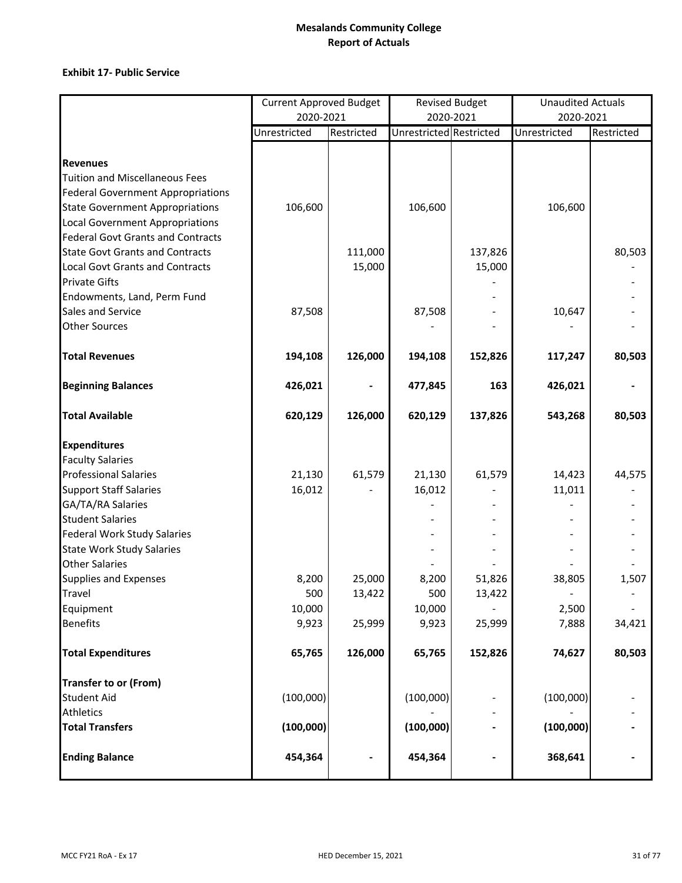# Mesalands Community College
## Report of Actuals

### Exhibit 17- Public Service

| | Current Approved Budget 2020-2021 | | Revised Budget 2020-2021 | | Unaudited Actuals 2020-2021 | |
|---|---|---|---|---|---|---|
| | Unrestricted | Restricted | Unrestricted | Restricted | Unrestricted | Restricted |
| **Revenues** | | | | | | |
| Tuition and Miscellaneous Fees | | | | | | |
| Federal Government Appropriations | | | | | | |
| State Government Appropriations | 106,600 | | 106,600 | | 106,600 | |
| Local Government Appropriations | | | | | | |
| Federal Govt Grants and Contracts | | | | | | |
| State Govt Grants and Contracts | | 111,000 | | 137,826 | | 80,503 |
| Local Govt Grants and Contracts | | 15,000 | | 15,000 | | - |
| Private Gifts | | | | - | | - |
| Endowments, Land, Perm Fund | | | | - | | - |
| Sales and Service | 87,508 | | 87,508 | - | 10,647 | - |
| Other Sources | | | - | - | - | - |
| **Total Revenues** | **194,108** | **126,000** | **194,108** | **152,826** | **117,247** | **80,503** |
| **Beginning Balances** | **426,021** | **-** | **477,845** | **163** | **426,021** | **-** |
| **Total Available** | **620,129** | **126,000** | **620,129** | **137,826** | **543,268** | **80,503** |
| **Expenditures** | | | | | | |
| Faculty Salaries | | | | | | |
| Professional Salaries | 21,130 | 61,579 | 21,130 | 61,579 | 14,423 | 44,575 |
| Support Staff Salaries | 16,012 | - | 16,012 | - | 11,011 | - |
| GA/TA/RA Salaries | | | - | - | - | - |
| Student Salaries | | | - | - | - | - |
| Federal Work Study Salaries | | | - | - | - | - |
| State Work Study Salaries | | | - | - | - | - |
| Other Salaries | | | - | - | - | - |
| Supplies and Expenses | 8,200 | 25,000 | 8,200 | 51,826 | 38,805 | 1,507 |
| Travel | 500 | 13,422 | 500 | 13,422 | - | - |
| Equipment | 10,000 | | 10,000 | - | 2,500 | - |
| Benefits | 9,923 | 25,999 | 9,923 | 25,999 | 7,888 | 34,421 |
| **Total Expenditures** | **65,765** | **126,000** | **65,765** | **152,826** | **74,627** | **80,503** |
| **Transfer to or (From)** | | | | | | |
| Student Aid | (100,000) | | (100,000) | - | (100,000) | - |
| Athletics | | | - | - | - | - |
| **Total Transfers** | **(100,000)** | | **(100,000)** | **-** | **(100,000)** | **-** |
| **Ending Balance** | **454,364** | **-** | **454,364** | **-** | **368,641** | **-** |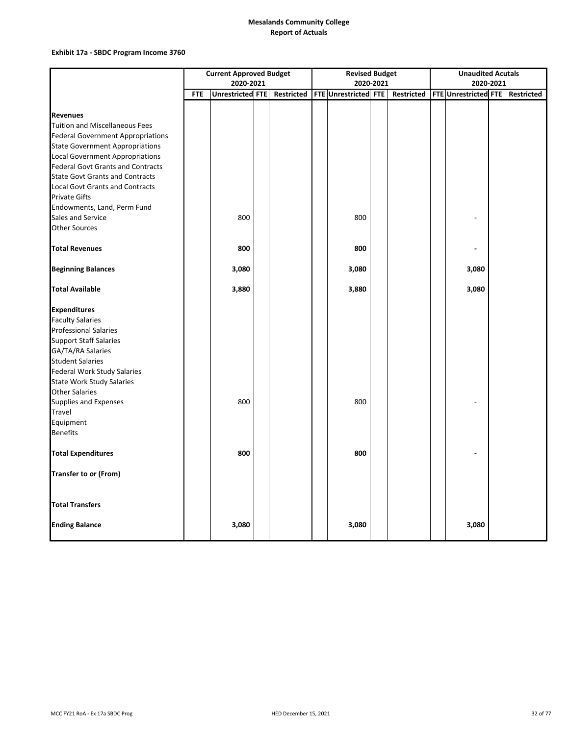# Mesalands Community College
## Report of Actuals

**Exhibit 17a - SBDC Program Income 3760**

| | Current Approved Budget 2020-2021 | | | | Revised Budget 2020-2021 | | | | Unaudited Acutals 2020-2021 | | | |
|---|---|---|---|---|---|---|---|---|---|---|---|---|
| | FTE | Unrestricted | FTE | Restricted | FTE | Unrestricted | FTE | Restricted | FTE | Unrestricted | FTE | Restricted |
| **Revenues** | | | | | | | | | | | | |
| Tuition and Miscellaneous Fees | | | | | | | | | | | | |
| Federal Government Appropriations | | | | | | | | | | | | |
| State Government Appropriations | | | | | | | | | | | | |
| Local Government Appropriations | | | | | | | | | | | | |
| Federal Govt Grants and Contracts | | | | | | | | | | | | |
| State Govt Grants and Contracts | | | | | | | | | | | | |
| Local Govt Grants and Contracts | | | | | | | | | | | | |
| Private Gifts | | | | | | | | | | | | |
| Endowments, Land, Perm Fund | | | | | | | | | | | | |
| Sales and Service | | 800 | | | | 800 | | | | - | | |
| Other Sources | | | | | | | | | | | | |
| **Total Revenues** | | **800** | | | | **800** | | | | **-** | | |
| **Beginning Balances** | | **3,080** | | | | **3,080** | | | | **3,080** | | |
| **Total Available** | | **3,880** | | | | **3,880** | | | | **3,080** | | |
| **Expenditures** | | | | | | | | | | | | |
| Faculty Salaries | | | | | | | | | | | | |
| Professional Salaries | | | | | | | | | | | | |
| Support Staff Salaries | | | | | | | | | | | | |
| GA/TA/RA Salaries | | | | | | | | | | | | |
| Student Salaries | | | | | | | | | | | | |
| Federal Work Study Salaries | | | | | | | | | | | | |
| State Work Study Salaries | | | | | | | | | | | | |
| Other Salaries | | | | | | | | | | | | |
| Supplies and Expenses | | 800 | | | | 800 | | | | - | | |
| Travel | | | | | | | | | | | | |
| Equipment | | | | | | | | | | | | |
| Benefits | | | | | | | | | | | | |
| **Total Expenditures** | | **800** | | | | **800** | | | | **-** | | |
| **Transfer to or (From)** | | | | | | | | | | | | |
| **Total Transfers** | | | | | | | | | | | | |
| **Ending Balance** | | **3,080** | | | | **3,080** | | | | **3,080** | | |

MCC FY21 RoA - Ex 17a SBDC Prog HED December 15, 2021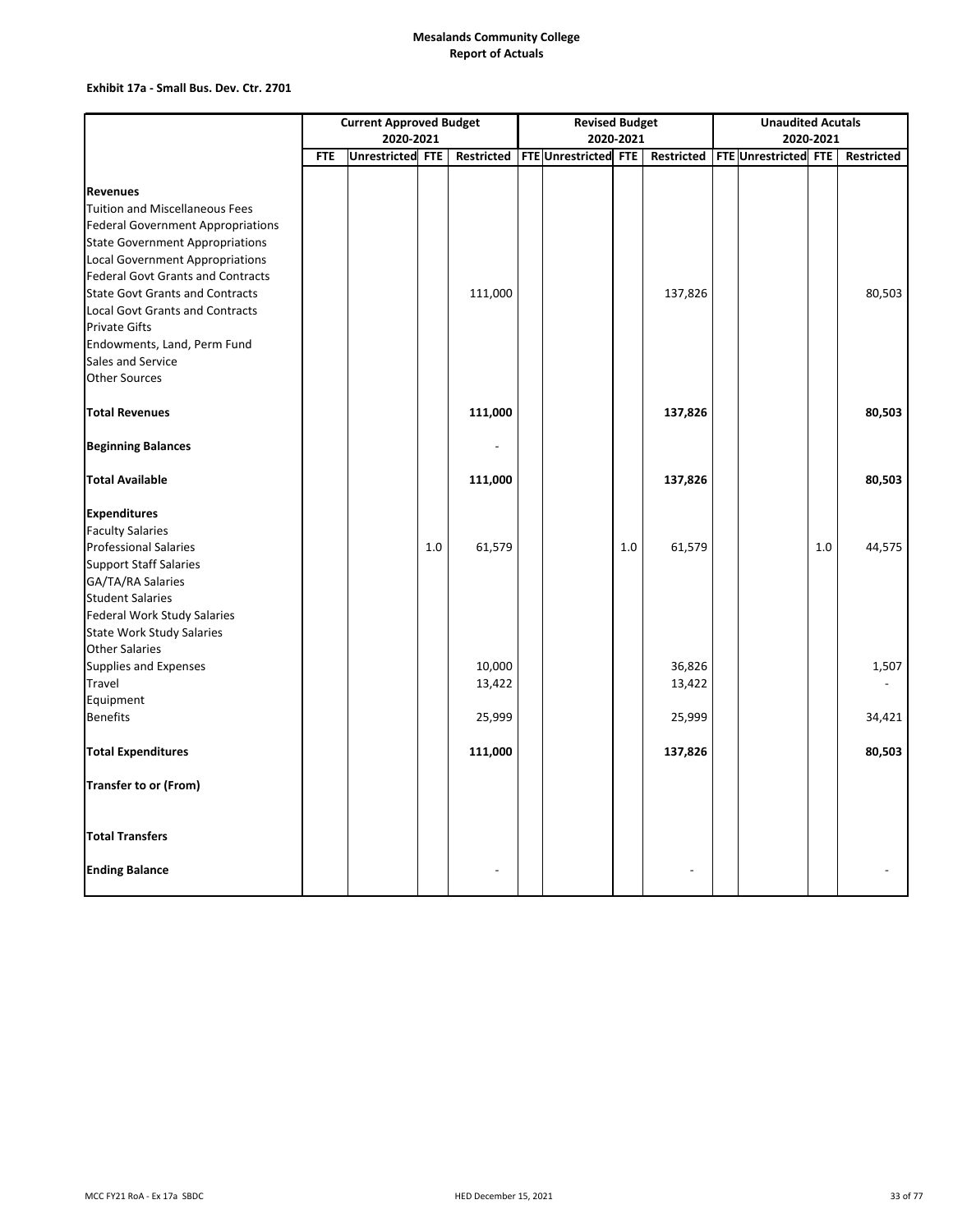**Mesalands Community College**
**Report of Actuals**

**Exhibit 17a - Small Bus. Dev. Ctr. 2701**

| | Current Approved Budget 2020-2021 | | | | Revised Budget 2020-2021 | | | | Unaudited Acutals 2020-2021 | | | |
|---|---|---|---|---|---|---|---|---|---|---|---|---|
| | FTE | Unrestricted | FTE | Restricted | FTE | Unrestricted | FTE | Restricted | FTE | Unrestricted | FTE | Restricted |
| **Revenues** | | | | | | | | | | | | |
| Tuition and Miscellaneous Fees | | | | | | | | | | | | |
| Federal Government Appropriations | | | | | | | | | | | | |
| State Government Appropriations | | | | | | | | | | | | |
| Local Government Appropriations | | | | | | | | | | | | |
| Federal Govt Grants and Contracts | | | | | | | | | | | | |
| State Govt Grants and Contracts | | | | 111,000 | | | | 137,826 | | | | 80,503 |
| Local Govt Grants and Contracts | | | | | | | | | | | | |
| Private Gifts | | | | | | | | | | | | |
| Endowments, Land, Perm Fund | | | | | | | | | | | | |
| Sales and Service | | | | | | | | | | | | |
| Other Sources | | | | | | | | | | | | |
| **Total Revenues** | | | | **111,000** | | | | **137,826** | | | | **80,503** |
| **Beginning Balances** | | | | - | | | | | | | | |
| **Total Available** | | | | **111,000** | | | | **137,826** | | | | **80,503** |
| **Expenditures** | | | | | | | | | | | | |
| Faculty Salaries | | | | | | | | | | | | |
| Professional Salaries | | | 1.0 | 61,579 | | | 1.0 | 61,579 | | | 1.0 | 44,575 |
| Support Staff Salaries | | | | | | | | | | | | |
| GA/TA/RA Salaries | | | | | | | | | | | | |
| Student Salaries | | | | | | | | | | | | |
| Federal Work Study Salaries | | | | | | | | | | | | |
| State Work Study Salaries | | | | | | | | | | | | |
| Other Salaries | | | | | | | | | | | | |
| Supplies and Expenses | | | | 10,000 | | | | 36,826 | | | | 1,507 |
| Travel | | | | 13,422 | | | | 13,422 | | | | - |
| Equipment | | | | | | | | | | | | |
| Benefits | | | | 25,999 | | | | 25,999 | | | | 34,421 |
| **Total Expenditures** | | | | **111,000** | | | | **137,826** | | | | **80,503** |
| **Transfer to or (From)** | | | | | | | | | | | | |
| **Total Transfers** | | | | | | | | | | | | |
| **Ending Balance** | | | | - | | | | - | | | | - |

MCC FY21 RoA - Ex 17a SBDC

HED December 15, 2021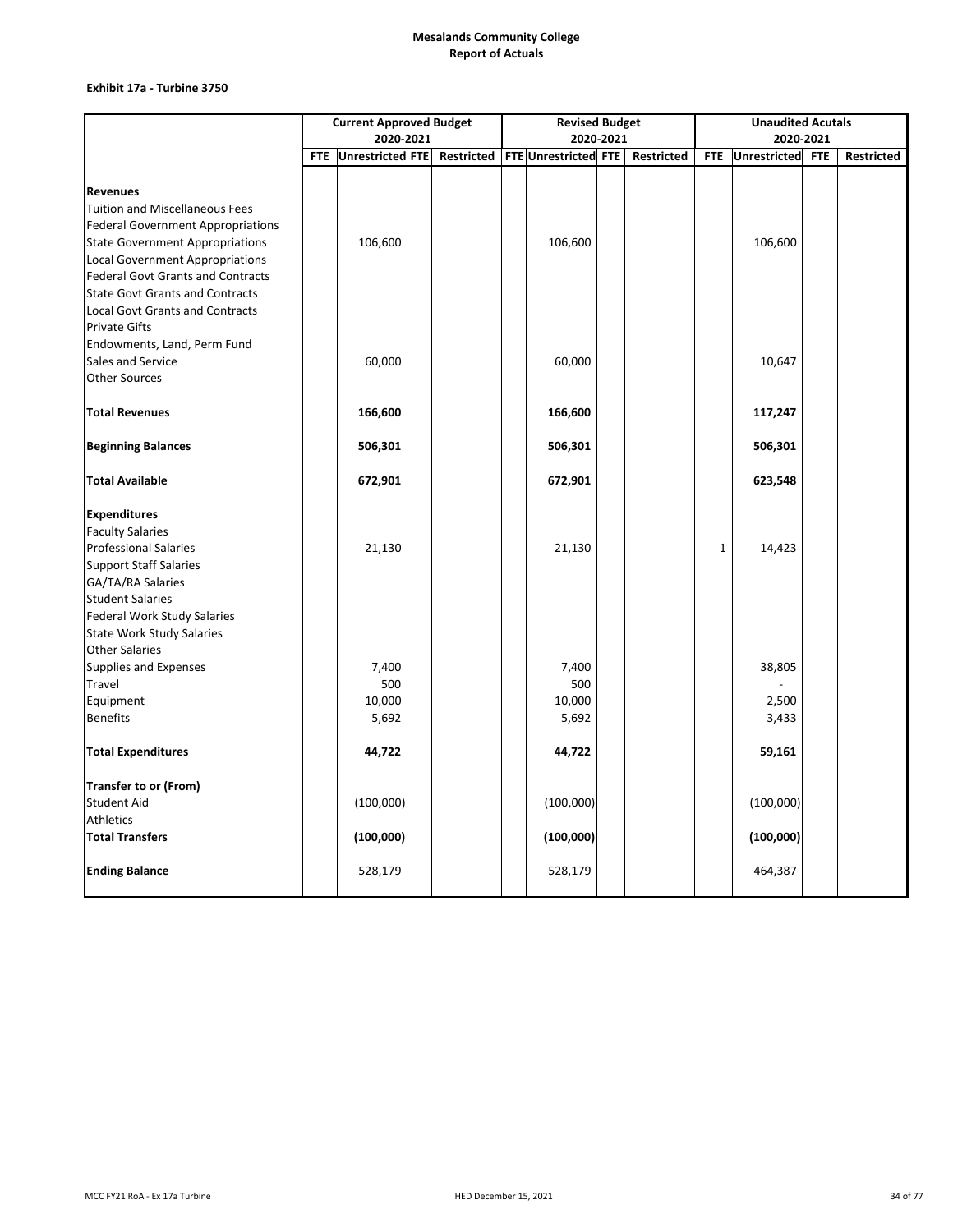# Mesalands Community College
## Report of Actuals

**Exhibit 17a - Turbine 3750**

| | Current Approved Budget 2020-2021 | | | | Revised Budget 2020-2021 | | | | Unaudited Acutals 2020-2021 | | | |
|---|---|---|---|---|---|---|---|---|---|---|---|---|
| | FTE | Unrestricted | FTE | Restricted | FTE | Unrestricted | FTE | Restricted | FTE | Unrestricted | FTE | Restricted |
| **Revenues** | | | | | | | | | | | | |
| Tuition and Miscellaneous Fees | | | | | | | | | | | | |
| Federal Government Appropriations | | | | | | | | | | | | |
| State Government Appropriations | | 106,600 | | | | 106,600 | | | | 106,600 | | |
| Local Government Appropriations | | | | | | | | | | | | |
| Federal Govt Grants and Contracts | | | | | | | | | | | | |
| State Govt Grants and Contracts | | | | | | | | | | | | |
| Local Govt Grants and Contracts | | | | | | | | | | | | |
| Private Gifts | | | | | | | | | | | | |
| Endowments, Land, Perm Fund | | | | | | | | | | | | |
| Sales and Service | | 60,000 | | | | 60,000 | | | | 10,647 | | |
| Other Sources | | | | | | | | | | | | |
| **Total Revenues** | | **166,600** | | | | **166,600** | | | | **117,247** | | |
| **Beginning Balances** | | **506,301** | | | | **506,301** | | | | **506,301** | | |
| **Total Available** | | **672,901** | | | | **672,901** | | | | **623,548** | | |
| **Expenditures** | | | | | | | | | | | | |
| Faculty Salaries | | | | | | | | | | | | |
| Professional Salaries | | 21,130 | | | | 21,130 | | | 1 | 14,423 | | |
| Support Staff Salaries | | | | | | | | | | | | |
| GA/TA/RA Salaries | | | | | | | | | | | | |
| Student Salaries | | | | | | | | | | | | |
| Federal Work Study Salaries | | | | | | | | | | | | |
| State Work Study Salaries | | | | | | | | | | | | |
| Other Salaries | | | | | | | | | | | | |
| Supplies and Expenses | | 7,400 | | | | 7,400 | | | | 38,805 | | |
| Travel | | 500 | | | | 500 | | | | - | | |
| Equipment | | 10,000 | | | | 10,000 | | | | 2,500 | | |
| Benefits | | 5,692 | | | | 5,692 | | | | 3,433 | | |
| **Total Expenditures** | | **44,722** | | | | **44,722** | | | | **59,161** | | |
| **Transfer to or (From)** | | | | | | | | | | | | |
| Student Aid | | (100,000) | | | | (100,000) | | | | (100,000) | | |
| Athletics | | | | | | | | | | | | |
| **Total Transfers** | | **(100,000)** | | | | **(100,000)** | | | | **(100,000)** | | |
| **Ending Balance** | | 528,179 | | | | 528,179 | | | | 464,387 | | |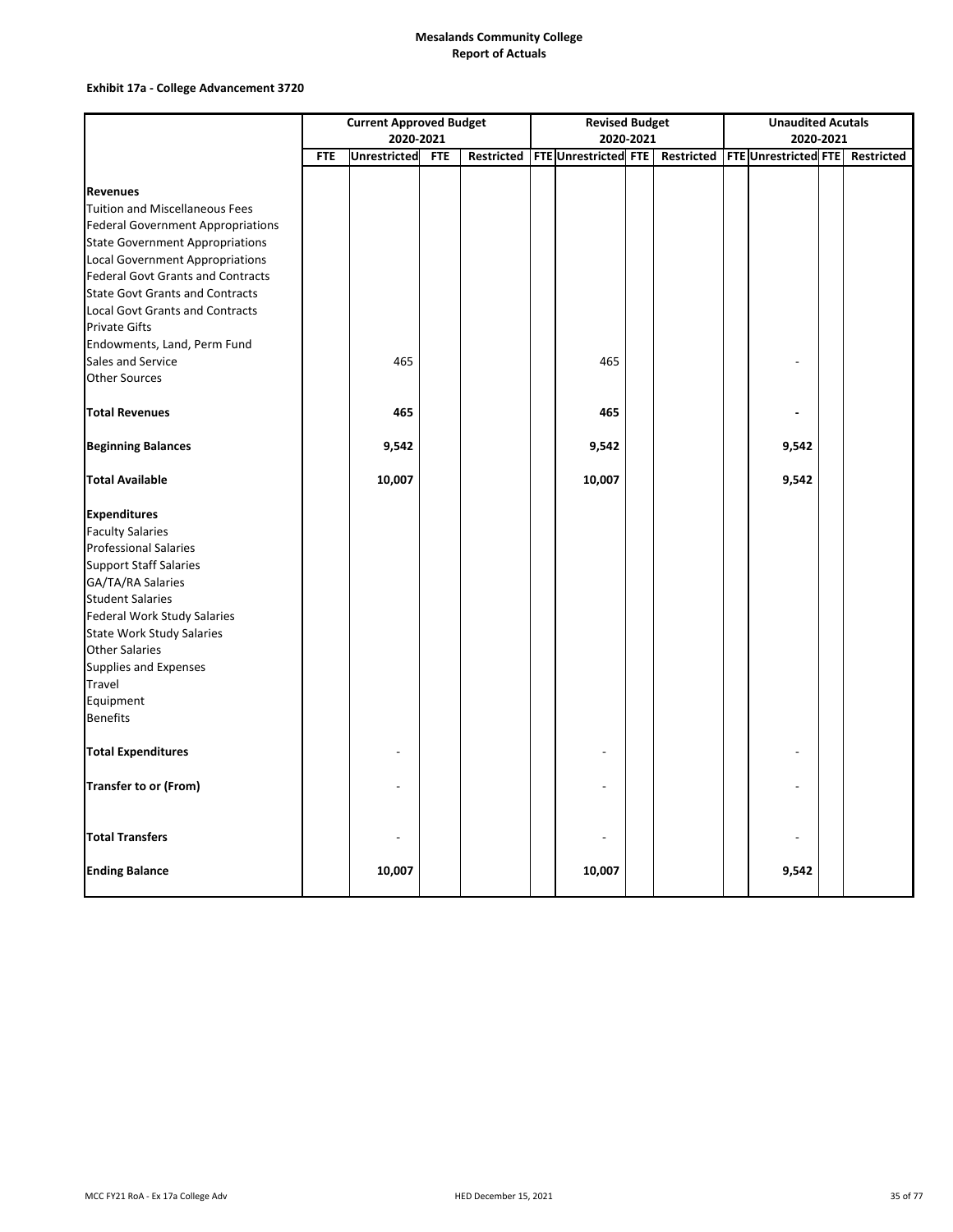# Mesalands Community College
## Report of Actuals

### Exhibit 17a - College Advancement 3720

| | Current Approved Budget 2020-2021 | | | | Revised Budget 2020-2021 | | | | Unaudited Acutals 2020-2021 | | | |
|---|---|---|---|---|---|---|---|---|---|---|---|---|
| | FTE | Unrestricted | FTE | Restricted | FTE | Unrestricted | FTE | Restricted | FTE | Unrestricted | FTE | Restricted |
| **Revenues** | | | | | | | | | | | | |
| Tuition and Miscellaneous Fees | | | | | | | | | | | | |
| Federal Government Appropriations | | | | | | | | | | | | |
| State Government Appropriations | | | | | | | | | | | | |
| Local Government Appropriations | | | | | | | | | | | | |
| Federal Govt Grants and Contracts | | | | | | | | | | | | |
| State Govt Grants and Contracts | | | | | | | | | | | | |
| Local Govt Grants and Contracts | | | | | | | | | | | | |
| Private Gifts | | | | | | | | | | | | |
| Endowments, Land, Perm Fund | | | | | | | | | | | | |
| Sales and Service | | 465 | | | | 465 | | | | - | | |
| Other Sources | | | | | | | | | | | | |
| **Total Revenues** | | **465** | | | | **465** | | | | **-** | | |
| **Beginning Balances** | | **9,542** | | | | **9,542** | | | | **9,542** | | |
| **Total Available** | | **10,007** | | | | **10,007** | | | | **9,542** | | |
| **Expenditures** | | | | | | | | | | | | |
| Faculty Salaries | | | | | | | | | | | | |
| Professional Salaries | | | | | | | | | | | | |
| Support Staff Salaries | | | | | | | | | | | | |
| GA/TA/RA Salaries | | | | | | | | | | | | |
| Student Salaries | | | | | | | | | | | | |
| Federal Work Study Salaries | | | | | | | | | | | | |
| State Work Study Salaries | | | | | | | | | | | | |
| Other Salaries | | | | | | | | | | | | |
| Supplies and Expenses | | | | | | | | | | | | |
| Travel | | | | | | | | | | | | |
| Equipment | | | | | | | | | | | | |
| Benefits | | | | | | | | | | | | |
| **Total Expenditures** | | - | | | | - | | | | - | | |
| **Transfer to or (From)** | | - | | | | - | | | | - | | |
| **Total Transfers** | | - | | | | - | | | | - | | |
| **Ending Balance** | | **10,007** | | | | **10,007** | | | | **9,542** | | |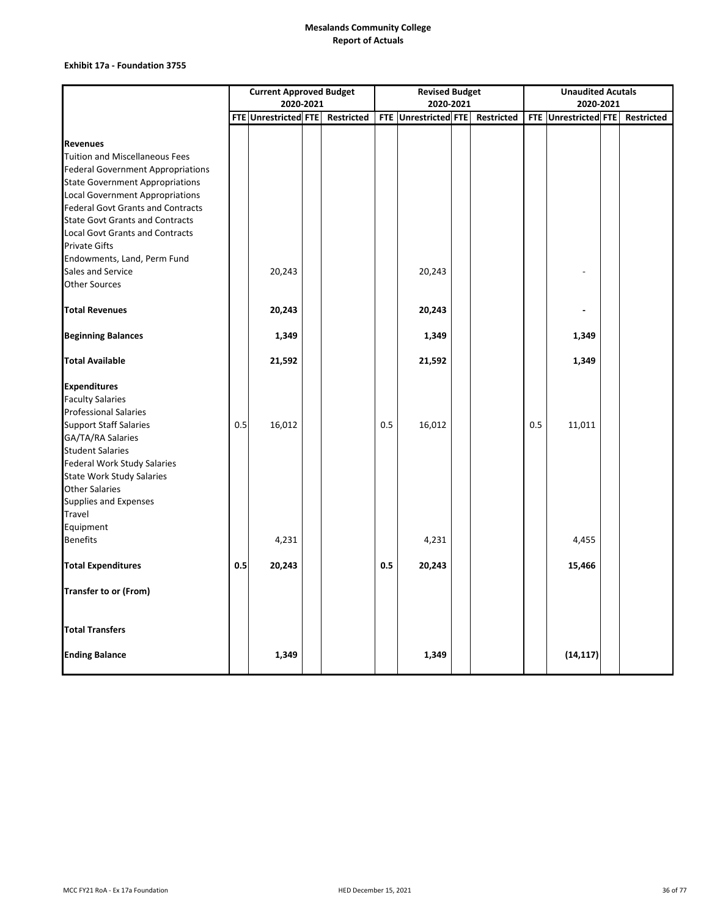**Mesalands Community College**
**Report of Actuals**

**Exhibit 17a - Foundation 3755**

| | Current Approved Budget 2020-2021 | | | | Revised Budget 2020-2021 | | | | Unaudited Acutals 2020-2021 | | | |
|---|---|---|---|---|---|---|---|---|---|---|---|---|
| | FTE | Unrestricted | FTE | Restricted | FTE | Unrestricted | FTE | Restricted | FTE | Unrestricted | FTE | Restricted |
| **Revenues** | | | | | | | | | | | | |
| Tuition and Miscellaneous Fees | | | | | | | | | | | | |
| Federal Government Appropriations | | | | | | | | | | | | |
| State Government Appropriations | | | | | | | | | | | | |
| Local Government Appropriations | | | | | | | | | | | | |
| Federal Govt Grants and Contracts | | | | | | | | | | | | |
| State Govt Grants and Contracts | | | | | | | | | | | | |
| Local Govt Grants and Contracts | | | | | | | | | | | | |
| Private Gifts | | | | | | | | | | | | |
| Endowments, Land, Perm Fund | | | | | | | | | | | | |
| Sales and Service | | 20,243 | | | | 20,243 | | | | - | | |
| Other Sources | | | | | | | | | | | | |
| **Total Revenues** | | **20,243** | | | | **20,243** | | | | **-** | | |
| **Beginning Balances** | | **1,349** | | | | **1,349** | | | | **1,349** | | |
| **Total Available** | | **21,592** | | | | **21,592** | | | | **1,349** | | |
| **Expenditures** | | | | | | | | | | | | |
| Faculty Salaries | | | | | | | | | | | | |
| Professional Salaries | | | | | | | | | | | | |
| Support Staff Salaries | 0.5 | 16,012 | | | 0.5 | 16,012 | | | 0.5 | 11,011 | | |
| GA/TA/RA Salaries | | | | | | | | | | | | |
| Student Salaries | | | | | | | | | | | | |
| Federal Work Study Salaries | | | | | | | | | | | | |
| State Work Study Salaries | | | | | | | | | | | | |
| Other Salaries | | | | | | | | | | | | |
| Supplies and Expenses | | | | | | | | | | | | |
| Travel | | | | | | | | | | | | |
| Equipment | | | | | | | | | | | | |
| Benefits | | 4,231 | | | | 4,231 | | | | 4,455 | | |
| **Total Expenditures** | **0.5** | **20,243** | | | **0.5** | **20,243** | | | | **15,466** | | |
| **Transfer to or (From)** | | | | | | | | | | | | |
| **Total Transfers** | | | | | | | | | | | | |
| **Ending Balance** | | **1,349** | | | | **1,349** | | | | **(14,117)** | | |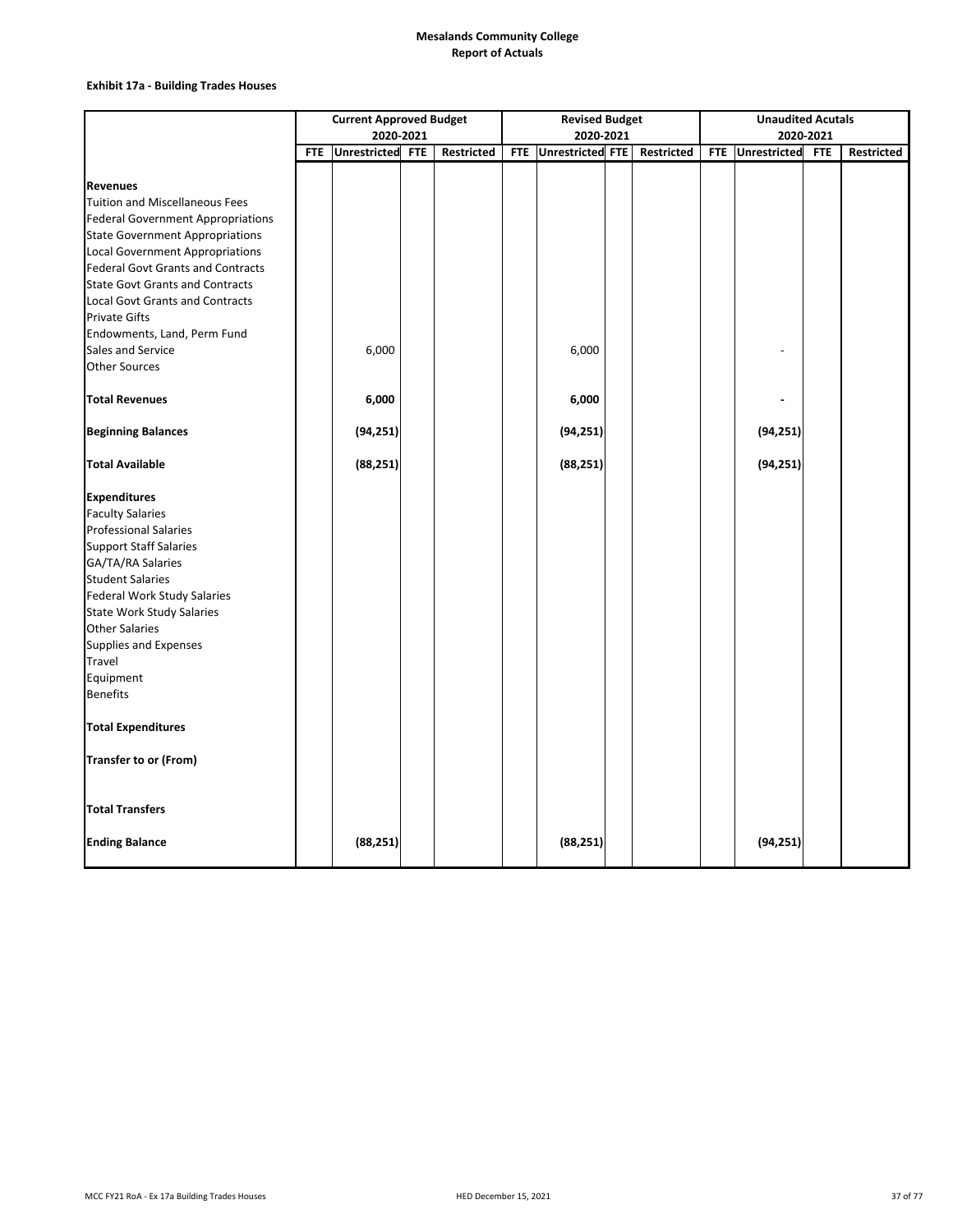# Mesalands Community College
## Report of Actuals

### Exhibit 17a - Building Trades Houses

| | Current Approved Budget 2020-2021 | | | | Revised Budget 2020-2021 | | | | Unaudited Acutals 2020-2021 | | | |
|---|---|---|---|---|---|---|---|---|---|---|---|---|
| | FTE | Unrestricted | FTE | Restricted | FTE | Unrestricted | FTE | Restricted | FTE | Unrestricted | FTE | Restricted |
| **Revenues** | | | | | | | | | | | | |
| Tuition and Miscellaneous Fees | | | | | | | | | | | | |
| Federal Government Appropriations | | | | | | | | | | | | |
| State Government Appropriations | | | | | | | | | | | | |
| Local Government Appropriations | | | | | | | | | | | | |
| Federal Govt Grants and Contracts | | | | | | | | | | | | |
| State Govt Grants and Contracts | | | | | | | | | | | | |
| Local Govt Grants and Contracts | | | | | | | | | | | | |
| Private Gifts | | | | | | | | | | | | |
| Endowments, Land, Perm Fund | | | | | | | | | | | | |
| Sales and Service | | 6,000 | | | | 6,000 | | | | - | | |
| Other Sources | | | | | | | | | | | | |
| **Total Revenues** | | **6,000** | | | | **6,000** | | | | **-** | | |
| **Beginning Balances** | | **(94,251)** | | | | **(94,251)** | | | | **(94,251)** | | |
| **Total Available** | | **(88,251)** | | | | **(88,251)** | | | | **(94,251)** | | |
| **Expenditures** | | | | | | | | | | | | |
| Faculty Salaries | | | | | | | | | | | | |
| Professional Salaries | | | | | | | | | | | | |
| Support Staff Salaries | | | | | | | | | | | | |
| GA/TA/RA Salaries | | | | | | | | | | | | |
| Student Salaries | | | | | | | | | | | | |
| Federal Work Study Salaries | | | | | | | | | | | | |
| State Work Study Salaries | | | | | | | | | | | | |
| Other Salaries | | | | | | | | | | | | |
| Supplies and Expenses | | | | | | | | | | | | |
| Travel | | | | | | | | | | | | |
| Equipment | | | | | | | | | | | | |
| Benefits | | | | | | | | | | | | |
| **Total Expenditures** | | | | | | | | | | | | |
| **Transfer to or (From)** | | | | | | | | | | | | |
| **Total Transfers** | | | | | | | | | | | | |
| **Ending Balance** | | **(88,251)** | | | | **(88,251)** | | | | **(94,251)** | | |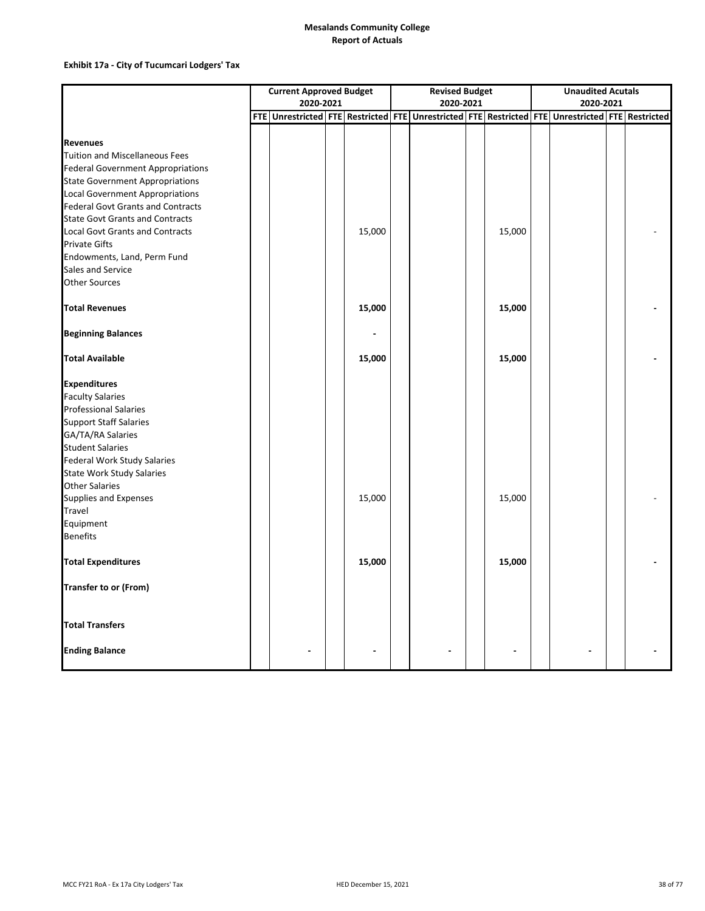**Mesalands Community College**
**Report of Actuals**

**Exhibit 17a - City of Tucumcari Lodgers' Tax**

| | Current Approved Budget 2020-2021 | | | | Revised Budget 2020-2021 | | | | Unaudited Acutals 2020-2021 | | | |
|---|---|---|---|---|---|---|---|---|---|---|---|---|
| | FTE | Unrestricted | FTE | Restricted | FTE | Unrestricted | FTE | Restricted | FTE | Unrestricted | FTE | Restricted |
| **Revenues** | | | | | | | | | | | | |
| Tuition and Miscellaneous Fees | | | | | | | | | | | | |
| Federal Government Appropriations | | | | | | | | | | | | |
| State Government Appropriations | | | | | | | | | | | | |
| Local Government Appropriations | | | | | | | | | | | | |
| Federal Govt Grants and Contracts | | | | | | | | | | | | |
| State Govt Grants and Contracts | | | | | | | | | | | | |
| Local Govt Grants and Contracts | | | | 15,000 | | | | 15,000 | | | | - |
| Private Gifts | | | | | | | | | | | | |
| Endowments, Land, Perm Fund | | | | | | | | | | | | |
| Sales and Service | | | | | | | | | | | | |
| Other Sources | | | | | | | | | | | | |
| **Total Revenues** | | | | **15,000** | | | | **15,000** | | | | **-** |
| **Beginning Balances** | | | | **-** | | | | | | | | |
| **Total Available** | | | | **15,000** | | | | **15,000** | | | | **-** |
| **Expenditures** | | | | | | | | | | | | |
| Faculty Salaries | | | | | | | | | | | | |
| Professional Salaries | | | | | | | | | | | | |
| Support Staff Salaries | | | | | | | | | | | | |
| GA/TA/RA Salaries | | | | | | | | | | | | |
| Student Salaries | | | | | | | | | | | | |
| Federal Work Study Salaries | | | | | | | | | | | | |
| State Work Study Salaries | | | | | | | | | | | | |
| Other Salaries | | | | | | | | | | | | |
| Supplies and Expenses | | | | 15,000 | | | | 15,000 | | | | - |
| Travel | | | | | | | | | | | | |
| Equipment | | | | | | | | | | | | |
| Benefits | | | | | | | | | | | | |
| **Total Expenditures** | | | | **15,000** | | | | **15,000** | | | | **-** |
| **Transfer to or (From)** | | | | | | | | | | | | |
| **Total Transfers** | | | | | | | | | | | | |
| **Ending Balance** | | **-** | | **-** | | **-** | | **-** | | **-** | | **-** |

MCC FY21 RoA - Ex 17a City Lodgers' Tax HED December 15, 2021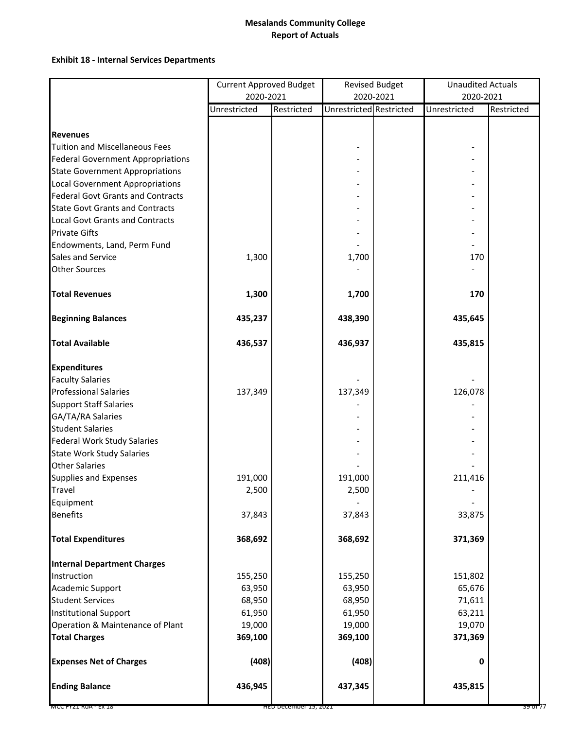**Mesalands Community College**
**Report of Actuals**

**Exhibit 18 - Internal Services Departments**

| | Current Approved Budget 2020-2021 | | Revised Budget 2020-2021 | | Unaudited Actuals 2020-2021 | |
|---|---|---|---|---|---|---|
| | Unrestricted | Restricted | Unrestricted | Restricted | Unrestricted | Restricted |
| **Revenues** | | | | | | |
| Tuition and Miscellaneous Fees | | | - | | - | |
| Federal Government Appropriations | | | - | | - | |
| State Government Appropriations | | | - | | - | |
| Local Government Appropriations | | | - | | - | |
| Federal Govt Grants and Contracts | | | - | | - | |
| State Govt Grants and Contracts | | | - | | - | |
| Local Govt Grants and Contracts | | | - | | - | |
| Private Gifts | | | - | | - | |
| Endowments, Land, Perm Fund | | | - | | - | |
| Sales and Service | 1,300 | | 1,700 | | 170 | |
| Other Sources | | | - | | - | |
| **Total Revenues** | **1,300** | | **1,700** | | **170** | |
| **Beginning Balances** | **435,237** | | **438,390** | | **435,645** | |
| **Total Available** | **436,537** | | **436,937** | | **435,815** | |
| **Expenditures** | | | | | | |
| Faculty Salaries | | | - | | - | |
| Professional Salaries | 137,349 | | 137,349 | | 126,078 | |
| Support Staff Salaries | | | - | | - | |
| GA/TA/RA Salaries | | | - | | - | |
| Student Salaries | | | - | | - | |
| Federal Work Study Salaries | | | - | | - | |
| State Work Study Salaries | | | - | | - | |
| Other Salaries | | | - | | - | |
| Supplies and Expenses | 191,000 | | 191,000 | | 211,416 | |
| Travel | 2,500 | | 2,500 | | - | |
| Equipment | | | - | | - | |
| Benefits | 37,843 | | 37,843 | | 33,875 | |
| **Total Expenditures** | **368,692** | | **368,692** | | **371,369** | |
| **Internal Department Charges** | | | | | | |
| Instruction | 155,250 | | 155,250 | | 151,802 | |
| Academic Support | 63,950 | | 63,950 | | 65,676 | |
| Student Services | 68,950 | | 68,950 | | 71,611 | |
| Institutional Support | 61,950 | | 61,950 | | 63,211 | |
| Operation & Maintenance of Plant | 19,000 | | 19,000 | | 19,070 | |
| **Total Charges** | **369,100** | | **369,100** | | **371,369** | |
| **Expenses Net of Charges** | **(408)** | | **(408)** | | **0** | |
| **Ending Balance** | **436,945** | | **437,345** | | **435,815** | |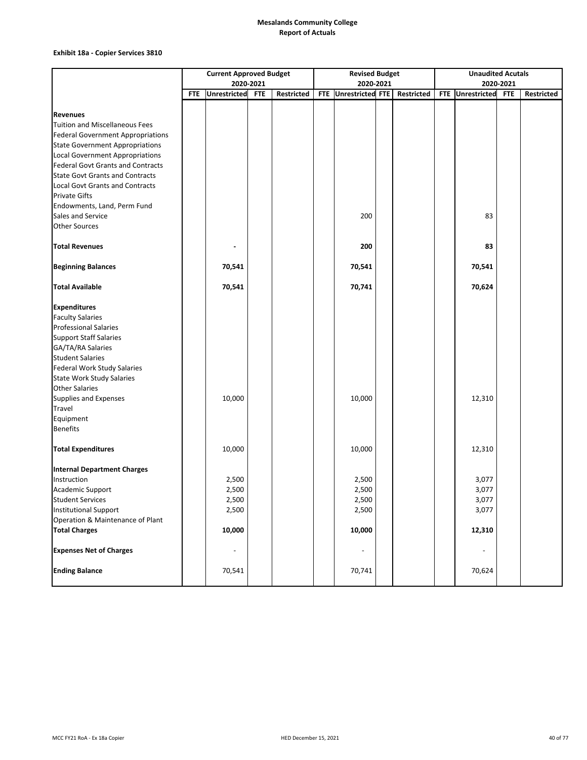# Mesalands Community College
## Report of Actuals

### Exhibit 18a - Copier Services 3810

| | Current Approved Budget 2020-2021 | | | | Revised Budget 2020-2021 | | | | Unaudited Acutals 2020-2021 | | | |
|---|---|---|---|---|---|---|---|---|---|---|---|---|
| | FTE | Unrestricted | FTE | Restricted | FTE | Unrestricted | FTE | Restricted | FTE | Unrestricted | FTE | Restricted |
| **Revenues** | | | | | | | | | | | | |
| Tuition and Miscellaneous Fees | | | | | | | | | | | | |
| Federal Government Appropriations | | | | | | | | | | | | |
| State Government Appropriations | | | | | | | | | | | | |
| Local Government Appropriations | | | | | | | | | | | | |
| Federal Govt Grants and Contracts | | | | | | | | | | | | |
| State Govt Grants and Contracts | | | | | | | | | | | | |
| Local Govt Grants and Contracts | | | | | | | | | | | | |
| Private Gifts | | | | | | | | | | | | |
| Endowments, Land, Perm Fund | | | | | | | | | | | | |
| Sales and Service | | | | | | 200 | | | | 83 | | |
| Other Sources | | | | | | | | | | | | |
| **Total Revenues** | | **-** | | | | **200** | | | | **83** | | |
| **Beginning Balances** | | **70,541** | | | | **70,541** | | | | **70,541** | | |
| **Total Available** | | **70,541** | | | | **70,741** | | | | **70,624** | | |
| **Expenditures** | | | | | | | | | | | | |
| Faculty Salaries | | | | | | | | | | | | |
| Professional Salaries | | | | | | | | | | | | |
| Support Staff Salaries | | | | | | | | | | | | |
| GA/TA/RA Salaries | | | | | | | | | | | | |
| Student Salaries | | | | | | | | | | | | |
| Federal Work Study Salaries | | | | | | | | | | | | |
| State Work Study Salaries | | | | | | | | | | | | |
| Other Salaries | | | | | | | | | | | | |
| Supplies and Expenses | | 10,000 | | | | 10,000 | | | | 12,310 | | |
| Travel | | | | | | | | | | | | |
| Equipment | | | | | | | | | | | | |
| Benefits | | | | | | | | | | | | |
| **Total Expenditures** | | 10,000 | | | | 10,000 | | | | 12,310 | | |
| **Internal Department Charges** | | | | | | | | | | | | |
| Instruction | | 2,500 | | | | 2,500 | | | | 3,077 | | |
| Academic Support | | 2,500 | | | | 2,500 | | | | 3,077 | | |
| Student Services | | 2,500 | | | | 2,500 | | | | 3,077 | | |
| Institutional Support | | 2,500 | | | | 2,500 | | | | 3,077 | | |
| Operation & Maintenance of Plant | | | | | | | | | | | | |
| **Total Charges** | | **10,000** | | | | **10,000** | | | | **12,310** | | |
| **Expenses Net of Charges** | | - | | | | - | | | | - | | |
| **Ending Balance** | | 70,541 | | | | 70,741 | | | | 70,624 | | |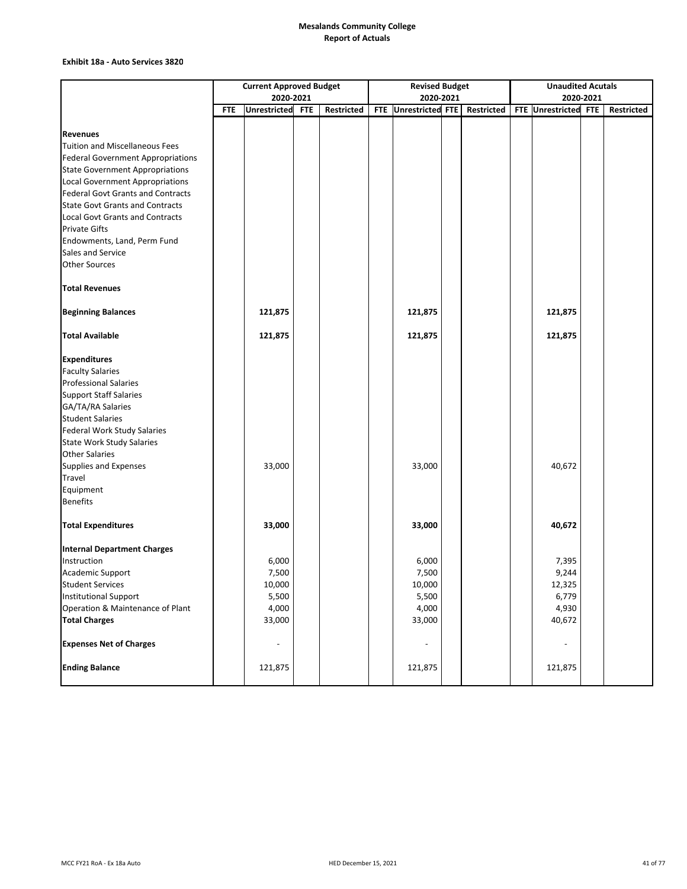# Mesalands Community College
## Report of Actuals

**Exhibit 18a - Auto Services 3820**

| | Current Approved Budget 2020-2021 | | | | Revised Budget 2020-2021 | | | | Unaudited Acutals 2020-2021 | | | |
|---|---|---|---|---|---|---|---|---|---|---|---|---|
| | FTE | Unrestricted | FTE | Restricted | FTE | Unrestricted | FTE | Restricted | FTE | Unrestricted | FTE | Restricted |
| **Revenues** | | | | | | | | | | | | |
| Tuition and Miscellaneous Fees | | | | | | | | | | | | |
| Federal Government Appropriations | | | | | | | | | | | | |
| State Government Appropriations | | | | | | | | | | | | |
| Local Government Appropriations | | | | | | | | | | | | |
| Federal Govt Grants and Contracts | | | | | | | | | | | | |
| State Govt Grants and Contracts | | | | | | | | | | | | |
| Local Govt Grants and Contracts | | | | | | | | | | | | |
| Private Gifts | | | | | | | | | | | | |
| Endowments, Land, Perm Fund | | | | | | | | | | | | |
| Sales and Service | | | | | | | | | | | | |
| Other Sources | | | | | | | | | | | | |
| **Total Revenues** | | | | | | | | | | | | |
| **Beginning Balances** | | **121,875** | | | | **121,875** | | | | **121,875** | | |
| **Total Available** | | **121,875** | | | | **121,875** | | | | **121,875** | | |
| **Expenditures** | | | | | | | | | | | | |
| Faculty Salaries | | | | | | | | | | | | |
| Professional Salaries | | | | | | | | | | | | |
| Support Staff Salaries | | | | | | | | | | | | |
| GA/TA/RA Salaries | | | | | | | | | | | | |
| Student Salaries | | | | | | | | | | | | |
| Federal Work Study Salaries | | | | | | | | | | | | |
| State Work Study Salaries | | | | | | | | | | | | |
| Other Salaries | | | | | | | | | | | | |
| Supplies and Expenses | | 33,000 | | | | 33,000 | | | | 40,672 | | |
| Travel | | | | | | | | | | | | |
| Equipment | | | | | | | | | | | | |
| Benefits | | | | | | | | | | | | |
| **Total Expenditures** | | **33,000** | | | | **33,000** | | | | **40,672** | | |
| **Internal Department Charges** | | | | | | | | | | | | |
| Instruction | | 6,000 | | | | 6,000 | | | | 7,395 | | |
| Academic Support | | 7,500 | | | | 7,500 | | | | 9,244 | | |
| Student Services | | 10,000 | | | | 10,000 | | | | 12,325 | | |
| Institutional Support | | 5,500 | | | | 5,500 | | | | 6,779 | | |
| Operation & Maintenance of Plant | | 4,000 | | | | 4,000 | | | | 4,930 | | |
| **Total Charges** | | 33,000 | | | | 33,000 | | | | 40,672 | | |
| **Expenses Net of Charges** | | - | | | | - | | | | - | | |
| **Ending Balance** | | 121,875 | | | | 121,875 | | | | 121,875 | | |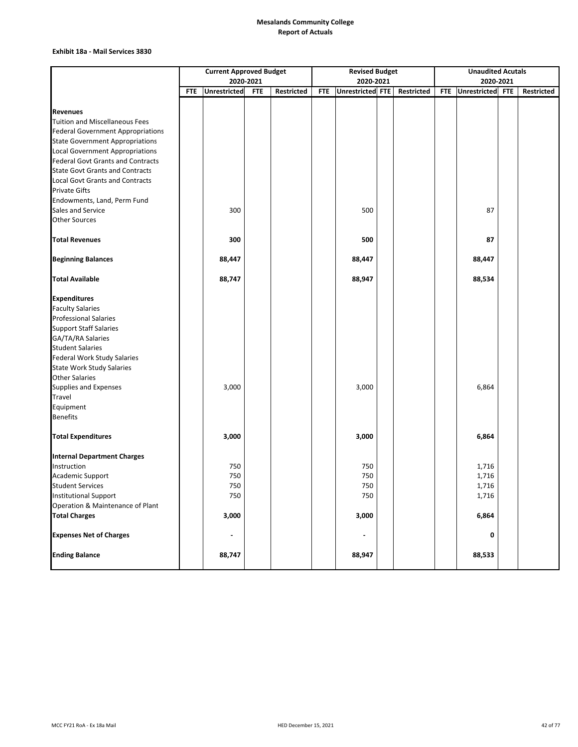# Mesalands Community College
## Report of Actuals

### Exhibit 18a - Mail Services 3830

| | Current Approved Budget 2020-2021 | | | | Revised Budget 2020-2021 | | | | Unaudited Acutals 2020-2021 | | | |
|---|---|---|---|---|---|---|---|---|---|---|---|---|
| | FTE | Unrestricted | FTE | Restricted | FTE | Unrestricted | FTE | Restricted | FTE | Unrestricted | FTE | Restricted |
| **Revenues** | | | | | | | | | | | | |
| Tuition and Miscellaneous Fees | | | | | | | | | | | | |
| Federal Government Appropriations | | | | | | | | | | | | |
| State Government Appropriations | | | | | | | | | | | | |
| Local Government Appropriations | | | | | | | | | | | | |
| Federal Govt Grants and Contracts | | | | | | | | | | | | |
| State Govt Grants and Contracts | | | | | | | | | | | | |
| Local Govt Grants and Contracts | | | | | | | | | | | | |
| Private Gifts | | | | | | | | | | | | |
| Endowments, Land, Perm Fund | | | | | | | | | | | | |
| Sales and Service | | 300 | | | | 500 | | | | 87 | | |
| Other Sources | | | | | | | | | | | | |
| **Total Revenues** | | **300** | | | | **500** | | | | **87** | | |
| **Beginning Balances** | | **88,447** | | | | **88,447** | | | | **88,447** | | |
| **Total Available** | | **88,747** | | | | **88,947** | | | | **88,534** | | |
| **Expenditures** | | | | | | | | | | | | |
| Faculty Salaries | | | | | | | | | | | | |
| Professional Salaries | | | | | | | | | | | | |
| Support Staff Salaries | | | | | | | | | | | | |
| GA/TA/RA Salaries | | | | | | | | | | | | |
| Student Salaries | | | | | | | | | | | | |
| Federal Work Study Salaries | | | | | | | | | | | | |
| State Work Study Salaries | | | | | | | | | | | | |
| Other Salaries | | | | | | | | | | | | |
| Supplies and Expenses | | 3,000 | | | | 3,000 | | | | 6,864 | | |
| Travel | | | | | | | | | | | | |
| Equipment | | | | | | | | | | | | |
| Benefits | | | | | | | | | | | | |
| **Total Expenditures** | | **3,000** | | | | **3,000** | | | | **6,864** | | |
| **Internal Department Charges** | | | | | | | | | | | | |
| Instruction | | 750 | | | | 750 | | | | 1,716 | | |
| Academic Support | | 750 | | | | 750 | | | | 1,716 | | |
| Student Services | | 750 | | | | 750 | | | | 1,716 | | |
| Institutional Support | | 750 | | | | 750 | | | | 1,716 | | |
| Operation & Maintenance of Plant | | | | | | | | | | | | |
| **Total Charges** | | **3,000** | | | | **3,000** | | | | **6,864** | | |
| **Expenses Net of Charges** | | **-** | | | | **-** | | | | **0** | | |
| **Ending Balance** | | **88,747** | | | | **88,947** | | | | **88,533** | | |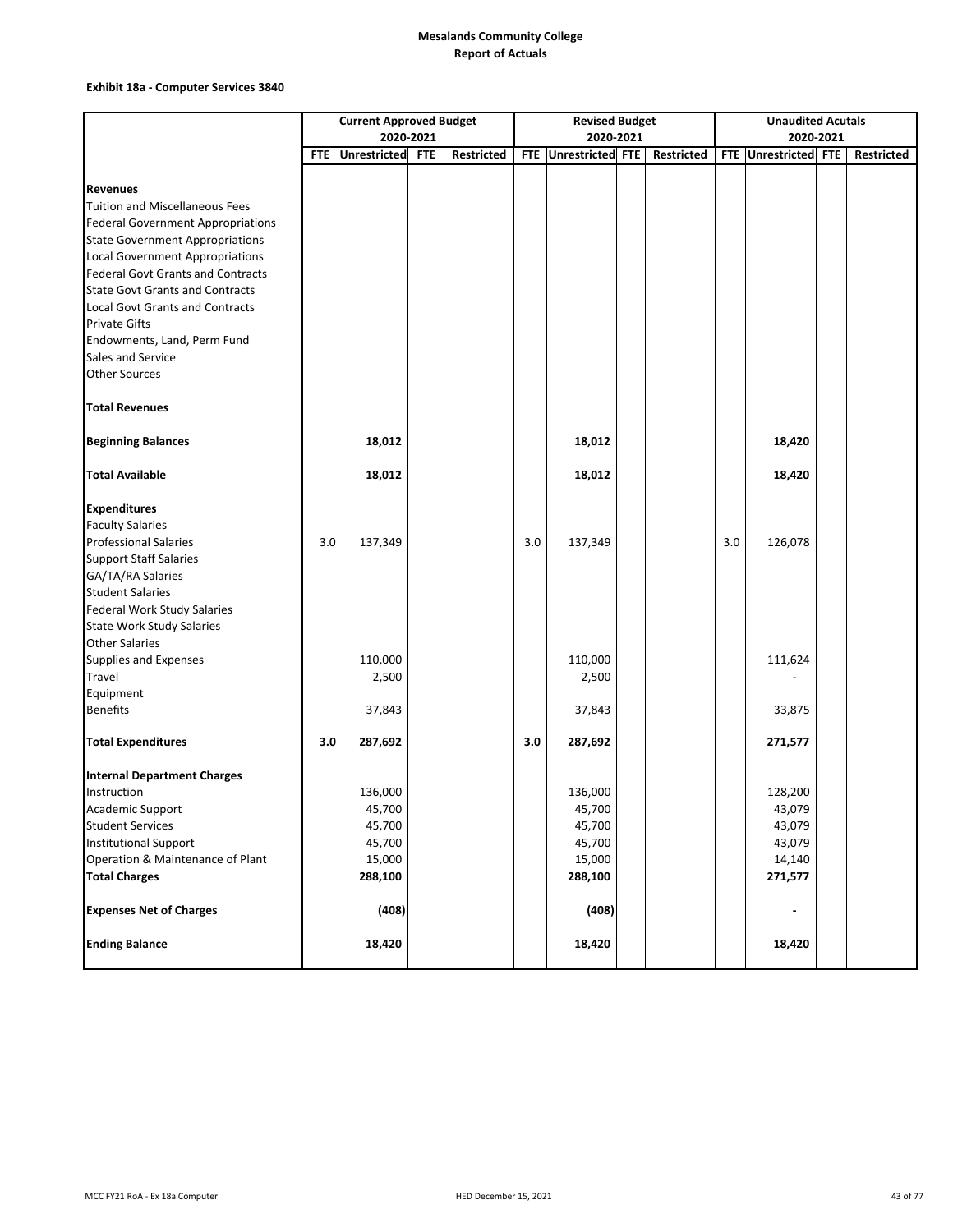**Mesalands Community College**
**Report of Actuals**

**Exhibit 18a - Computer Services 3840**

| | Current Approved Budget 2020-2021 | | | | Revised Budget 2020-2021 | | | | Unaudited Acutals 2020-2021 | | | |
|---|---|---|---|---|---|---|---|---|---|---|---|---|
| | FTE | Unrestricted | FTE | Restricted | FTE | Unrestricted | FTE | Restricted | FTE | Unrestricted | FTE | Restricted |
| **Revenues** | | | | | | | | | | | | |
| Tuition and Miscellaneous Fees | | | | | | | | | | | | |
| Federal Government Appropriations | | | | | | | | | | | | |
| State Government Appropriations | | | | | | | | | | | | |
| Local Government Appropriations | | | | | | | | | | | | |
| Federal Govt Grants and Contracts | | | | | | | | | | | | |
| State Govt Grants and Contracts | | | | | | | | | | | | |
| Local Govt Grants and Contracts | | | | | | | | | | | | |
| Private Gifts | | | | | | | | | | | | |
| Endowments, Land, Perm Fund | | | | | | | | | | | | |
| Sales and Service | | | | | | | | | | | | |
| Other Sources | | | | | | | | | | | | |
| **Total Revenues** | | | | | | | | | | | | |
| **Beginning Balances** | | **18,012** | | | | **18,012** | | | | **18,420** | | |
| **Total Available** | | **18,012** | | | | **18,012** | | | | **18,420** | | |
| **Expenditures** | | | | | | | | | | | | |
| Faculty Salaries | | | | | | | | | | | | |
| Professional Salaries | 3.0 | 137,349 | | | 3.0 | 137,349 | | | 3.0 | 126,078 | | |
| Support Staff Salaries | | | | | | | | | | | | |
| GA/TA/RA Salaries | | | | | | | | | | | | |
| Student Salaries | | | | | | | | | | | | |
| Federal Work Study Salaries | | | | | | | | | | | | |
| State Work Study Salaries | | | | | | | | | | | | |
| Other Salaries | | | | | | | | | | | | |
| Supplies and Expenses | | 110,000 | | | | 110,000 | | | | 111,624 | | |
| Travel | | 2,500 | | | | 2,500 | | | | - | | |
| Equipment | | | | | | | | | | | | |
| Benefits | | 37,843 | | | | 37,843 | | | | 33,875 | | |
| **Total Expenditures** | **3.0** | **287,692** | | | **3.0** | **287,692** | | | | **271,577** | | |
| **Internal Department Charges** | | | | | | | | | | | | |
| Instruction | | 136,000 | | | | 136,000 | | | | 128,200 | | |
| Academic Support | | 45,700 | | | | 45,700 | | | | 43,079 | | |
| Student Services | | 45,700 | | | | 45,700 | | | | 43,079 | | |
| Institutional Support | | 45,700 | | | | 45,700 | | | | 43,079 | | |
| Operation & Maintenance of Plant | | 15,000 | | | | 15,000 | | | | 14,140 | | |
| **Total Charges** | | **288,100** | | | | **288,100** | | | | **271,577** | | |
| **Expenses Net of Charges** | | **(408)** | | | | **(408)** | | | | **-** | | |
| **Ending Balance** | | **18,420** | | | | **18,420** | | | | **18,420** | | |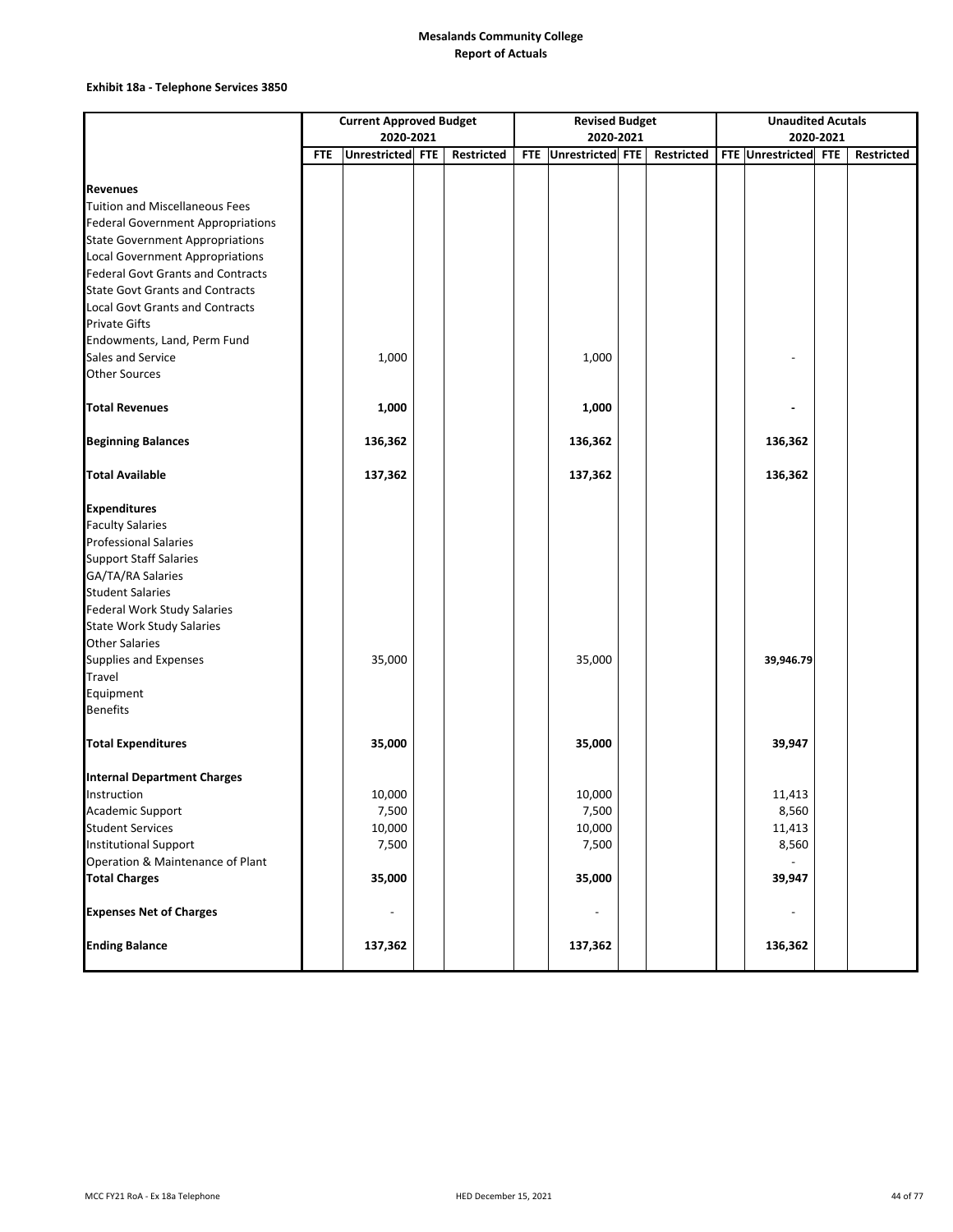# Mesalands Community College
## Report of Actuals

### Exhibit 18a - Telephone Services 3850

| | Current Approved Budget 2020-2021 | | | | Revised Budget 2020-2021 | | | | Unaudited Acutals 2020-2021 | | | |
|---|---|---|---|---|---|---|---|---|---|---|---|---|
| | FTE | Unrestricted | FTE | Restricted | FTE | Unrestricted | FTE | Restricted | FTE | Unrestricted | FTE | Restricted |
| **Revenues** | | | | | | | | | | | | |
| Tuition and Miscellaneous Fees | | | | | | | | | | | | |
| Federal Government Appropriations | | | | | | | | | | | | |
| State Government Appropriations | | | | | | | | | | | | |
| Local Government Appropriations | | | | | | | | | | | | |
| Federal Govt Grants and Contracts | | | | | | | | | | | | |
| State Govt Grants and Contracts | | | | | | | | | | | | |
| Local Govt Grants and Contracts | | | | | | | | | | | | |
| Private Gifts | | | | | | | | | | | | |
| Endowments, Land, Perm Fund | | | | | | | | | | | | |
| Sales and Service | | 1,000 | | | | 1,000 | | | | - | | |
| Other Sources | | | | | | | | | | | | |
| **Total Revenues** | | **1,000** | | | | **1,000** | | | | **-** | | |
| **Beginning Balances** | | **136,362** | | | | **136,362** | | | | **136,362** | | |
| **Total Available** | | **137,362** | | | | **137,362** | | | | **136,362** | | |
| **Expenditures** | | | | | | | | | | | | |
| Faculty Salaries | | | | | | | | | | | | |
| Professional Salaries | | | | | | | | | | | | |
| Support Staff Salaries | | | | | | | | | | | | |
| GA/TA/RA Salaries | | | | | | | | | | | | |
| Student Salaries | | | | | | | | | | | | |
| Federal Work Study Salaries | | | | | | | | | | | | |
| State Work Study Salaries | | | | | | | | | | | | |
| Other Salaries | | | | | | | | | | | | |
| Supplies and Expenses | | 35,000 | | | | 35,000 | | | | **39,946.79** | | |
| Travel | | | | | | | | | | | | |
| Equipment | | | | | | | | | | | | |
| Benefits | | | | | | | | | | | | |
| **Total Expenditures** | | **35,000** | | | | **35,000** | | | | **39,947** | | |
| **Internal Department Charges** | | | | | | | | | | | | |
| Instruction | | 10,000 | | | | 10,000 | | | | 11,413 | | |
| Academic Support | | 7,500 | | | | 7,500 | | | | 8,560 | | |
| Student Services | | 10,000 | | | | 10,000 | | | | 11,413 | | |
| Institutional Support | | 7,500 | | | | 7,500 | | | | 8,560 | | |
| Operation & Maintenance of Plant | | | | | | | | | | - | | |
| **Total Charges** | | **35,000** | | | | **35,000** | | | | **39,947** | | |
| **Expenses Net of Charges** | | - | | | | - | | | | - | | |
| **Ending Balance** | | **137,362** | | | | **137,362** | | | | **136,362** | | |

MCC FY21 RoA - Ex 18a Telephone

HED December 15, 2021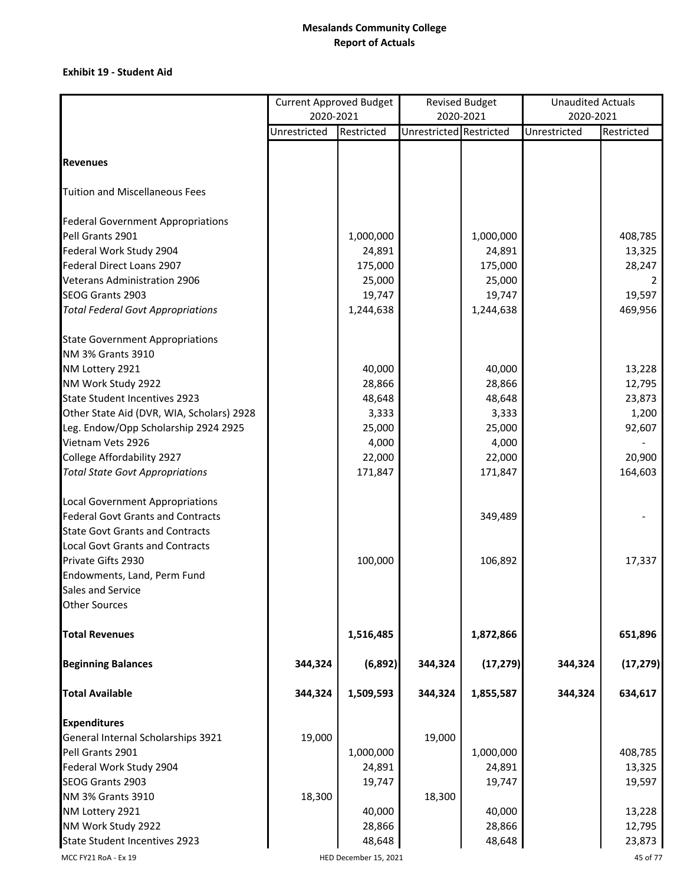**Mesalands Community College**
**Report of Actuals**

**Exhibit 19 - Student Aid**

| | Current Approved Budget 2020-2021 | | Revised Budget 2020-2021 | | Unaudited Actuals 2020-2021 | |
|---|---|---|---|---|---|---|
| | Unrestricted | Restricted | Unrestricted | Restricted | Unrestricted | Restricted |
| **Revenues** | | | | | | |
| Tuition and Miscellaneous Fees | | | | | | |
| Federal Government Appropriations | | | | | | |
| Pell Grants 2901 | | 1,000,000 | | 1,000,000 | | 408,785 |
| Federal Work Study 2904 | | 24,891 | | 24,891 | | 13,325 |
| Federal Direct Loans 2907 | | 175,000 | | 175,000 | | 28,247 |
| Veterans Administration 2906 | | 25,000 | | 25,000 | | 2 |
| SEOG Grants 2903 | | 19,747 | | 19,747 | | 19,597 |
| *Total Federal Govt Appropriations* | | 1,244,638 | | 1,244,638 | | 469,956 |
| State Government Appropriations | | | | | | |
| NM 3% Grants 3910 | | | | | | |
| NM Lottery 2921 | | 40,000 | | 40,000 | | 13,228 |
| NM Work Study 2922 | | 28,866 | | 28,866 | | 12,795 |
| State Student Incentives 2923 | | 48,648 | | 48,648 | | 23,873 |
| Other State Aid (DVR, WIA, Scholars) 2928 | | 3,333 | | 3,333 | | 1,200 |
| Leg. Endow/Opp Scholarship 2924 2925 | | 25,000 | | 25,000 | | 92,607 |
| Vietnam Vets 2926 | | 4,000 | | 4,000 | | - |
| College Affordability 2927 | | 22,000 | | 22,000 | | 20,900 |
| *Total State Govt Appropriations* | | 171,847 | | 171,847 | | 164,603 |
| Local Government Appropriations | | | | | | |
| Federal Govt Grants and Contracts | | | | 349,489 | | - |
| State Govt Grants and Contracts | | | | | | |
| Local Govt Grants and Contracts | | | | | | |
| Private Gifts 2930 | | 100,000 | | 106,892 | | 17,337 |
| Endowments, Land, Perm Fund | | | | | | |
| Sales and Service | | | | | | |
| Other Sources | | | | | | |
| **Total Revenues** | | **1,516,485** | | **1,872,866** | | **651,896** |
| **Beginning Balances** | **344,324** | **(6,892)** | **344,324** | **(17,279)** | **344,324** | **(17,279)** |
| **Total Available** | **344,324** | **1,509,593** | **344,324** | **1,855,587** | **344,324** | **634,617** |
| **Expenditures** | | | | | | |
| General Internal Scholarships 3921 | 19,000 | | 19,000 | | | |
| Pell Grants 2901 | | 1,000,000 | | 1,000,000 | | 408,785 |
| Federal Work Study 2904 | | 24,891 | | 24,891 | | 13,325 |
| SEOG Grants 2903 | | 19,747 | | 19,747 | | 19,597 |
| NM 3% Grants 3910 | 18,300 | | 18,300 | | | |
| NM Lottery 2921 | | 40,000 | | 40,000 | | 13,228 |
| NM Work Study 2922 | | 28,866 | | 28,866 | | 12,795 |
| State Student Incentives 2923 | | 48,648 | | 48,648 | | 23,873 |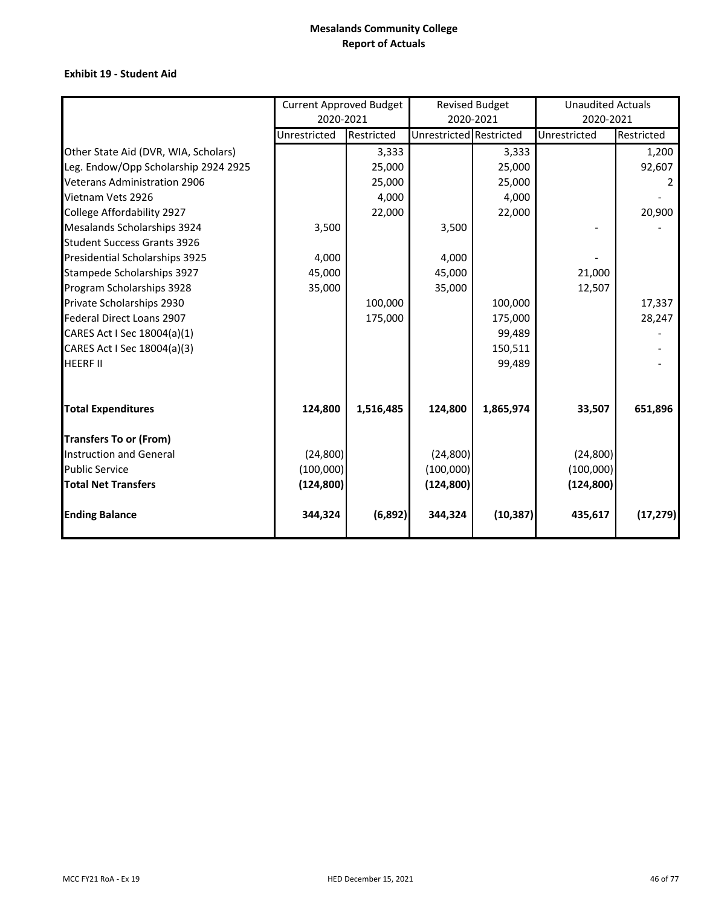**Mesalands Community College**
**Report of Actuals**

**Exhibit 19 - Student Aid**

| | Current Approved Budget 2020-2021 | | Revised Budget 2020-2021 | | Unaudited Actuals 2020-2021 | |
|---|---|---|---|---|---|---|
| | Unrestricted | Restricted | Unrestricted | Restricted | Unrestricted | Restricted |
| Other State Aid (DVR, WIA, Scholars) | | 3,333 | | 3,333 | | 1,200 |
| Leg. Endow/Opp Scholarship 2924 2925 | | 25,000 | | 25,000 | | 92,607 |
| Veterans Administration 2906 | | 25,000 | | 25,000 | | 2 |
| Vietnam Vets 2926 | | 4,000 | | 4,000 | | - |
| College Affordability 2927 | | 22,000 | | 22,000 | | 20,900 |
| Mesalands Scholarships 3924 | 3,500 | | 3,500 | | - | - |
| Student Success Grants 3926 | | | | | | |
| Presidential Scholarships 3925 | 4,000 | | 4,000 | | - | |
| Stampede Scholarships 3927 | 45,000 | | 45,000 | | 21,000 | |
| Program Scholarships 3928 | 35,000 | | 35,000 | | 12,507 | |
| Private Scholarships 2930 | | 100,000 | | 100,000 | | 17,337 |
| Federal Direct Loans 2907 | | 175,000 | | 175,000 | | 28,247 |
| CARES Act I Sec 18004(a)(1) | | | | 99,489 | | - |
| CARES Act I Sec 18004(a)(3) | | | | 150,511 | | - |
| HEERF II | | | | 99,489 | | - |
| **Total Expenditures** | **124,800** | **1,516,485** | **124,800** | **1,865,974** | **33,507** | **651,896** |
| **Transfers To or (From)** | | | | | | |
| Instruction and General | (24,800) | | (24,800) | | (24,800) | |
| Public Service | (100,000) | | (100,000) | | (100,000) | |
| **Total Net Transfers** | **(124,800)** | | **(124,800)** | | **(124,800)** | |
| **Ending Balance** | **344,324** | **(6,892)** | **344,324** | **(10,387)** | **435,617** | **(17,279)** |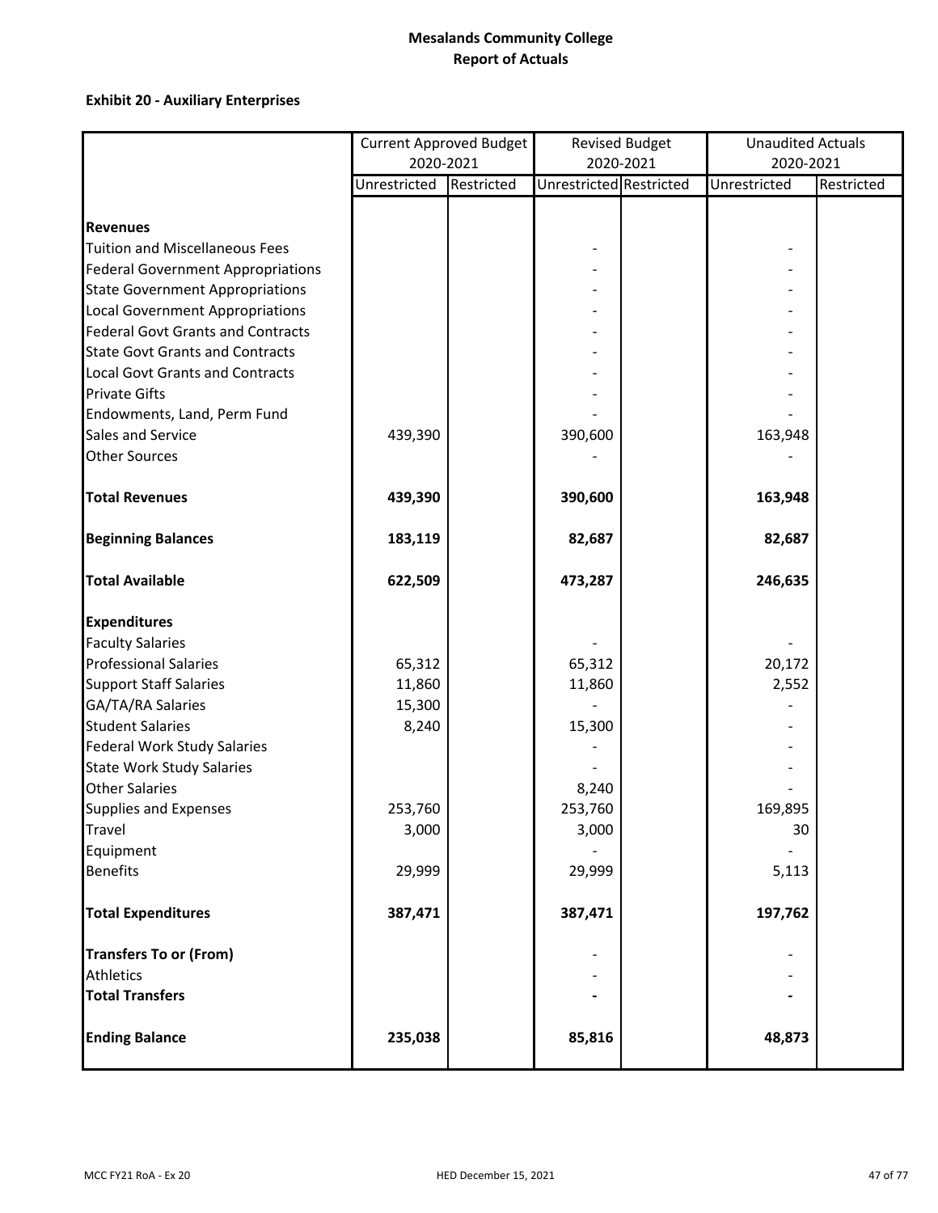# Mesalands Community College
## Report of Actuals

### Exhibit 20 - Auxiliary Enterprises

| | Current Approved Budget 2020-2021 | | Revised Budget 2020-2021 | | Unaudited Actuals 2020-2021 | |
|---|---|---|---|---|---|---|
| | Unrestricted | Restricted | Unrestricted | Restricted | Unrestricted | Restricted |
| **Revenues** | | | | | | |
| Tuition and Miscellaneous Fees | | | - | | - | |
| Federal Government Appropriations | | | - | | - | |
| State Government Appropriations | | | - | | - | |
| Local Government Appropriations | | | - | | - | |
| Federal Govt Grants and Contracts | | | - | | - | |
| State Govt Grants and Contracts | | | - | | - | |
| Local Govt Grants and Contracts | | | - | | - | |
| Private Gifts | | | - | | - | |
| Endowments, Land, Perm Fund | | | - | | - | |
| Sales and Service | 439,390 | | 390,600 | | 163,948 | |
| Other Sources | | | - | | - | |
| **Total Revenues** | **439,390** | | **390,600** | | **163,948** | |
| **Beginning Balances** | **183,119** | | **82,687** | | **82,687** | |
| **Total Available** | **622,509** | | **473,287** | | **246,635** | |
| **Expenditures** | | | | | | |
| Faculty Salaries | | | - | | - | |
| Professional Salaries | 65,312 | | 65,312 | | 20,172 | |
| Support Staff Salaries | 11,860 | | 11,860 | | 2,552 | |
| GA/TA/RA Salaries | 15,300 | | - | | - | |
| Student Salaries | 8,240 | | 15,300 | | - | |
| Federal Work Study Salaries | | | - | | - | |
| State Work Study Salaries | | | - | | - | |
| Other Salaries | | | 8,240 | | - | |
| Supplies and Expenses | 253,760 | | 253,760 | | 169,895 | |
| Travel | 3,000 | | 3,000 | | 30 | |
| Equipment | | | - | | - | |
| Benefits | 29,999 | | 29,999 | | 5,113 | |
| **Total Expenditures** | **387,471** | | **387,471** | | **197,762** | |
| **Transfers To or (From)** | | | - | | - | |
| Athletics | | | - | | - | |
| **Total Transfers** | | | **-** | | **-** | |
| **Ending Balance** | **235,038** | | **85,816** | | **48,873** | |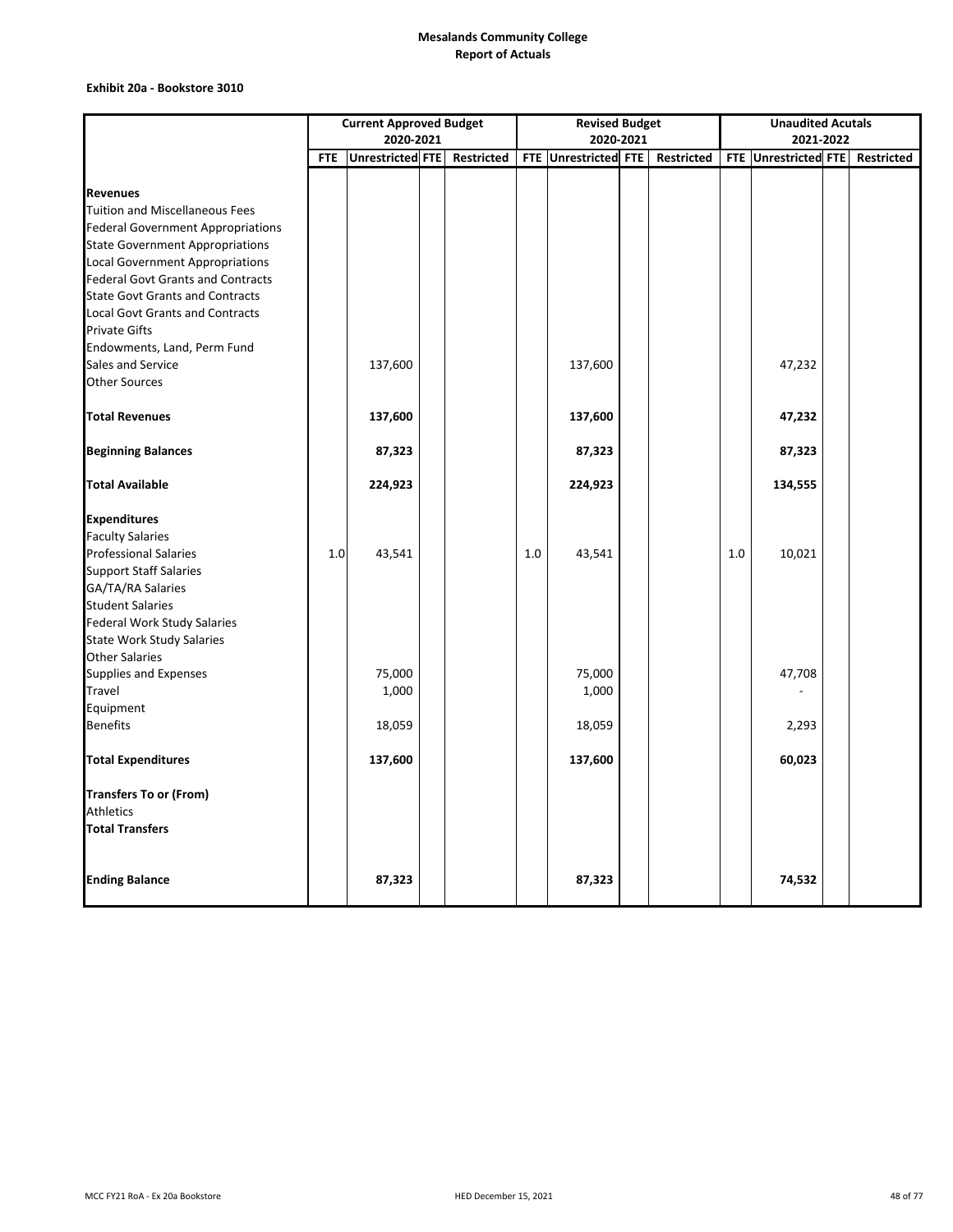**Mesalands Community College**
**Report of Actuals**

**Exhibit 20a - Bookstore 3010**

| | Current Approved Budget 2020-2021 | | | | Revised Budget 2020-2021 | | | | Unaudited Acutals 2021-2022 | | | |
|---|---|---|---|---|---|---|---|---|---|---|---|---|
| | FTE | Unrestricted | FTE | Restricted | FTE | Unrestricted | FTE | Restricted | FTE | Unrestricted | FTE | Restricted |
| **Revenues** | | | | | | | | | | | | |
| Tuition and Miscellaneous Fees | | | | | | | | | | | | |
| Federal Government Appropriations | | | | | | | | | | | | |
| State Government Appropriations | | | | | | | | | | | | |
| Local Government Appropriations | | | | | | | | | | | | |
| Federal Govt Grants and Contracts | | | | | | | | | | | | |
| State Govt Grants and Contracts | | | | | | | | | | | | |
| Local Govt Grants and Contracts | | | | | | | | | | | | |
| Private Gifts | | | | | | | | | | | | |
| Endowments, Land, Perm Fund | | | | | | | | | | | | |
| Sales and Service | | 137,600 | | | | 137,600 | | | | 47,232 | | |
| Other Sources | | | | | | | | | | | | |
| **Total Revenues** | | **137,600** | | | | **137,600** | | | | **47,232** | | |
| **Beginning Balances** | | **87,323** | | | | **87,323** | | | | **87,323** | | |
| **Total Available** | | **224,923** | | | | **224,923** | | | | **134,555** | | |
| **Expenditures** | | | | | | | | | | | | |
| Faculty Salaries | | | | | | | | | | | | |
| Professional Salaries | 1.0 | 43,541 | | | 1.0 | 43,541 | | | 1.0 | 10,021 | | |
| Support Staff Salaries | | | | | | | | | | | | |
| GA/TA/RA Salaries | | | | | | | | | | | | |
| Student Salaries | | | | | | | | | | | | |
| Federal Work Study Salaries | | | | | | | | | | | | |
| State Work Study Salaries | | | | | | | | | | | | |
| Other Salaries | | | | | | | | | | | | |
| Supplies and Expenses | | 75,000 | | | | 75,000 | | | | 47,708 | | |
| Travel | | 1,000 | | | | 1,000 | | | | - | | |
| Equipment | | | | | | | | | | | | |
| Benefits | | 18,059 | | | | 18,059 | | | | 2,293 | | |
| **Total Expenditures** | | **137,600** | | | | **137,600** | | | | **60,023** | | |
| **Transfers To or (From)** | | | | | | | | | | | | |
| Athletics | | | | | | | | | | | | |
| **Total Transfers** | | | | | | | | | | | | |
| **Ending Balance** | | **87,323** | | | | **87,323** | | | | **74,532** | | |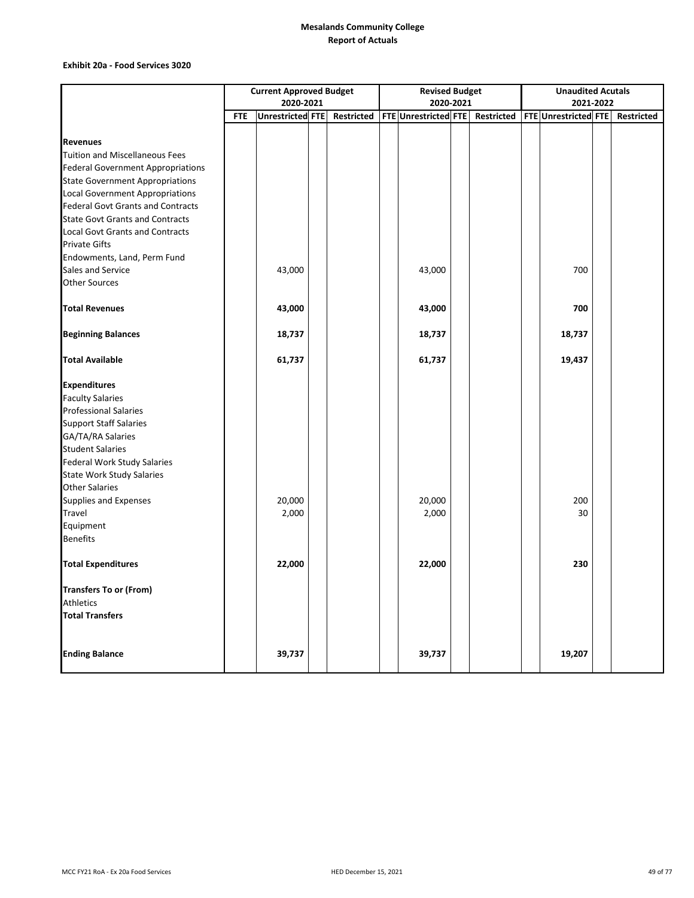# Mesalands Community College
## Report of Actuals

### Exhibit 20a - Food Services 3020

| | Current Approved Budget 2020-2021 | | | | Revised Budget 2020-2021 | | | | Unaudited Acutals 2021-2022 | | | |
|---|---|---|---|---|---|---|---|---|---|---|---|---|
| | FTE | Unrestricted | FTE | Restricted | FTE | Unrestricted | FTE | Restricted | FTE | Unrestricted | FTE | Restricted |
| **Revenues** | | | | | | | | | | | | |
| Tuition and Miscellaneous Fees | | | | | | | | | | | | |
| Federal Government Appropriations | | | | | | | | | | | | |
| State Government Appropriations | | | | | | | | | | | | |
| Local Government Appropriations | | | | | | | | | | | | |
| Federal Govt Grants and Contracts | | | | | | | | | | | | |
| State Govt Grants and Contracts | | | | | | | | | | | | |
| Local Govt Grants and Contracts | | | | | | | | | | | | |
| Private Gifts | | | | | | | | | | | | |
| Endowments, Land, Perm Fund | | | | | | | | | | | | |
| Sales and Service | | 43,000 | | | | 43,000 | | | | 700 | | |
| Other Sources | | | | | | | | | | | | |
| **Total Revenues** | | **43,000** | | | | **43,000** | | | | **700** | | |
| **Beginning Balances** | | **18,737** | | | | **18,737** | | | | **18,737** | | |
| **Total Available** | | **61,737** | | | | **61,737** | | | | **19,437** | | |
| **Expenditures** | | | | | | | | | | | | |
| Faculty Salaries | | | | | | | | | | | | |
| Professional Salaries | | | | | | | | | | | | |
| Support Staff Salaries | | | | | | | | | | | | |
| GA/TA/RA Salaries | | | | | | | | | | | | |
| Student Salaries | | | | | | | | | | | | |
| Federal Work Study Salaries | | | | | | | | | | | | |
| State Work Study Salaries | | | | | | | | | | | | |
| Other Salaries | | | | | | | | | | | | |
| Supplies and Expenses | | 20,000 | | | | 20,000 | | | | 200 | | |
| Travel | | 2,000 | | | | 2,000 | | | | 30 | | |
| Equipment | | | | | | | | | | | | |
| Benefits | | | | | | | | | | | | |
| **Total Expenditures** | | **22,000** | | | | **22,000** | | | | **230** | | |
| **Transfers To or (From)** | | | | | | | | | | | | |
| Athletics | | | | | | | | | | | | |
| **Total Transfers** | | | | | | | | | | | | |
| **Ending Balance** | | **39,737** | | | | **39,737** | | | | **19,207** | | |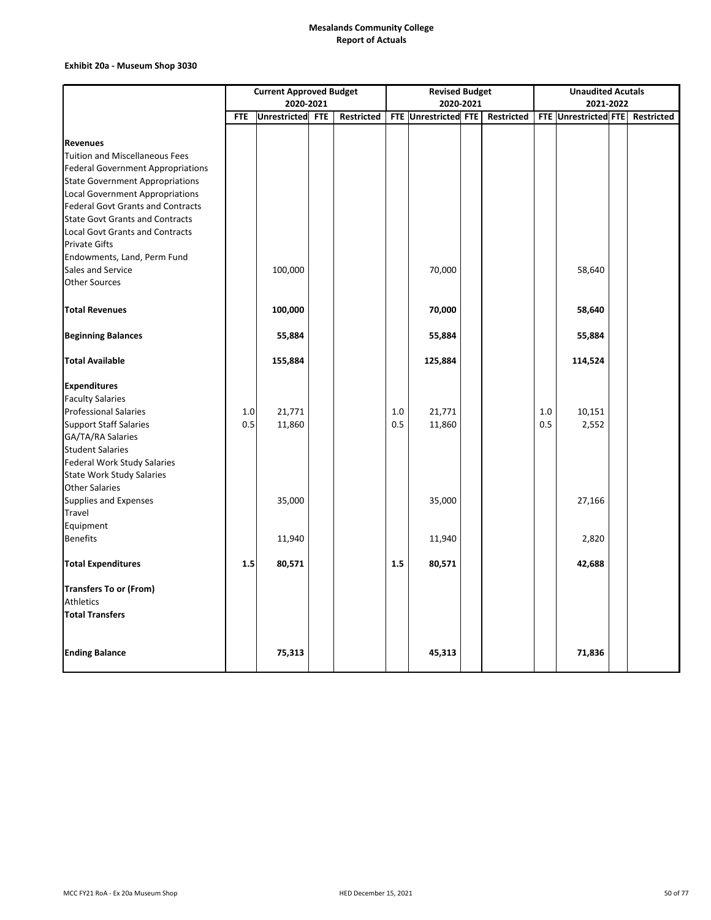**Mesalands Community College**
**Report of Actuals**

**Exhibit 20a - Museum Shop 3030**

| | Current Approved Budget 2020-2021 | | | | Revised Budget 2020-2021 | | | | Unaudited Acutals 2021-2022 | | | |
|---|---|---|---|---|---|---|---|---|---|---|---|---|
| | FTE | Unrestricted | FTE | Restricted | FTE | Unrestricted | FTE | Restricted | FTE | Unrestricted | FTE | Restricted |
| **Revenues** | | | | | | | | | | | | |
| Tuition and Miscellaneous Fees | | | | | | | | | | | | |
| Federal Government Appropriations | | | | | | | | | | | | |
| State Government Appropriations | | | | | | | | | | | | |
| Local Government Appropriations | | | | | | | | | | | | |
| Federal Govt Grants and Contracts | | | | | | | | | | | | |
| State Govt Grants and Contracts | | | | | | | | | | | | |
| Local Govt Grants and Contracts | | | | | | | | | | | | |
| Private Gifts | | | | | | | | | | | | |
| Endowments, Land, Perm Fund | | | | | | | | | | | | |
| Sales and Service | | 100,000 | | | | 70,000 | | | | 58,640 | | |
| Other Sources | | | | | | | | | | | | |
| **Total Revenues** | | **100,000** | | | | **70,000** | | | | **58,640** | | |
| **Beginning Balances** | | **55,884** | | | | **55,884** | | | | **55,884** | | |
| **Total Available** | | **155,884** | | | | **125,884** | | | | **114,524** | | |
| **Expenditures** | | | | | | | | | | | | |
| Faculty Salaries | | | | | | | | | | | | |
| Professional Salaries | 1.0 | 21,771 | | | 1.0 | 21,771 | | | 1.0 | 10,151 | | |
| Support Staff Salaries | 0.5 | 11,860 | | | 0.5 | 11,860 | | | 0.5 | 2,552 | | |
| GA/TA/RA Salaries | | | | | | | | | | | | |
| Student Salaries | | | | | | | | | | | | |
| Federal Work Study Salaries | | | | | | | | | | | | |
| State Work Study Salaries | | | | | | | | | | | | |
| Other Salaries | | | | | | | | | | | | |
| Supplies and Expenses | | 35,000 | | | | 35,000 | | | | 27,166 | | |
| Travel | | | | | | | | | | | | |
| Equipment | | | | | | | | | | | | |
| Benefits | | 11,940 | | | | 11,940 | | | | 2,820 | | |
| **Total Expenditures** | **1.5** | **80,571** | | | **1.5** | **80,571** | | | | **42,688** | | |
| **Transfers To or (From)** | | | | | | | | | | | | |
| Athletics | | | | | | | | | | | | |
| **Total Transfers** | | | | | | | | | | | | |
| **Ending Balance** | | **75,313** | | | | **45,313** | | | | **71,836** | | |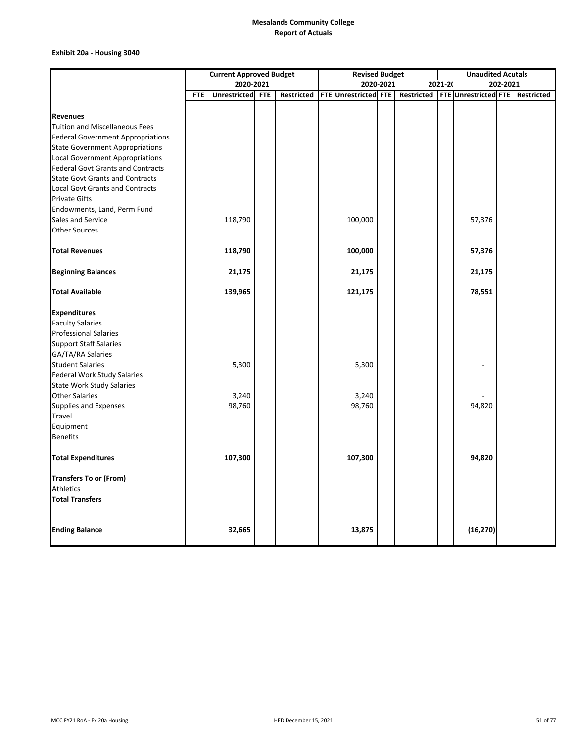**Mesalands Community College**
**Report of Actuals**

**Exhibit 20a - Housing 3040**

| | Current Approved Budget 2020-2021 | | | | Revised Budget 2020-2021 | | | | Unaudited Acutals 2021-20 202-2021 | | | |
|---|---|---|---|---|---|---|---|---|---|---|---|---|
| | FTE | Unrestricted | FTE | Restricted | FTE | Unrestricted | FTE | Restricted | FTE | Unrestricted | FTE | Restricted |
| **Revenues** | | | | | | | | | | | | |
| Tuition and Miscellaneous Fees | | | | | | | | | | | | |
| Federal Government Appropriations | | | | | | | | | | | | |
| State Government Appropriations | | | | | | | | | | | | |
| Local Government Appropriations | | | | | | | | | | | | |
| Federal Govt Grants and Contracts | | | | | | | | | | | | |
| State Govt Grants and Contracts | | | | | | | | | | | | |
| Local Govt Grants and Contracts | | | | | | | | | | | | |
| Private Gifts | | | | | | | | | | | | |
| Endowments, Land, Perm Fund | | | | | | | | | | | | |
| Sales and Service | | 118,790 | | | | 100,000 | | | | 57,376 | | |
| Other Sources | | | | | | | | | | | | |
| **Total Revenues** | | **118,790** | | | | **100,000** | | | | **57,376** | | |
| **Beginning Balances** | | **21,175** | | | | **21,175** | | | | **21,175** | | |
| **Total Available** | | **139,965** | | | | **121,175** | | | | **78,551** | | |
| **Expenditures** | | | | | | | | | | | | |
| Faculty Salaries | | | | | | | | | | | | |
| Professional Salaries | | | | | | | | | | | | |
| Support Staff Salaries | | | | | | | | | | | | |
| GA/TA/RA Salaries | | | | | | | | | | | | |
| Student Salaries | | 5,300 | | | | 5,300 | | | | - | | |
| Federal Work Study Salaries | | | | | | | | | | | | |
| State Work Study Salaries | | | | | | | | | | | | |
| Other Salaries | | 3,240 | | | | 3,240 | | | | - | | |
| Supplies and Expenses | | 98,760 | | | | 98,760 | | | | 94,820 | | |
| Travel | | | | | | | | | | | | |
| Equipment | | | | | | | | | | | | |
| Benefits | | | | | | | | | | | | |
| **Total Expenditures** | | **107,300** | | | | **107,300** | | | | **94,820** | | |
| **Transfers To or (From)** | | | | | | | | | | | | |
| Athletics | | | | | | | | | | | | |
| **Total Transfers** | | | | | | | | | | | | |
| **Ending Balance** | | **32,665** | | | | **13,875** | | | | **(16,270)** | | |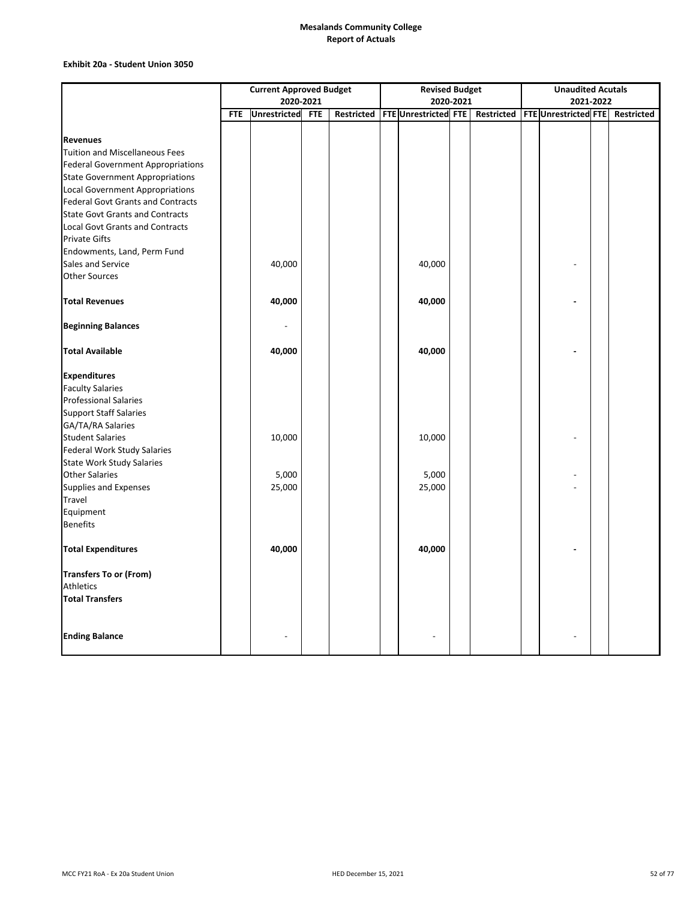**Mesalands Community College**
**Report of Actuals**

**Exhibit 20a - Student Union 3050**

| | Current Approved Budget 2020-2021 | | | | Revised Budget 2020-2021 | | | | Unaudited Acutals 2021-2022 | | | |
|---|---|---|---|---|---|---|---|---|---|---|---|---|
| | FTE | Unrestricted | FTE | Restricted | FTE | Unrestricted | FTE | Restricted | FTE | Unrestricted | FTE | Restricted |
| **Revenues** | | | | | | | | | | | | |
| Tuition and Miscellaneous Fees | | | | | | | | | | | | |
| Federal Government Appropriations | | | | | | | | | | | | |
| State Government Appropriations | | | | | | | | | | | | |
| Local Government Appropriations | | | | | | | | | | | | |
| Federal Govt Grants and Contracts | | | | | | | | | | | | |
| State Govt Grants and Contracts | | | | | | | | | | | | |
| Local Govt Grants and Contracts | | | | | | | | | | | | |
| Private Gifts | | | | | | | | | | | | |
| Endowments, Land, Perm Fund | | | | | | | | | | | | |
| Sales and Service | | 40,000 | | | | 40,000 | | | | - | | |
| Other Sources | | | | | | | | | | | | |
| **Total Revenues** | | **40,000** | | | | **40,000** | | | | **-** | | |
| **Beginning Balances** | | - | | | | | | | | | | |
| **Total Available** | | **40,000** | | | | **40,000** | | | | **-** | | |
| **Expenditures** | | | | | | | | | | | | |
| Faculty Salaries | | | | | | | | | | | | |
| Professional Salaries | | | | | | | | | | | | |
| Support Staff Salaries | | | | | | | | | | | | |
| GA/TA/RA Salaries | | | | | | | | | | | | |
| Student Salaries | | 10,000 | | | | 10,000 | | | | - | | |
| Federal Work Study Salaries | | | | | | | | | | | | |
| State Work Study Salaries | | | | | | | | | | | | |
| Other Salaries | | 5,000 | | | | 5,000 | | | | - | | |
| Supplies and Expenses | | 25,000 | | | | 25,000 | | | | - | | |
| Travel | | | | | | | | | | | | |
| Equipment | | | | | | | | | | | | |
| Benefits | | | | | | | | | | | | |
| **Total Expenditures** | | **40,000** | | | | **40,000** | | | | **-** | | |
| **Transfers To or (From)** | | | | | | | | | | | | |
| Athletics | | | | | | | | | | | | |
| **Total Transfers** | | | | | | | | | | | | |
| **Ending Balance** | | - | | | | - | | | | - | | |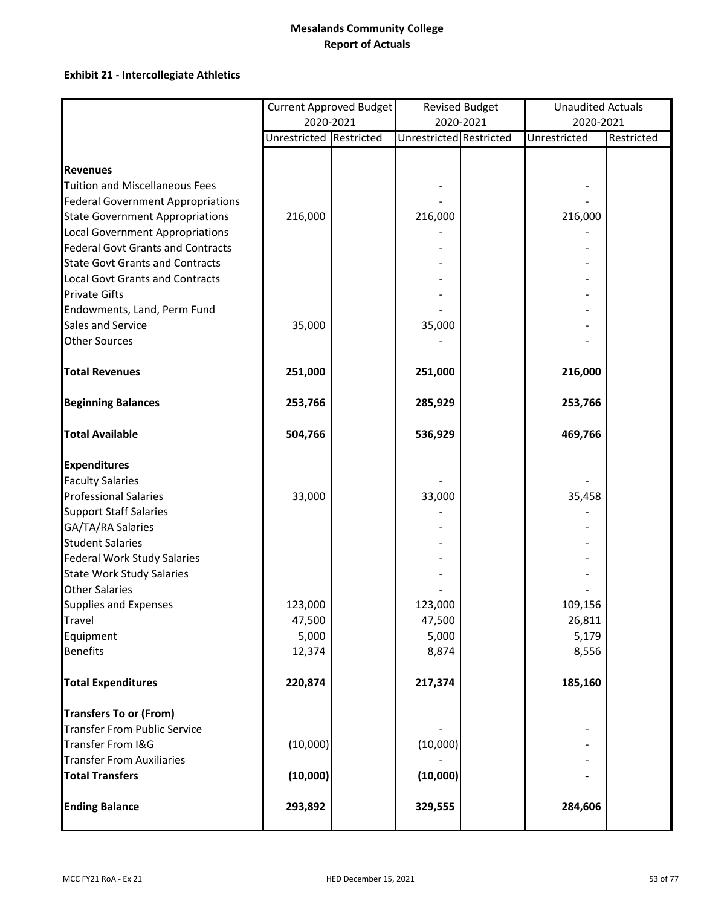# Mesalands Community College
# Report of Actuals

## Exhibit 21 - Intercollegiate Athletics

| | Current Approved Budget 2020-2021 | | Revised Budget 2020-2021 | | Unaudited Actuals 2020-2021 | |
|---|---|---|---|---|---|---|
| | Unrestricted | Restricted | Unrestricted | Restricted | Unrestricted | Restricted |
| **Revenues** | | | | | | |
| Tuition and Miscellaneous Fees | | | - | | - | |
| Federal Government Appropriations | | | - | | - | |
| State Government Appropriations | 216,000 | | 216,000 | | 216,000 | |
| Local Government Appropriations | | | - | | - | |
| Federal Govt Grants and Contracts | | | - | | - | |
| State Govt Grants and Contracts | | | - | | - | |
| Local Govt Grants and Contracts | | | - | | - | |
| Private Gifts | | | - | | - | |
| Endowments, Land, Perm Fund | | | - | | - | |
| Sales and Service | 35,000 | | 35,000 | | - | |
| Other Sources | | | - | | - | |
| **Total Revenues** | **251,000** | | **251,000** | | **216,000** | |
| **Beginning Balances** | **253,766** | | **285,929** | | **253,766** | |
| **Total Available** | **504,766** | | **536,929** | | **469,766** | |
| **Expenditures** | | | | | | |
| Faculty Salaries | | | - | | - | |
| Professional Salaries | 33,000 | | 33,000 | | 35,458 | |
| Support Staff Salaries | | | - | | - | |
| GA/TA/RA Salaries | | | - | | - | |
| Student Salaries | | | - | | - | |
| Federal Work Study Salaries | | | - | | - | |
| State Work Study Salaries | | | - | | - | |
| Other Salaries | | | - | | - | |
| Supplies and Expenses | 123,000 | | 123,000 | | 109,156 | |
| Travel | 47,500 | | 47,500 | | 26,811 | |
| Equipment | 5,000 | | 5,000 | | 5,179 | |
| Benefits | 12,374 | | 8,874 | | 8,556 | |
| **Total Expenditures** | **220,874** | | **217,374** | | **185,160** | |
| **Transfers To or (From)** | | | | | | |
| Transfer From Public Service | | | - | | - | |
| Transfer From I&G | (10,000) | | (10,000) | | - | |
| Transfer From Auxiliaries | | | - | | - | |
| **Total Transfers** | **(10,000)** | | **(10,000)** | | **-** | |
| **Ending Balance** | **293,892** | | **329,555** | | **284,606** | |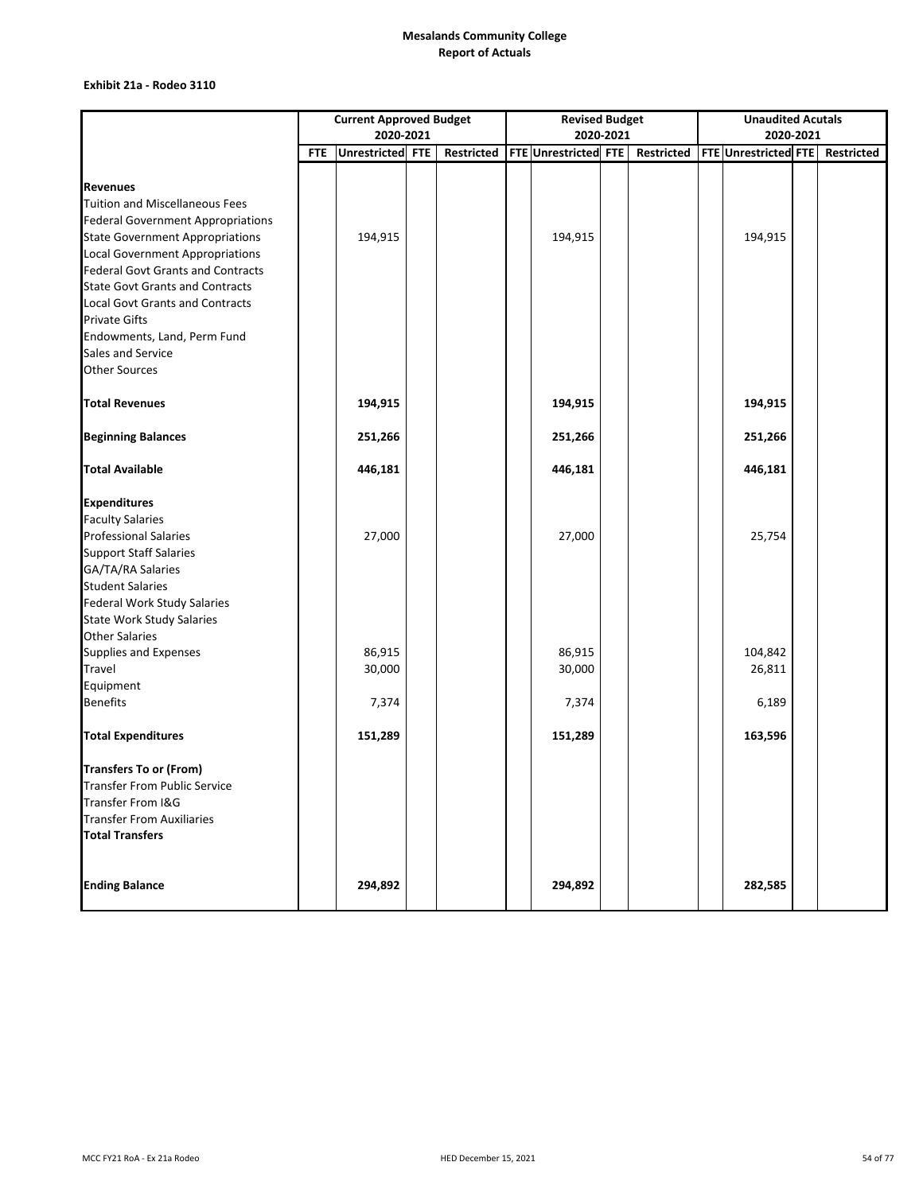**Mesalands Community College**
**Report of Actuals**

**Exhibit 21a - Rodeo 3110**

| | Current Approved Budget 2020-2021 | | | | Revised Budget 2020-2021 | | | | Unaudited Acutals 2020-2021 | | | |
|---|---|---|---|---|---|---|---|---|---|---|---|---|
| | FTE | Unrestricted | FTE | Restricted | FTE | Unrestricted | FTE | Restricted | FTE | Unrestricted | FTE | Restricted |
| **Revenues** | | | | | | | | | | | | |
| Tuition and Miscellaneous Fees | | | | | | | | | | | | |
| Federal Government Appropriations | | | | | | | | | | | | |
| State Government Appropriations | | 194,915 | | | | 194,915 | | | | 194,915 | | |
| Local Government Appropriations | | | | | | | | | | | | |
| Federal Govt Grants and Contracts | | | | | | | | | | | | |
| State Govt Grants and Contracts | | | | | | | | | | | | |
| Local Govt Grants and Contracts | | | | | | | | | | | | |
| Private Gifts | | | | | | | | | | | | |
| Endowments, Land, Perm Fund | | | | | | | | | | | | |
| Sales and Service | | | | | | | | | | | | |
| Other Sources | | | | | | | | | | | | |
| **Total Revenues** | | **194,915** | | | | **194,915** | | | | **194,915** | | |
| **Beginning Balances** | | **251,266** | | | | **251,266** | | | | **251,266** | | |
| **Total Available** | | **446,181** | | | | **446,181** | | | | **446,181** | | |
| **Expenditures** | | | | | | | | | | | | |
| Faculty Salaries | | | | | | | | | | | | |
| Professional Salaries | | 27,000 | | | | 27,000 | | | | 25,754 | | |
| Support Staff Salaries | | | | | | | | | | | | |
| GA/TA/RA Salaries | | | | | | | | | | | | |
| Student Salaries | | | | | | | | | | | | |
| Federal Work Study Salaries | | | | | | | | | | | | |
| State Work Study Salaries | | | | | | | | | | | | |
| Other Salaries | | | | | | | | | | | | |
| Supplies and Expenses | | 86,915 | | | | 86,915 | | | | 104,842 | | |
| Travel | | 30,000 | | | | 30,000 | | | | 26,811 | | |
| Equipment | | | | | | | | | | | | |
| Benefits | | 7,374 | | | | 7,374 | | | | 6,189 | | |
| **Total Expenditures** | | **151,289** | | | | **151,289** | | | | **163,596** | | |
| **Transfers To or (From)** | | | | | | | | | | | | |
| Transfer From Public Service | | | | | | | | | | | | |
| Transfer From I&G | | | | | | | | | | | | |
| Transfer From Auxiliaries | | | | | | | | | | | | |
| **Total Transfers** | | | | | | | | | | | | |
| **Ending Balance** | | **294,892** | | | | **294,892** | | | | **282,585** | | |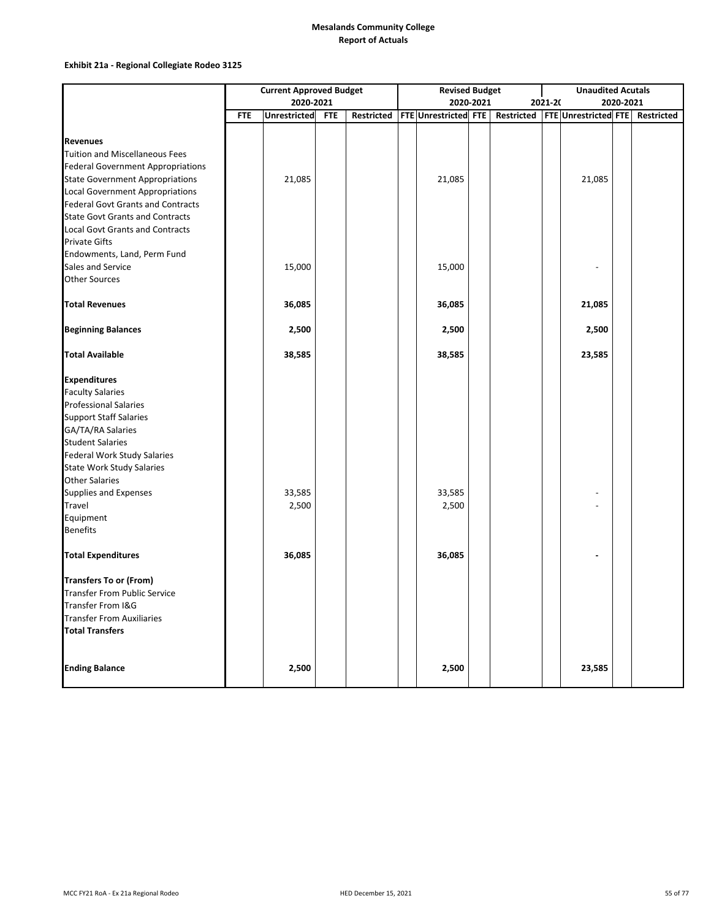**Mesalands Community College**
**Report of Actuals**

**Exhibit 21a - Regional Collegiate Rodeo 3125**

| | Current Approved Budget 2020-2021 | | | | Revised Budget 2020-2021 | | | | Unaudited Acutals 2021-20 2020-2021 | | | |
|---|---|---|---|---|---|---|---|---|---|---|---|---|
| | FTE | Unrestricted | FTE | Restricted | FTE | Unrestricted | FTE | Restricted | FTE | Unrestricted | FTE | Restricted |
| **Revenues** | | | | | | | | | | | | |
| Tuition and Miscellaneous Fees | | | | | | | | | | | | |
| Federal Government Appropriations | | | | | | | | | | | | |
| State Government Appropriations | | 21,085 | | | | 21,085 | | | | 21,085 | | |
| Local Government Appropriations | | | | | | | | | | | | |
| Federal Govt Grants and Contracts | | | | | | | | | | | | |
| State Govt Grants and Contracts | | | | | | | | | | | | |
| Local Govt Grants and Contracts | | | | | | | | | | | | |
| Private Gifts | | | | | | | | | | | | |
| Endowments, Land, Perm Fund | | | | | | | | | | | | |
| Sales and Service | | 15,000 | | | | 15,000 | | | | - | | |
| Other Sources | | | | | | | | | | | | |
| **Total Revenues** | | **36,085** | | | | **36,085** | | | | **21,085** | | |
| **Beginning Balances** | | **2,500** | | | | **2,500** | | | | **2,500** | | |
| **Total Available** | | **38,585** | | | | **38,585** | | | | **23,585** | | |
| **Expenditures** | | | | | | | | | | | | |
| Faculty Salaries | | | | | | | | | | | | |
| Professional Salaries | | | | | | | | | | | | |
| Support Staff Salaries | | | | | | | | | | | | |
| GA/TA/RA Salaries | | | | | | | | | | | | |
| Student Salaries | | | | | | | | | | | | |
| Federal Work Study Salaries | | | | | | | | | | | | |
| State Work Study Salaries | | | | | | | | | | | | |
| Other Salaries | | | | | | | | | | | | |
| Supplies and Expenses | | 33,585 | | | | 33,585 | | | | - | | |
| Travel | | 2,500 | | | | 2,500 | | | | - | | |
| Equipment | | | | | | | | | | | | |
| Benefits | | | | | | | | | | | | |
| **Total Expenditures** | | **36,085** | | | | **36,085** | | | | **-** | | |
| **Transfers To or (From)** | | | | | | | | | | | | |
| Transfer From Public Service | | | | | | | | | | | | |
| Transfer From I&G | | | | | | | | | | | | |
| Transfer From Auxiliaries | | | | | | | | | | | | |
| **Total Transfers** | | | | | | | | | | | | |
| **Ending Balance** | | **2,500** | | | | **2,500** | | | | **23,585** | | |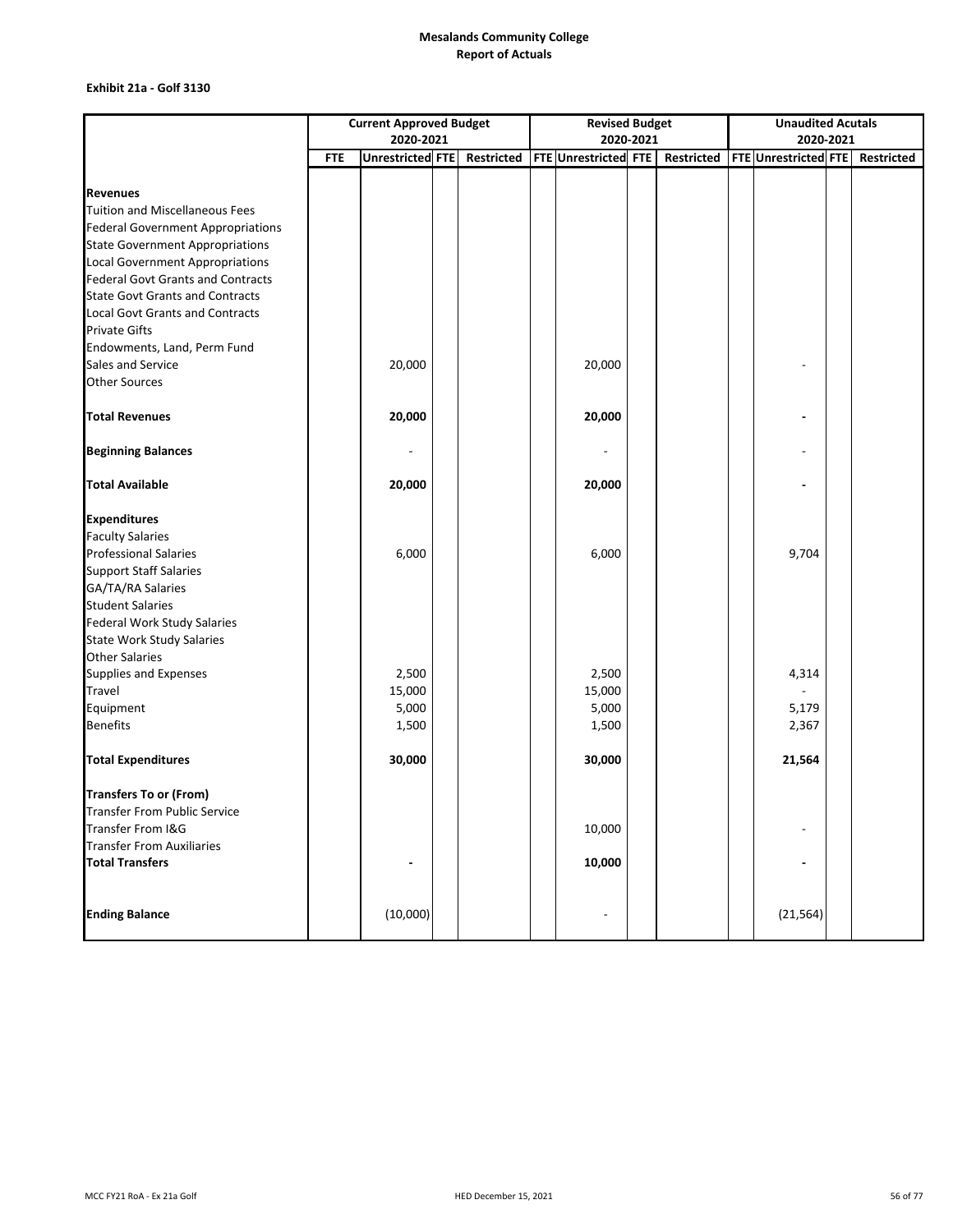**Mesalands Community College**
**Report of Actuals**

**Exhibit 21a - Golf 3130**

| | Current Approved Budget 2020-2021 | | | | Revised Budget 2020-2021 | | | | Unaudited Acutals 2020-2021 | | | |
|---|---|---|---|---|---|---|---|---|---|---|---|---|
| | FTE | Unrestricted | FTE | Restricted | FTE | Unrestricted | FTE | Restricted | FTE | Unrestricted | FTE | Restricted |
| **Revenues** | | | | | | | | | | | | |
| Tuition and Miscellaneous Fees | | | | | | | | | | | | |
| Federal Government Appropriations | | | | | | | | | | | | |
| State Government Appropriations | | | | | | | | | | | | |
| Local Government Appropriations | | | | | | | | | | | | |
| Federal Govt Grants and Contracts | | | | | | | | | | | | |
| State Govt Grants and Contracts | | | | | | | | | | | | |
| Local Govt Grants and Contracts | | | | | | | | | | | | |
| Private Gifts | | | | | | | | | | | | |
| Endowments, Land, Perm Fund | | | | | | | | | | | | |
| Sales and Service | | 20,000 | | | | 20,000 | | | | - | | |
| Other Sources | | | | | | | | | | | | |
| **Total Revenues** | | **20,000** | | | | **20,000** | | | | **-** | | |
| **Beginning Balances** | | - | | | | - | | | | - | | |
| **Total Available** | | **20,000** | | | | **20,000** | | | | **-** | | |
| **Expenditures** | | | | | | | | | | | | |
| Faculty Salaries | | | | | | | | | | | | |
| Professional Salaries | | 6,000 | | | | 6,000 | | | | 9,704 | | |
| Support Staff Salaries | | | | | | | | | | | | |
| GA/TA/RA Salaries | | | | | | | | | | | | |
| Student Salaries | | | | | | | | | | | | |
| Federal Work Study Salaries | | | | | | | | | | | | |
| State Work Study Salaries | | | | | | | | | | | | |
| Other Salaries | | | | | | | | | | | | |
| Supplies and Expenses | | 2,500 | | | | 2,500 | | | | 4,314 | | |
| Travel | | 15,000 | | | | 15,000 | | | | - | | |
| Equipment | | 5,000 | | | | 5,000 | | | | 5,179 | | |
| Benefits | | 1,500 | | | | 1,500 | | | | 2,367 | | |
| **Total Expenditures** | | **30,000** | | | | **30,000** | | | | **21,564** | | |
| **Transfers To or (From)** | | | | | | | | | | | | |
| Transfer From Public Service | | | | | | | | | | | | |
| Transfer From I&G | | | | | | 10,000 | | | | - | | |
| Transfer From Auxiliaries | | | | | | | | | | | | |
| **Total Transfers** | | **-** | | | | **10,000** | | | | **-** | | |
| **Ending Balance** | | (10,000) | | | | - | | | | (21,564) | | |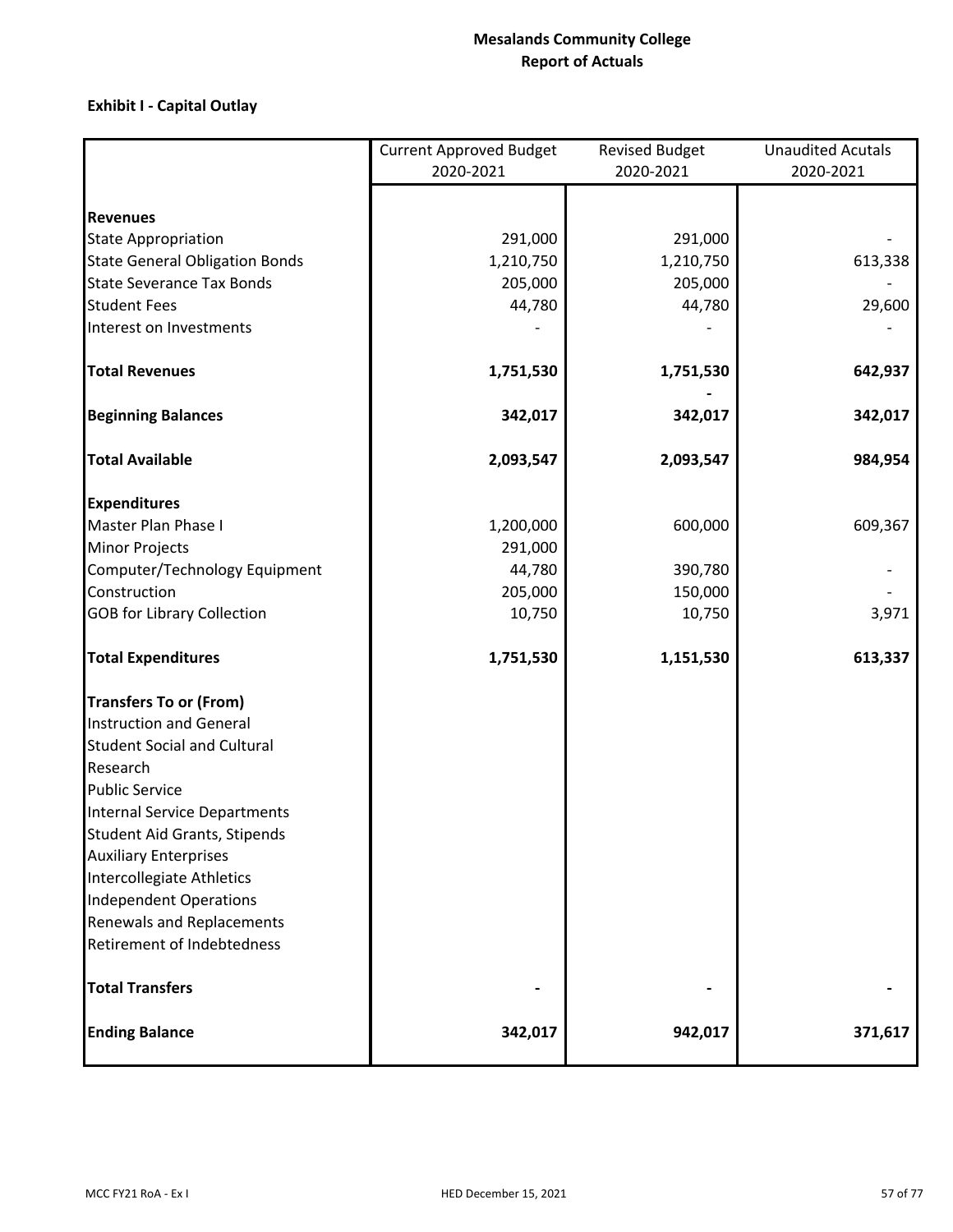**Mesalands Community College**
**Report of Actuals**

**Exhibit I - Capital Outlay**

| | Current Approved Budget 2020-2021 | Revised Budget 2020-2021 | Unaudited Acutals 2020-2021 |
|---|---|---|---|
| **Revenues** | | | |
| State Appropriation | 291,000 | 291,000 | - |
| State General Obligation Bonds | 1,210,750 | 1,210,750 | 613,338 |
| State Severance Tax Bonds | 205,000 | 205,000 | - |
| Student Fees | 44,780 | 44,780 | 29,600 |
| Interest on Investments | - | - | - |
| **Total Revenues** | **1,751,530** | **1,751,530** | **642,937** |
| | | **-** | |
| **Beginning Balances** | **342,017** | **342,017** | **342,017** |
| **Total Available** | **2,093,547** | **2,093,547** | **984,954** |
| **Expenditures** | | | |
| Master Plan Phase I | 1,200,000 | 600,000 | 609,367 |
| Minor Projects | 291,000 | | |
| Computer/Technology Equipment | 44,780 | 390,780 | - |
| Construction | 205,000 | 150,000 | - |
| GOB for Library Collection | 10,750 | 10,750 | 3,971 |
| **Total Expenditures** | **1,751,530** | **1,151,530** | **613,337** |
| **Transfers To or (From)** | | | |
| Instruction and General | | | |
| Student Social and Cultural | | | |
| Research | | | |
| Public Service | | | |
| Internal Service Departments | | | |
| Student Aid Grants, Stipends | | | |
| Auxiliary Enterprises | | | |
| Intercollegiate Athletics | | | |
| Independent Operations | | | |
| Renewals and Replacements | | | |
| Retirement of Indebtedness | | | |
| **Total Transfers** | **-** | **-** | **-** |
| **Ending Balance** | **342,017** | **942,017** | **371,617** |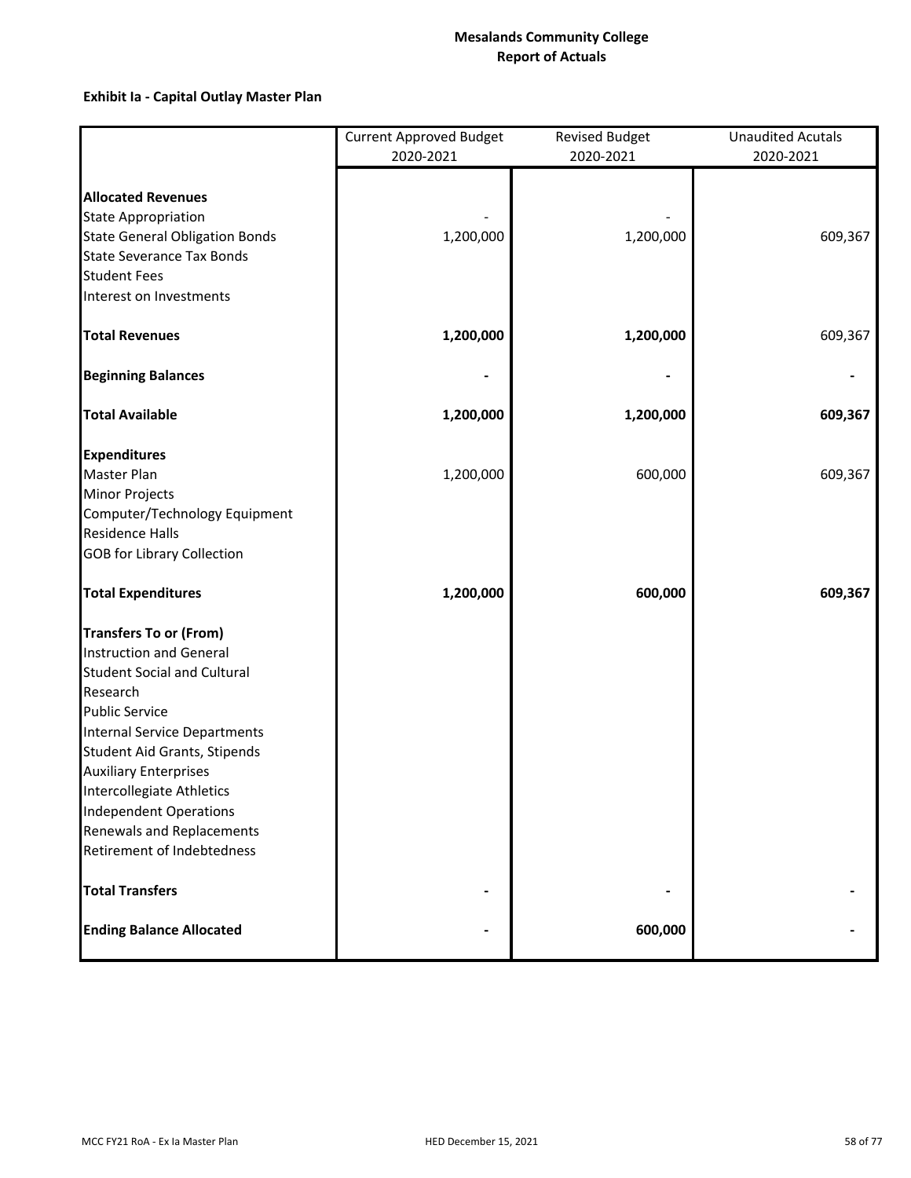**Mesalands Community College**
**Report of Actuals**

**Exhibit Ia - Capital Outlay Master Plan**

| | Current Approved Budget 2020-2021 | Revised Budget 2020-2021 | Unaudited Acutals 2020-2021 |
|---|---|---|---|
| **Allocated Revenues** | | | |
| State Appropriation | - | - | |
| State General Obligation Bonds | 1,200,000 | 1,200,000 | 609,367 |
| State Severance Tax Bonds | | | |
| Student Fees | | | |
| Interest on Investments | | | |
| **Total Revenues** | **1,200,000** | **1,200,000** | 609,367 |
| **Beginning Balances** | **-** | **-** | **-** |
| **Total Available** | **1,200,000** | **1,200,000** | **609,367** |
| **Expenditures** | | | |
| Master Plan | 1,200,000 | 600,000 | 609,367 |
| Minor Projects | | | |
| Computer/Technology Equipment | | | |
| Residence Halls | | | |
| GOB for Library Collection | | | |
| **Total Expenditures** | **1,200,000** | **600,000** | **609,367** |
| **Transfers To or (From)** | | | |
| Instruction and General | | | |
| Student Social and Cultural | | | |
| Research | | | |
| Public Service | | | |
| Internal Service Departments | | | |
| Student Aid Grants, Stipends | | | |
| Auxiliary Enterprises | | | |
| Intercollegiate Athletics | | | |
| Independent Operations | | | |
| Renewals and Replacements | | | |
| Retirement of Indebtedness | | | |
| **Total Transfers** | **-** | **-** | **-** |
| **Ending Balance Allocated** | **-** | **600,000** | **-** |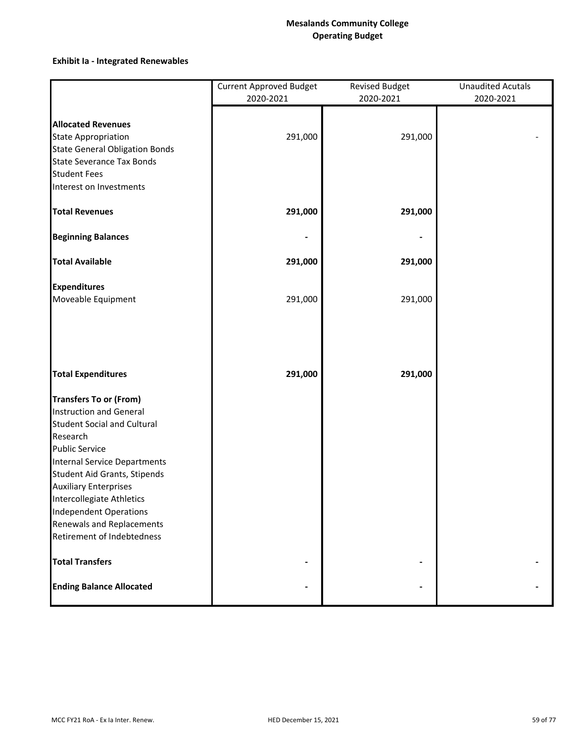**Mesalands Community College**
**Operating Budget**

**Exhibit Ia - Integrated Renewables**

| | Current Approved Budget 2020-2021 | Revised Budget 2020-2021 | Unaudited Acutals 2020-2021 |
|---|---|---|---|
| **Allocated Revenues** | | | |
| State Appropriation | 291,000 | 291,000 | - |
| State General Obligation Bonds | | | |
| State Severance Tax Bonds | | | |
| Student Fees | | | |
| Interest on Investments | | | |
| **Total Revenues** | **291,000** | **291,000** | |
| **Beginning Balances** | **-** | **-** | |
| **Total Available** | **291,000** | **291,000** | |
| **Expenditures** | | | |
| Moveable Equipment | 291,000 | 291,000 | |
| **Total Expenditures** | **291,000** | **291,000** | |
| **Transfers To or (From)** | | | |
| Instruction and General | | | |
| Student Social and Cultural | | | |
| Research | | | |
| Public Service | | | |
| Internal Service Departments | | | |
| Student Aid Grants, Stipends | | | |
| Auxiliary Enterprises | | | |
| Intercollegiate Athletics | | | |
| Independent Operations | | | |
| Renewals and Replacements | | | |
| Retirement of Indebtedness | | | |
| **Total Transfers** | **-** | **-** | **-** |
| **Ending Balance Allocated** | **-** | **-** | **-** |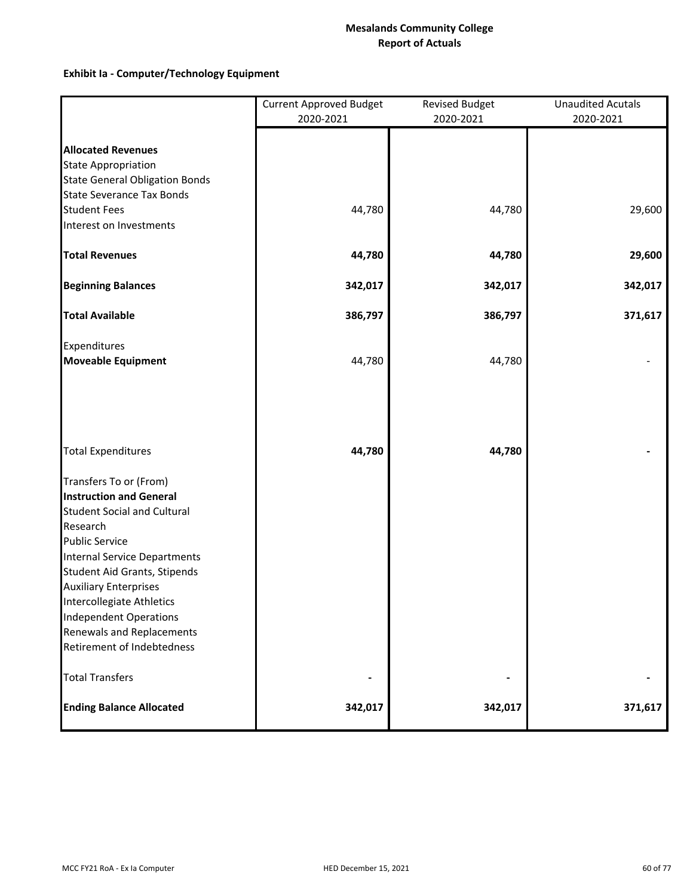# Mesalands Community College
## Report of Actuals

### Exhibit Ia - Computer/Technology Equipment

| | Current Approved Budget 2020-2021 | Revised Budget 2020-2021 | Unaudited Acutals 2020-2021 |
|---|---|---|---|
| **Allocated Revenues** | | | |
| State Appropriation | | | |
| State General Obligation Bonds | | | |
| State Severance Tax Bonds | | | |
| Student Fees | 44,780 | 44,780 | 29,600 |
| Interest on Investments | | | |
| **Total Revenues** | **44,780** | **44,780** | **29,600** |
| **Beginning Balances** | **342,017** | **342,017** | **342,017** |
| **Total Available** | **386,797** | **386,797** | **371,617** |
| Expenditures | | | |
| **Moveable Equipment** | 44,780 | 44,780 | - |
| Total Expenditures | **44,780** | **44,780** | **-** |
| Transfers To or (From) | | | |
| **Instruction and General** | | | |
| Student Social and Cultural | | | |
| Research | | | |
| Public Service | | | |
| Internal Service Departments | | | |
| Student Aid Grants, Stipends | | | |
| Auxiliary Enterprises | | | |
| Intercollegiate Athletics | | | |
| Independent Operations | | | |
| Renewals and Replacements | | | |
| Retirement of Indebtedness | | | |
| Total Transfers | **-** | **-** | **-** |
| **Ending Balance Allocated** | **342,017** | **342,017** | **371,617** |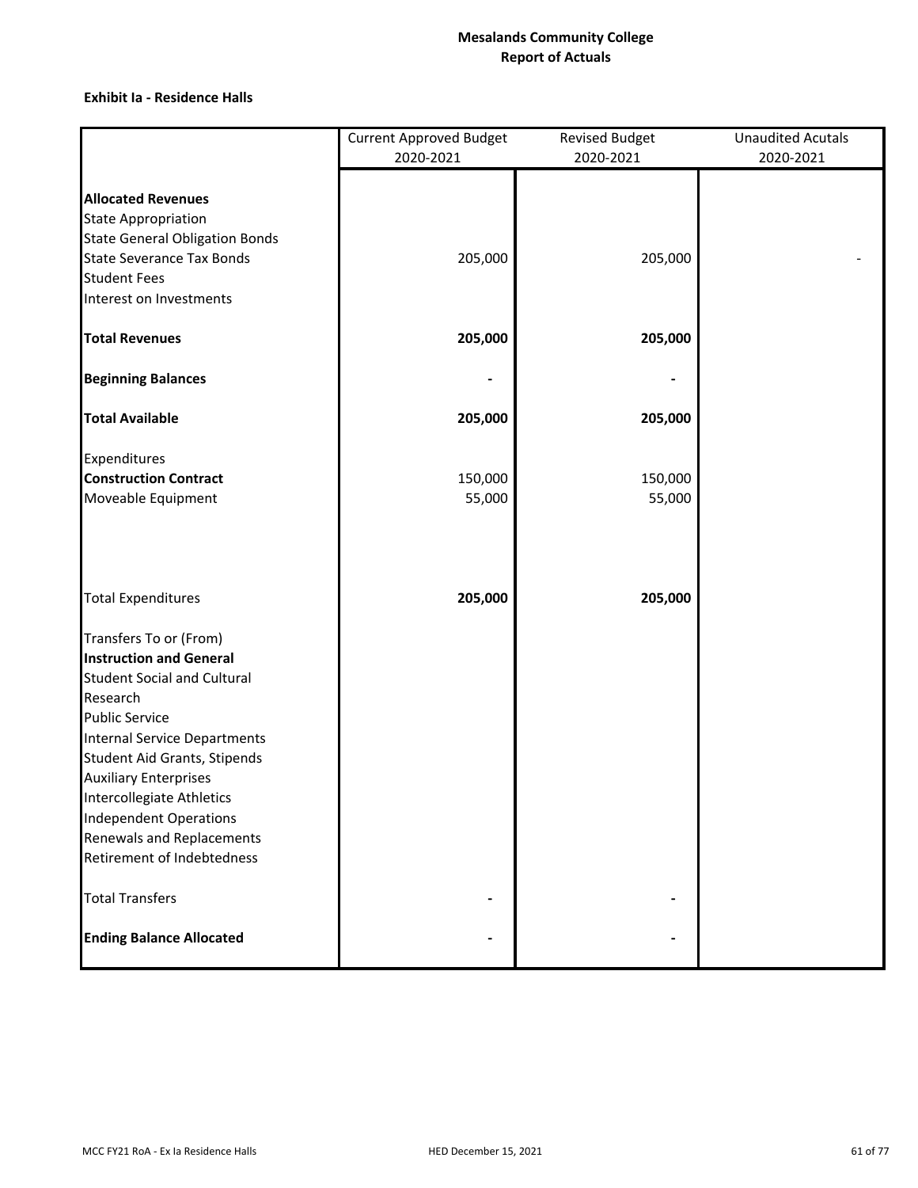## Mesalands Community College
## Report of Actuals

**Exhibit Ia - Residence Halls**

| | Current Approved Budget 2020-2021 | Revised Budget 2020-2021 | Unaudited Acutals 2020-2021 |
|---|---|---|---|
| **Allocated Revenues** | | | |
| State Appropriation | | | |
| State General Obligation Bonds | | | |
| State Severance Tax Bonds | 205,000 | 205,000 | - |
| Student Fees | | | |
| Interest on Investments | | | |
| **Total Revenues** | **205,000** | **205,000** | |
| **Beginning Balances** | **-** | **-** | |
| **Total Available** | **205,000** | **205,000** | |
| Expenditures | | | |
| **Construction Contract** | 150,000 | 150,000 | |
| Moveable Equipment | 55,000 | 55,000 | |
| Total Expenditures | **205,000** | **205,000** | |
| Transfers To or (From) | | | |
| **Instruction and General** | | | |
| Student Social and Cultural | | | |
| Research | | | |
| Public Service | | | |
| Internal Service Departments | | | |
| Student Aid Grants, Stipends | | | |
| Auxiliary Enterprises | | | |
| Intercollegiate Athletics | | | |
| Independent Operations | | | |
| Renewals and Replacements | | | |
| Retirement of Indebtedness | | | |
| Total Transfers | **-** | **-** | |
| **Ending Balance Allocated** | **-** | **-** | |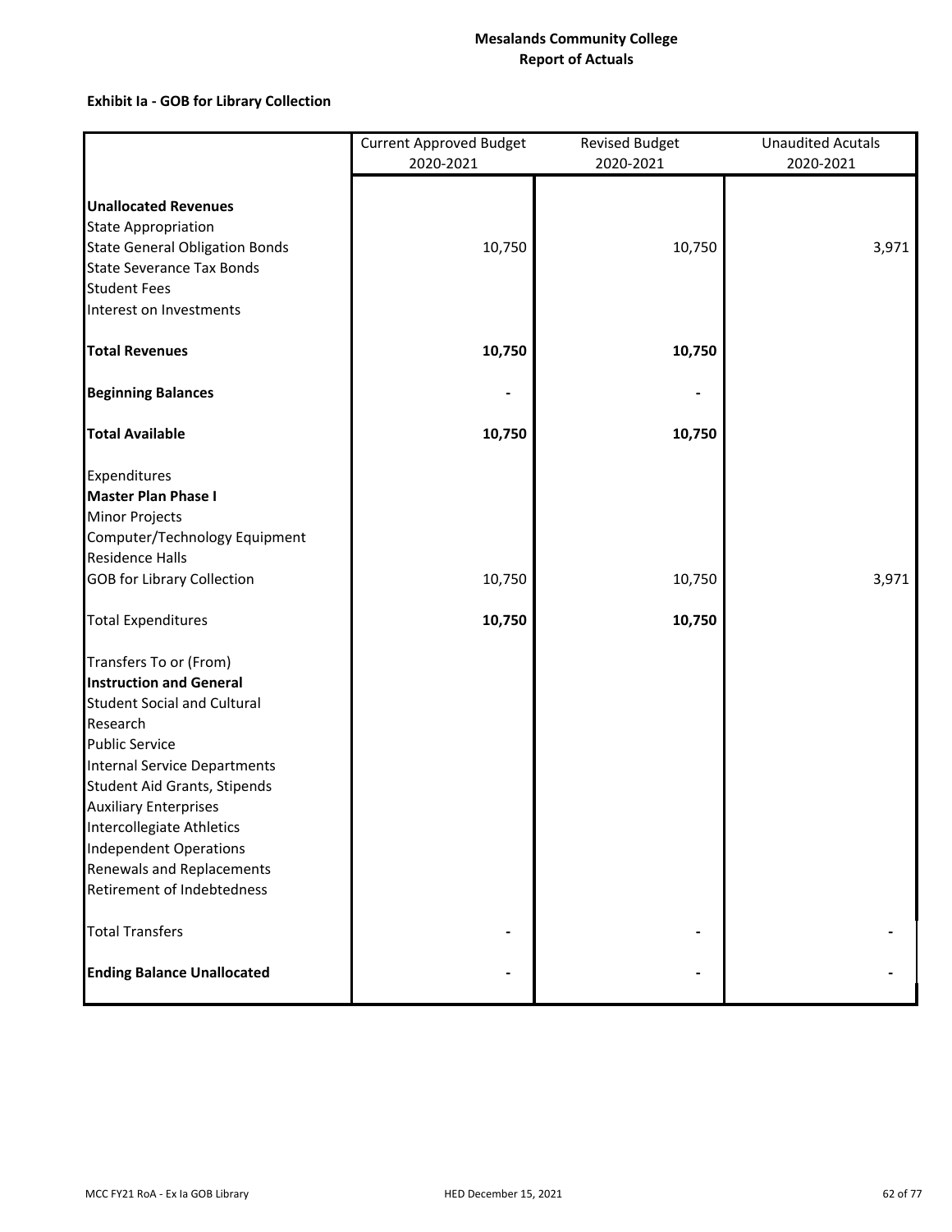**Mesalands Community College**
**Report of Actuals**

**Exhibit Ia - GOB for Library Collection**

| | Current Approved Budget 2020-2021 | Revised Budget 2020-2021 | Unaudited Acutals 2020-2021 |
|---|---|---|---|
| **Unallocated Revenues** | | | |
| State Appropriation | | | |
| State General Obligation Bonds | 10,750 | 10,750 | 3,971 |
| State Severance Tax Bonds | | | |
| Student Fees | | | |
| Interest on Investments | | | |
| **Total Revenues** | **10,750** | **10,750** | |
| **Beginning Balances** | **-** | **-** | |
| **Total Available** | **10,750** | **10,750** | |
| Expenditures | | | |
| **Master Plan Phase I** | | | |
| Minor Projects | | | |
| Computer/Technology Equipment | | | |
| Residence Halls | | | |
| GOB for Library Collection | 10,750 | 10,750 | 3,971 |
| Total Expenditures | **10,750** | **10,750** | |
| Transfers To or (From) | | | |
| **Instruction and General** | | | |
| Student Social and Cultural | | | |
| Research | | | |
| Public Service | | | |
| Internal Service Departments | | | |
| Student Aid Grants, Stipends | | | |
| Auxiliary Enterprises | | | |
| Intercollegiate Athletics | | | |
| Independent Operations | | | |
| Renewals and Replacements | | | |
| Retirement of Indebtedness | | | |
| Total Transfers | - | - | - |
| **Ending Balance Unallocated** | - | - | - |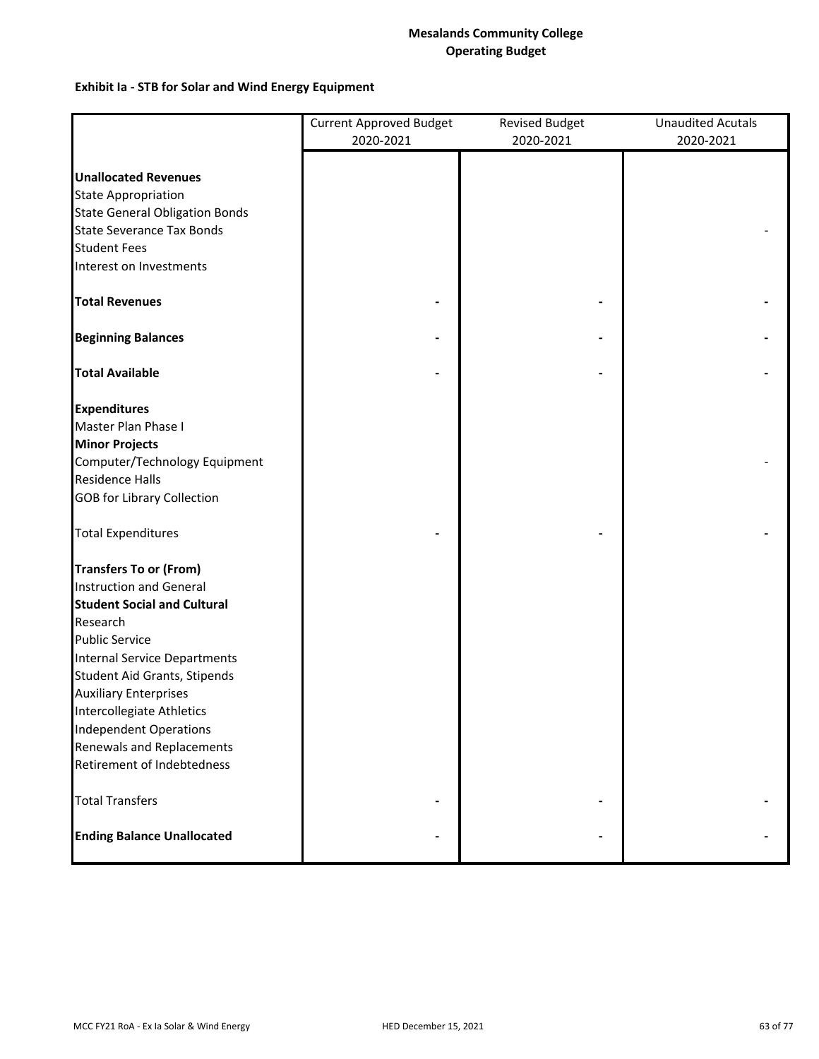# Mesalands Community College
## Operating Budget

**Exhibit Ia - STB for Solar and Wind Energy Equipment**

| | Current Approved Budget 2020-2021 | Revised Budget 2020-2021 | Unaudited Acutals 2020-2021 |
|---|---|---|---|
| **Unallocated Revenues** | | | |
| State Appropriation | | | |
| State General Obligation Bonds | | | |
| State Severance Tax Bonds | | | - |
| Student Fees | | | |
| Interest on Investments | | | |
| **Total Revenues** | **-** | **-** | **-** |
| **Beginning Balances** | **-** | **-** | **-** |
| **Total Available** | **-** | **-** | **-** |
| **Expenditures** | | | |
| Master Plan Phase I | | | |
| **Minor Projects** | | | |
| Computer/Technology Equipment | | | - |
| Residence Halls | | | |
| GOB for Library Collection | | | |
| Total Expenditures | **-** | **-** | **-** |
| **Transfers To or (From)** | | | |
| Instruction and General | | | |
| **Student Social and Cultural** | | | |
| Research | | | |
| Public Service | | | |
| Internal Service Departments | | | |
| Student Aid Grants, Stipends | | | |
| Auxiliary Enterprises | | | |
| Intercollegiate Athletics | | | |
| Independent Operations | | | |
| Renewals and Replacements | | | |
| Retirement of Indebtedness | | | |
| Total Transfers | **-** | **-** | **-** |
| **Ending Balance Unallocated** | **-** | **-** | **-** |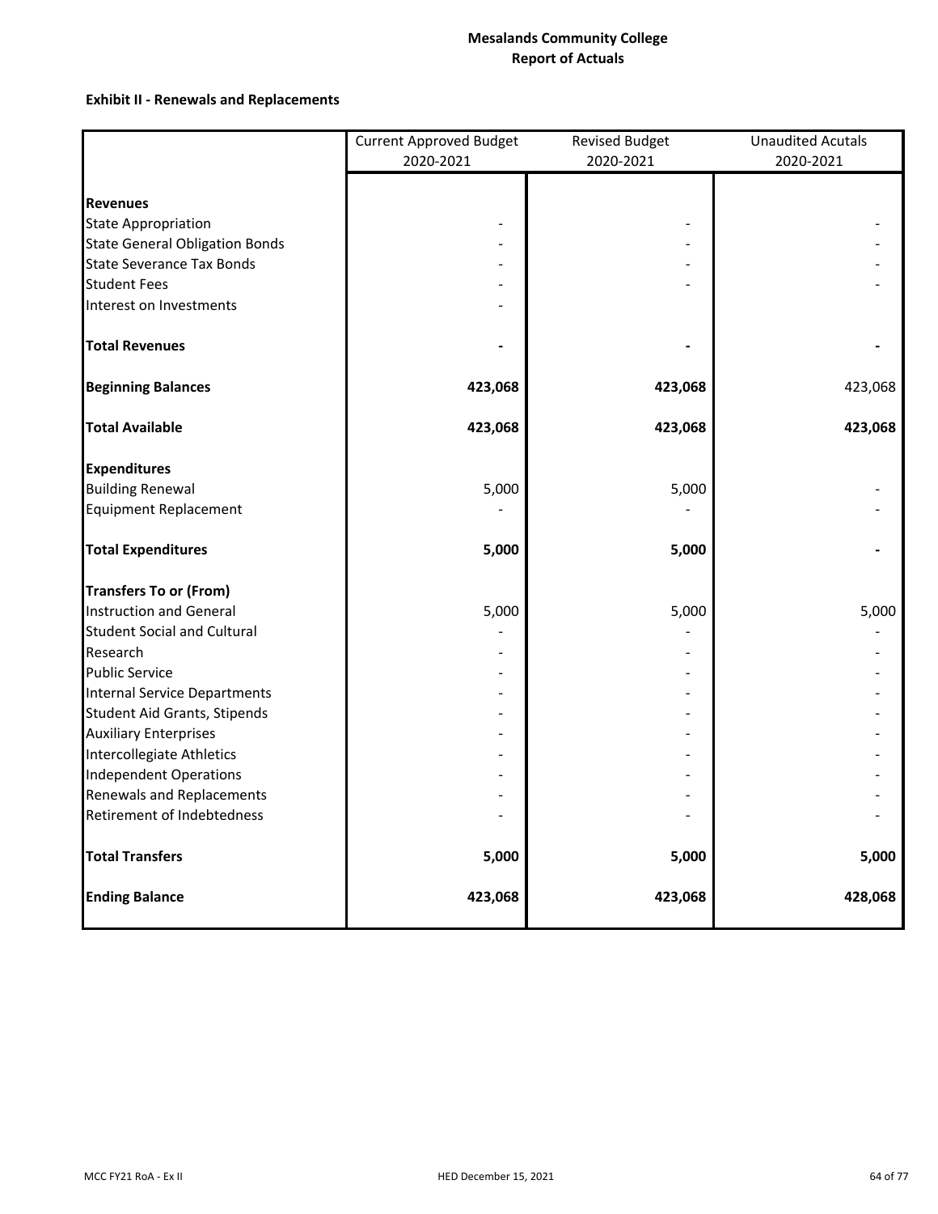**Mesalands Community College**
**Report of Actuals**

**Exhibit II - Renewals and Replacements**

| | Current Approved Budget 2020-2021 | Revised Budget 2020-2021 | Unaudited Acutals 2020-2021 |
|---|---|---|---|
| **Revenues** | | | |
| State Appropriation | - | - | - |
| State General Obligation Bonds | - | - | - |
| State Severance Tax Bonds | - | - | - |
| Student Fees | - | - | - |
| Interest on Investments | - | | |
| **Total Revenues** | **-** | **-** | **-** |
| **Beginning Balances** | **423,068** | **423,068** | 423,068 |
| **Total Available** | **423,068** | **423,068** | **423,068** |
| **Expenditures** | | | |
| Building Renewal | 5,000 | 5,000 | - |
| Equipment Replacement | - | - | - |
| **Total Expenditures** | **5,000** | **5,000** | **-** |
| **Transfers To or (From)** | | | |
| Instruction and General | 5,000 | 5,000 | 5,000 |
| Student Social and Cultural | - | - | - |
| Research | - | - | - |
| Public Service | - | - | - |
| Internal Service Departments | - | - | - |
| Student Aid Grants, Stipends | - | - | - |
| Auxiliary Enterprises | - | - | - |
| Intercollegiate Athletics | - | - | - |
| Independent Operations | - | - | - |
| Renewals and Replacements | - | - | - |
| Retirement of Indebtedness | - | - | - |
| **Total Transfers** | **5,000** | **5,000** | **5,000** |
| **Ending Balance** | **423,068** | **423,068** | **428,068** |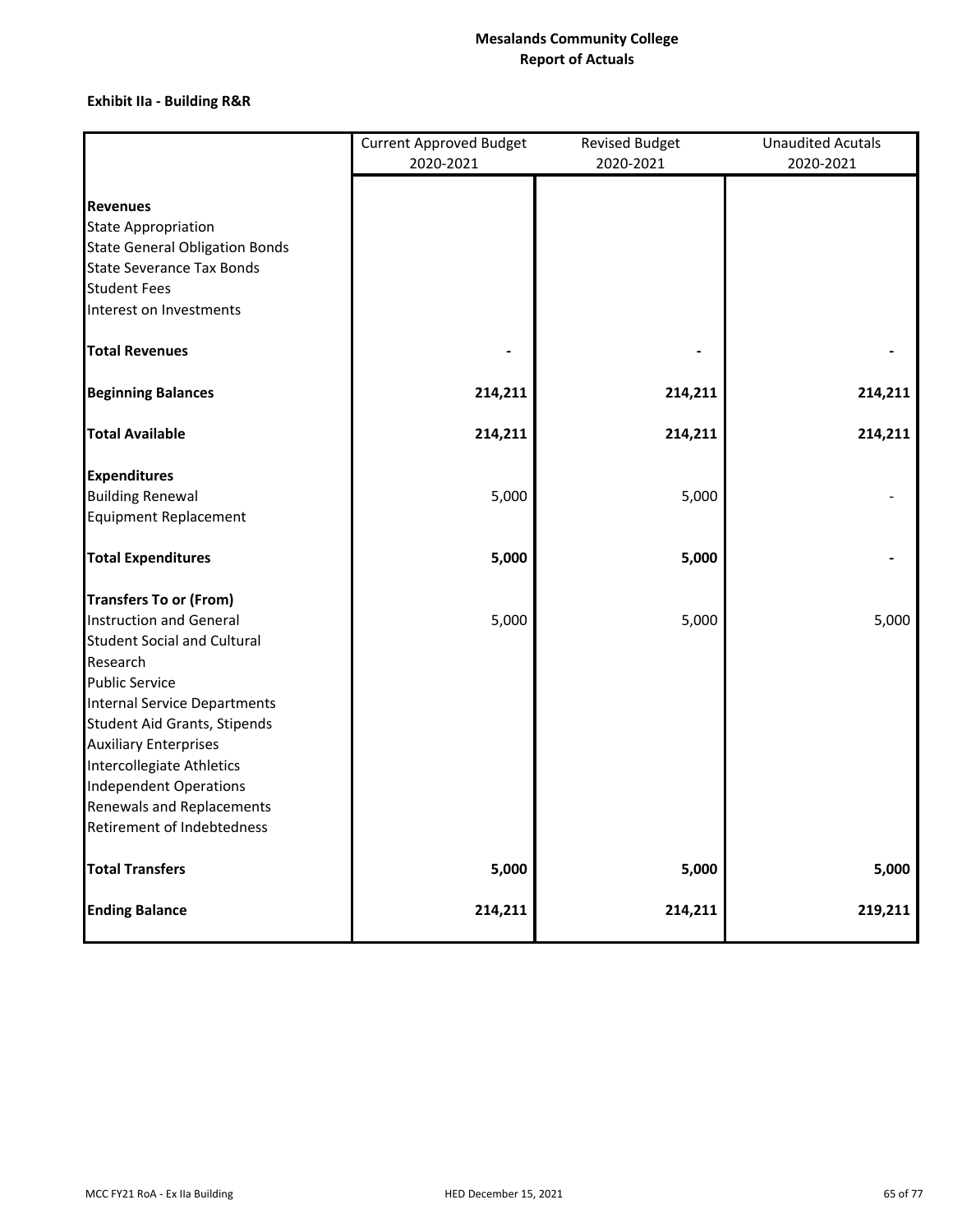**Mesalands Community College**
**Report of Actuals**

**Exhibit IIa - Building R&R**

| | Current Approved Budget 2020-2021 | Revised Budget 2020-2021 | Unaudited Acutals 2020-2021 |
|---|---|---|---|
| **Revenues** | | | |
| State Appropriation | | | |
| State General Obligation Bonds | | | |
| State Severance Tax Bonds | | | |
| Student Fees | | | |
| Interest on Investments | | | |
| **Total Revenues** | **-** | **-** | **-** |
| **Beginning Balances** | **214,211** | **214,211** | **214,211** |
| **Total Available** | **214,211** | **214,211** | **214,211** |
| **Expenditures** | | | |
| Building Renewal | 5,000 | 5,000 | - |
| Equipment Replacement | | | |
| **Total Expenditures** | **5,000** | **5,000** | **-** |
| **Transfers To or (From)** | | | |
| Instruction and General | 5,000 | 5,000 | 5,000 |
| Student Social and Cultural | | | |
| Research | | | |
| Public Service | | | |
| Internal Service Departments | | | |
| Student Aid Grants, Stipends | | | |
| Auxiliary Enterprises | | | |
| Intercollegiate Athletics | | | |
| Independent Operations | | | |
| Renewals and Replacements | | | |
| Retirement of Indebtedness | | | |
| **Total Transfers** | **5,000** | **5,000** | **5,000** |
| **Ending Balance** | **214,211** | **214,211** | **219,211** |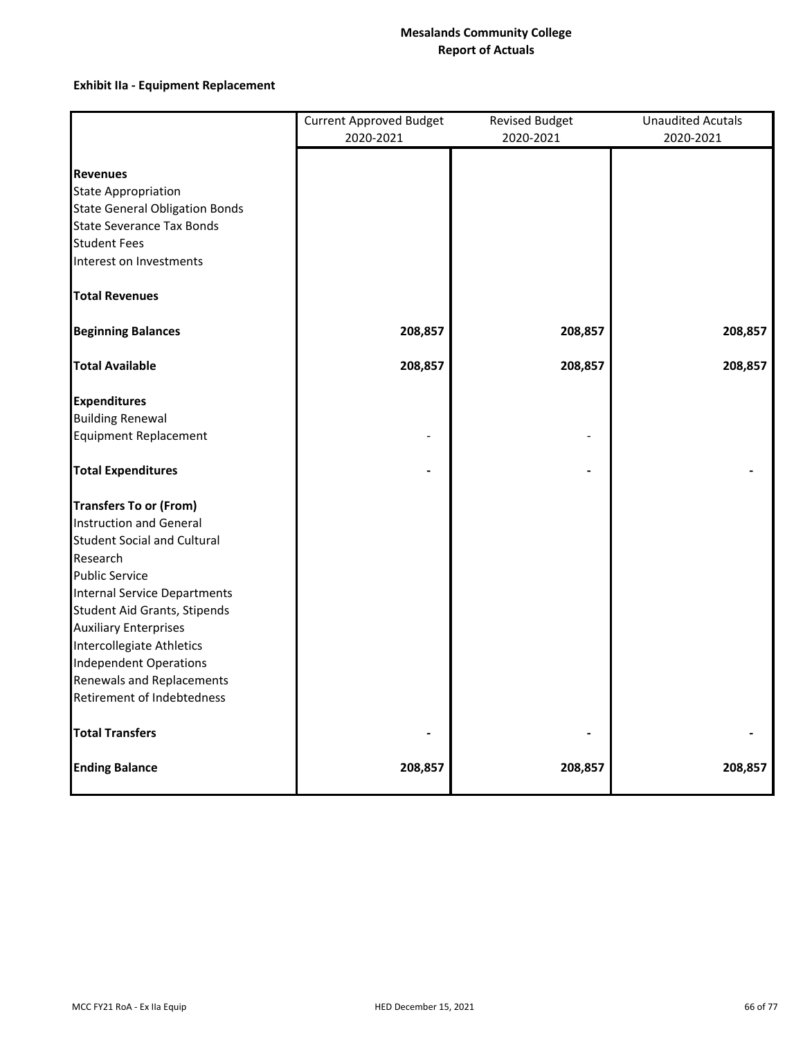**Mesalands Community College**
**Report of Actuals**

**Exhibit IIa - Equipment Replacement**

| | Current Approved Budget 2020-2021 | Revised Budget 2020-2021 | Unaudited Acutals 2020-2021 |
|---|---|---|---|
| **Revenues** | | | |
| State Appropriation | | | |
| State General Obligation Bonds | | | |
| State Severance Tax Bonds | | | |
| Student Fees | | | |
| Interest on Investments | | | |
| **Total Revenues** | | | |
| **Beginning Balances** | **208,857** | **208,857** | **208,857** |
| **Total Available** | **208,857** | **208,857** | **208,857** |
| **Expenditures** | | | |
| Building Renewal | | | |
| Equipment Replacement | - | - | |
| **Total Expenditures** | **-** | **-** | **-** |
| **Transfers To or (From)** | | | |
| Instruction and General | | | |
| Student Social and Cultural | | | |
| Research | | | |
| Public Service | | | |
| Internal Service Departments | | | |
| Student Aid Grants, Stipends | | | |
| Auxiliary Enterprises | | | |
| Intercollegiate Athletics | | | |
| Independent Operations | | | |
| Renewals and Replacements | | | |
| Retirement of Indebtedness | | | |
| **Total Transfers** | **-** | **-** | **-** |
| **Ending Balance** | **208,857** | **208,857** | **208,857** |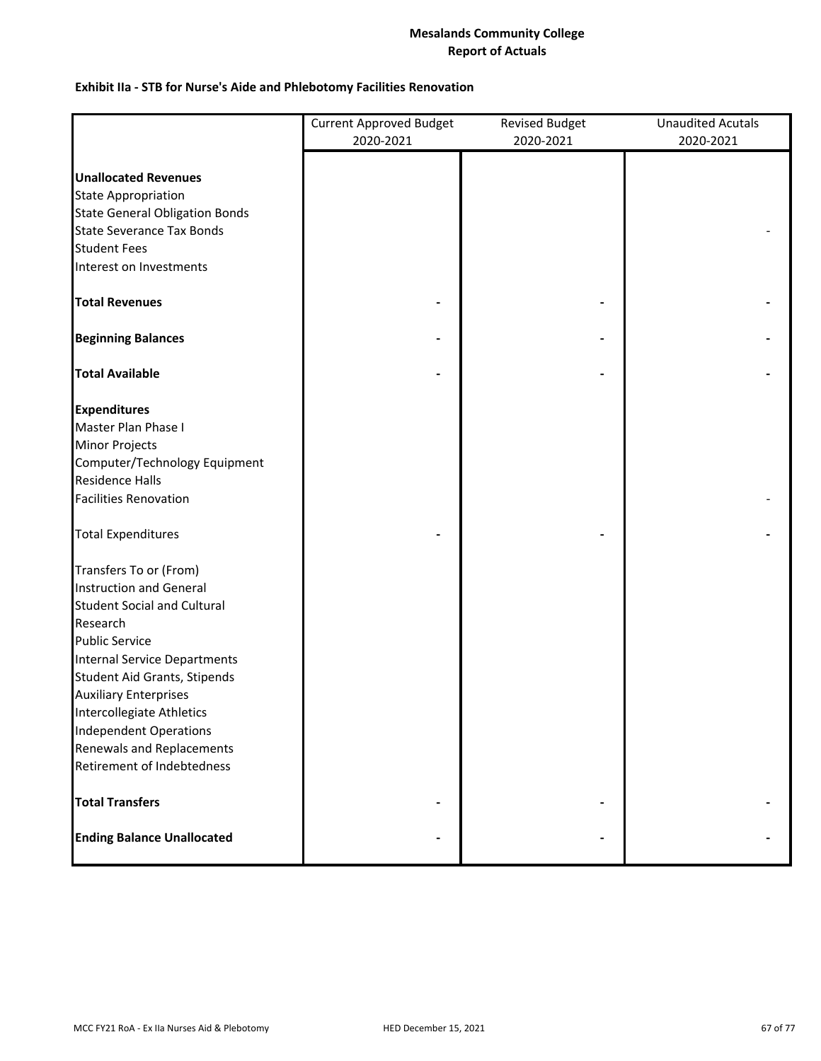**Mesalands Community College**
**Report of Actuals**

**Exhibit IIa - STB for Nurse's Aide and Phlebotomy Facilities Renovation**

| | Current Approved Budget 2020-2021 | Revised Budget 2020-2021 | Unaudited Acutals 2020-2021 |
|---|---|---|---|
| **Unallocated Revenues** | | | |
| State Appropriation | | | |
| State General Obligation Bonds | | | |
| State Severance Tax Bonds | | | - |
| Student Fees | | | |
| Interest on Investments | | | |
| **Total Revenues** | **-** | **-** | **-** |
| **Beginning Balances** | **-** | **-** | **-** |
| **Total Available** | **-** | **-** | **-** |
| **Expenditures** | | | |
| Master Plan Phase I | | | |
| Minor Projects | | | |
| Computer/Technology Equipment | | | |
| Residence Halls | | | |
| Facilities Renovation | | | - |
| Total Expenditures | **-** | **-** | **-** |
| Transfers To or (From) | | | |
| Instruction and General | | | |
| Student Social and Cultural | | | |
| Research | | | |
| Public Service | | | |
| Internal Service Departments | | | |
| Student Aid Grants, Stipends | | | |
| Auxiliary Enterprises | | | |
| Intercollegiate Athletics | | | |
| Independent Operations | | | |
| Renewals and Replacements | | | |
| Retirement of Indebtedness | | | |
| **Total Transfers** | **-** | **-** | **-** |
| **Ending Balance Unallocated** | **-** | **-** | **-** |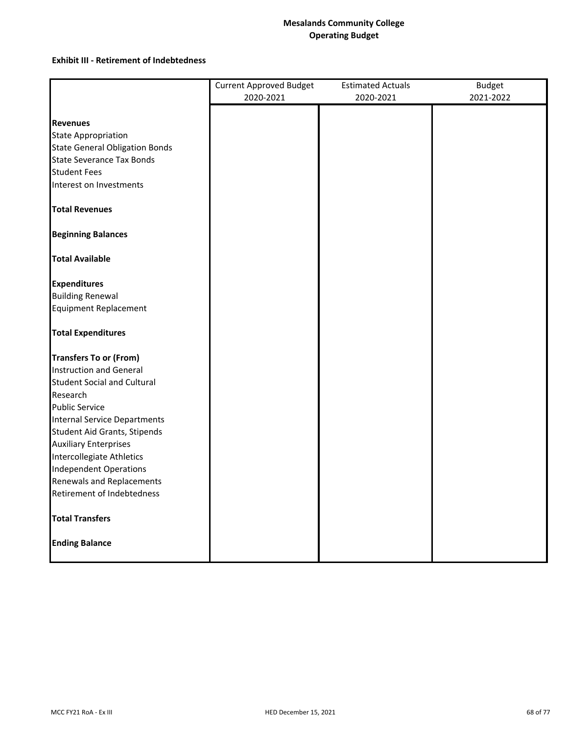# Mesalands Community College
## Operating Budget

**Exhibit III - Retirement of Indebtedness**

| | Current Approved Budget 2020-2021 | Estimated Actuals 2020-2021 | Budget 2021-2022 |
|---|---|---|---|
| **Revenues** | | | |
| State Appropriation | | | |
| State General Obligation Bonds | | | |
| State Severance Tax Bonds | | | |
| Student Fees | | | |
| Interest on Investments | | | |
| **Total Revenues** | | | |
| **Beginning Balances** | | | |
| **Total Available** | | | |
| **Expenditures** | | | |
| Building Renewal | | | |
| Equipment Replacement | | | |
| **Total Expenditures** | | | |
| **Transfers To or (From)** | | | |
| Instruction and General | | | |
| Student Social and Cultural | | | |
| Research | | | |
| Public Service | | | |
| Internal Service Departments | | | |
| Student Aid Grants, Stipends | | | |
| Auxiliary Enterprises | | | |
| Intercollegiate Athletics | | | |
| Independent Operations | | | |
| Renewals and Replacements | | | |
| Retirement of Indebtedness | | | |
| **Total Transfers** | | | |
| **Ending Balance** | | | |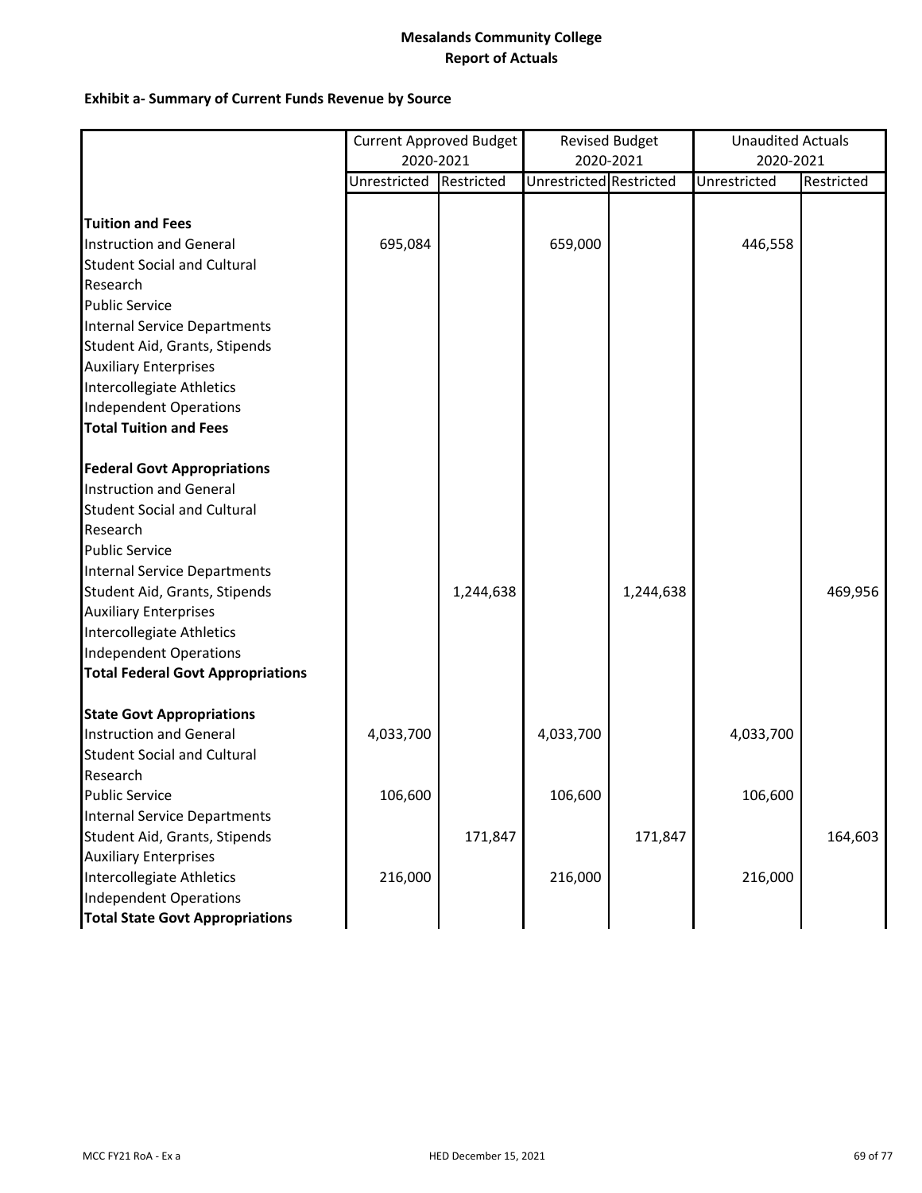**Mesalands Community College**
**Report of Actuals**

**Exhibit a- Summary of Current Funds Revenue by Source**

| | Current Approved Budget 2020-2021 | | Revised Budget 2020-2021 | | Unaudited Actuals 2020-2021 | |
|---|---|---|---|---|---|---|
| | Unrestricted | Restricted | Unrestricted | Restricted | Unrestricted | Restricted |
| **Tuition and Fees** | | | | | | |
| Instruction and General | 695,084 | | 659,000 | | 446,558 | |
| Student Social and Cultural | | | | | | |
| Research | | | | | | |
| Public Service | | | | | | |
| Internal Service Departments | | | | | | |
| Student Aid, Grants, Stipends | | | | | | |
| Auxiliary Enterprises | | | | | | |
| Intercollegiate Athletics | | | | | | |
| Independent Operations | | | | | | |
| **Total Tuition and Fees** | | | | | | |
| **Federal Govt Appropriations** | | | | | | |
| Instruction and General | | | | | | |
| Student Social and Cultural | | | | | | |
| Research | | | | | | |
| Public Service | | | | | | |
| Internal Service Departments | | | | | | |
| Student Aid, Grants, Stipends | | 1,244,638 | | 1,244,638 | | 469,956 |
| Auxiliary Enterprises | | | | | | |
| Intercollegiate Athletics | | | | | | |
| Independent Operations | | | | | | |
| **Total Federal Govt Appropriations** | | | | | | |
| **State Govt Appropriations** | | | | | | |
| Instruction and General | 4,033,700 | | 4,033,700 | | 4,033,700 | |
| Student Social and Cultural | | | | | | |
| Research | | | | | | |
| Public Service | 106,600 | | 106,600 | | 106,600 | |
| Internal Service Departments | | | | | | |
| Student Aid, Grants, Stipends | | 171,847 | | 171,847 | | 164,603 |
| Auxiliary Enterprises | | | | | | |
| Intercollegiate Athletics | 216,000 | | 216,000 | | 216,000 | |
| Independent Operations | | | | | | |
| **Total State Govt Appropriations** | | | | | | |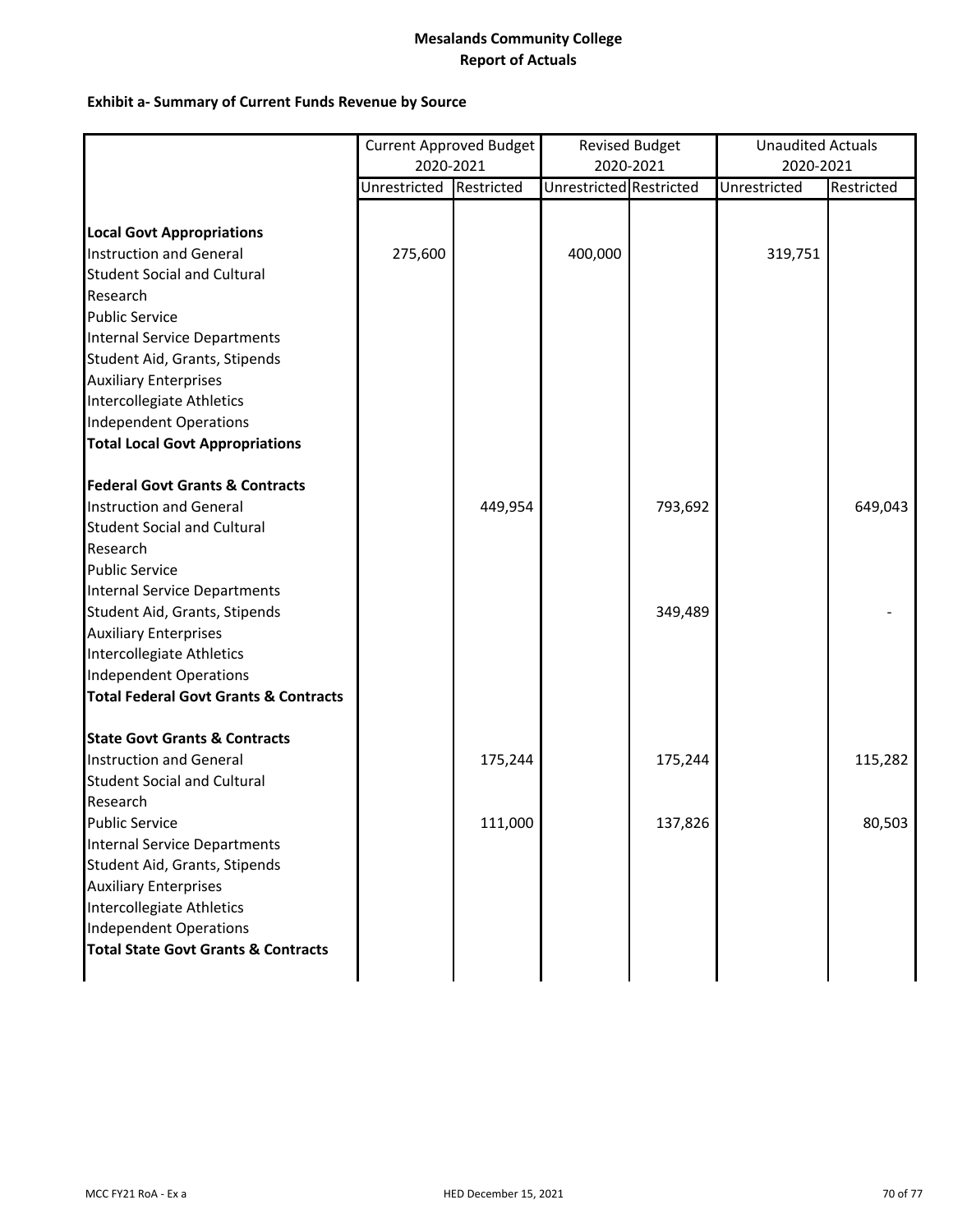# Mesalands Community College
## Report of Actuals

### Exhibit a- Summary of Current Funds Revenue by Source

| | Current Approved Budget 2020-2021 | | Revised Budget 2020-2021 | | Unaudited Actuals 2020-2021 | |
|---|---|---|---|---|---|---|
| | Unrestricted | Restricted | Unrestricted | Restricted | Unrestricted | Restricted |
| **Local Govt Appropriations** | | | | | | |
| Instruction and General | 275,600 | | 400,000 | | 319,751 | |
| Student Social and Cultural | | | | | | |
| Research | | | | | | |
| Public Service | | | | | | |
| Internal Service Departments | | | | | | |
| Student Aid, Grants, Stipends | | | | | | |
| Auxiliary Enterprises | | | | | | |
| Intercollegiate Athletics | | | | | | |
| Independent Operations | | | | | | |
| **Total Local Govt Appropriations** | | | | | | |
| **Federal Govt Grants & Contracts** | | | | | | |
| Instruction and General | | 449,954 | | 793,692 | | 649,043 |
| Student Social and Cultural | | | | | | |
| Research | | | | | | |
| Public Service | | | | | | |
| Internal Service Departments | | | | | | |
| Student Aid, Grants, Stipends | | | | 349,489 | | - |
| Auxiliary Enterprises | | | | | | |
| Intercollegiate Athletics | | | | | | |
| Independent Operations | | | | | | |
| **Total Federal Govt Grants & Contracts** | | | | | | |
| **State Govt Grants & Contracts** | | | | | | |
| Instruction and General | | 175,244 | | 175,244 | | 115,282 |
| Student Social and Cultural | | | | | | |
| Research | | | | | | |
| Public Service | | 111,000 | | 137,826 | | 80,503 |
| Internal Service Departments | | | | | | |
| Student Aid, Grants, Stipends | | | | | | |
| Auxiliary Enterprises | | | | | | |
| Intercollegiate Athletics | | | | | | |
| Independent Operations | | | | | | |
| **Total State Govt Grants & Contracts** | | | | | | |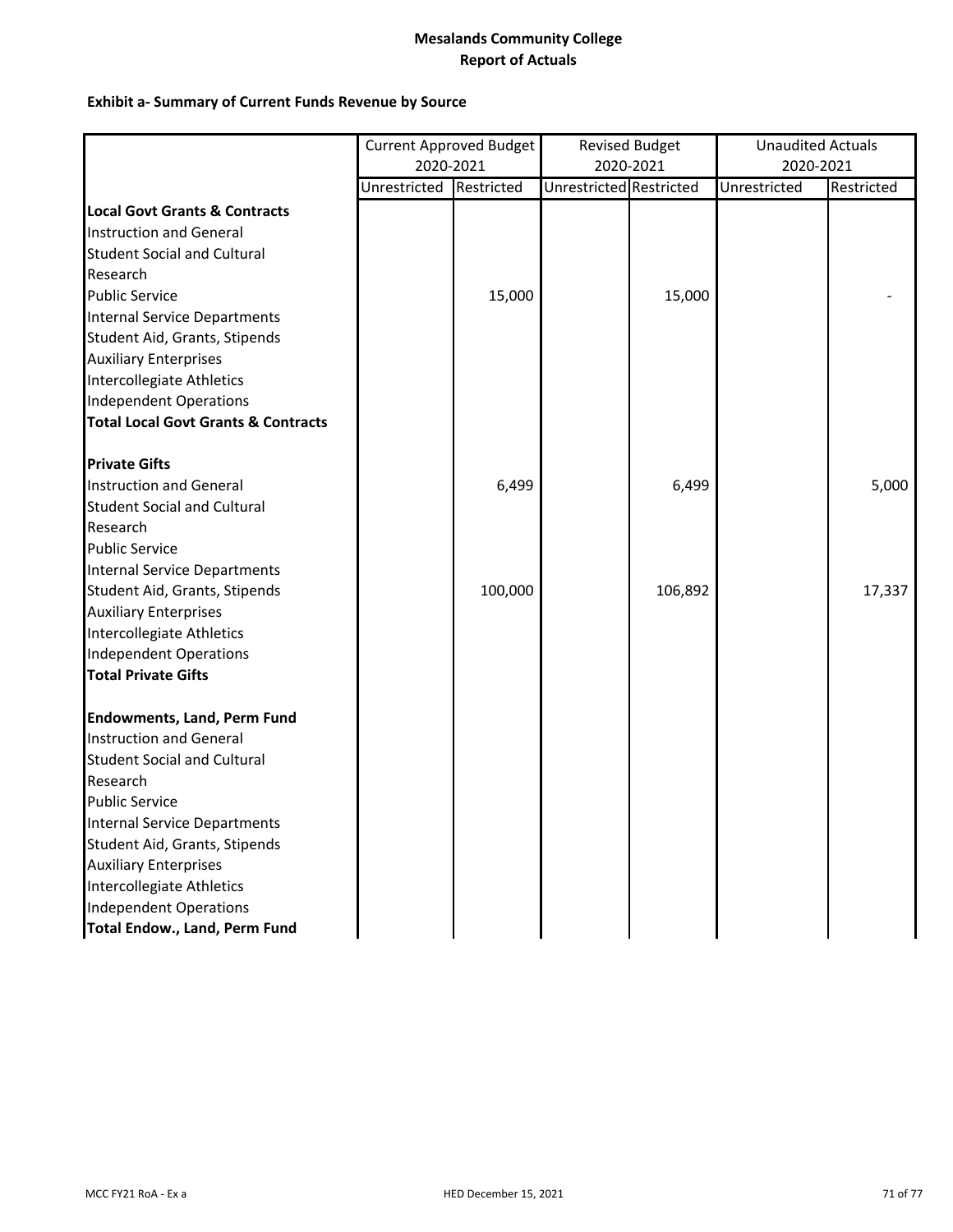**Mesalands Community College**
**Report of Actuals**

**Exhibit a- Summary of Current Funds Revenue by Source**

| | Current Approved Budget 2020-2021 | | Revised Budget 2020-2021 | | Unaudited Actuals 2020-2021 | |
|---|---|---|---|---|---|---|
| | Unrestricted | Restricted | Unrestricted | Restricted | Unrestricted | Restricted |
| **Local Govt Grants & Contracts** | | | | | | |
| Instruction and General | | | | | | |
| Student Social and Cultural | | | | | | |
| Research | | | | | | |
| Public Service | | 15,000 | | 15,000 | | - |
| Internal Service Departments | | | | | | |
| Student Aid, Grants, Stipends | | | | | | |
| Auxiliary Enterprises | | | | | | |
| Intercollegiate Athletics | | | | | | |
| Independent Operations | | | | | | |
| **Total Local Govt Grants & Contracts** | | | | | | |
| | | | | | | |
| **Private Gifts** | | | | | | |
| Instruction and General | | 6,499 | | 6,499 | | 5,000 |
| Student Social and Cultural | | | | | | |
| Research | | | | | | |
| Public Service | | | | | | |
| Internal Service Departments | | | | | | |
| Student Aid, Grants, Stipends | | 100,000 | | 106,892 | | 17,337 |
| Auxiliary Enterprises | | | | | | |
| Intercollegiate Athletics | | | | | | |
| Independent Operations | | | | | | |
| **Total Private Gifts** | | | | | | |
| | | | | | | |
| **Endowments, Land, Perm Fund** | | | | | | |
| Instruction and General | | | | | | |
| Student Social and Cultural | | | | | | |
| Research | | | | | | |
| Public Service | | | | | | |
| Internal Service Departments | | | | | | |
| Student Aid, Grants, Stipends | | | | | | |
| Auxiliary Enterprises | | | | | | |
| Intercollegiate Athletics | | | | | | |
| Independent Operations | | | | | | |
| **Total Endow., Land, Perm Fund** | | | | | | |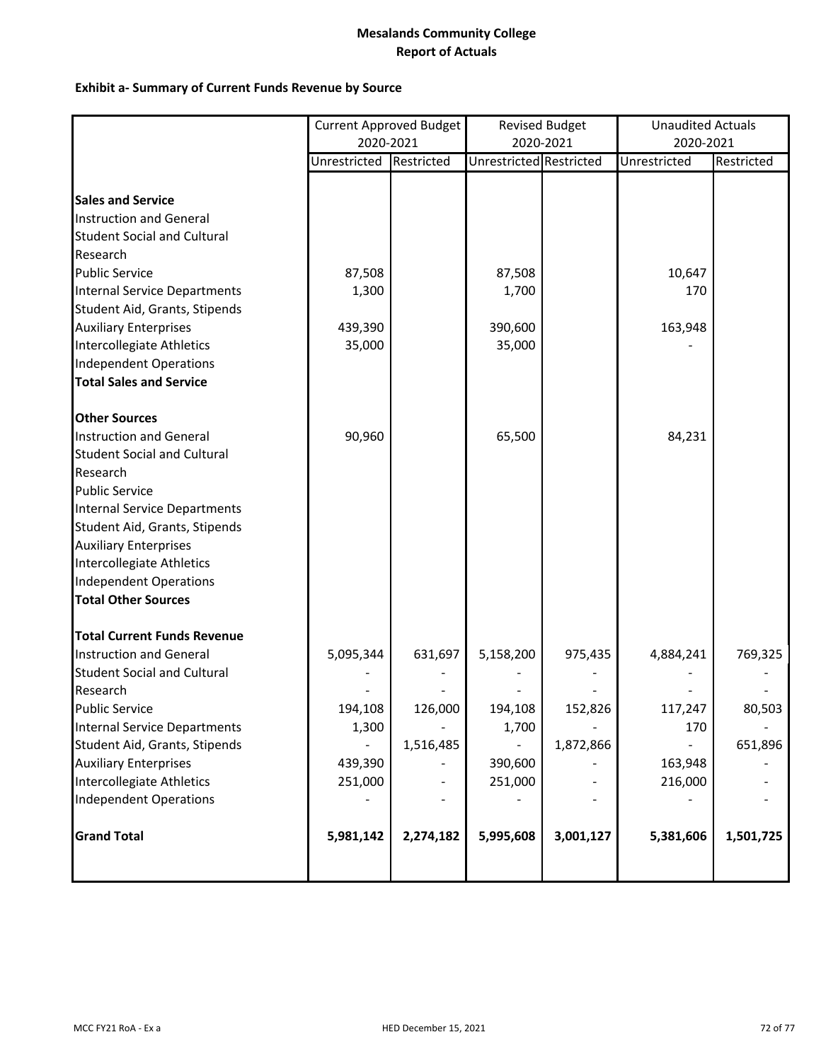# Mesalands Community College

## Report of Actuals

### Exhibit a- Summary of Current Funds Revenue by Source

| | Current Approved Budget 2020-2021 | | Revised Budget 2020-2021 | | Unaudited Actuals 2020-2021 | |
|---|---|---|---|---|---|---|
| | Unrestricted | Restricted | Unrestricted | Restricted | Unrestricted | Restricted |
| **Sales and Service** | | | | | | |
| Instruction and General | | | | | | |
| Student Social and Cultural | | | | | | |
| Research | | | | | | |
| Public Service | 87,508 | | 87,508 | | 10,647 | |
| Internal Service Departments | 1,300 | | 1,700 | | 170 | |
| Student Aid, Grants, Stipends | | | | | | |
| Auxiliary Enterprises | 439,390 | | 390,600 | | 163,948 | |
| Intercollegiate Athletics | 35,000 | | 35,000 | | - | |
| Independent Operations | | | | | | |
| **Total Sales and Service** | | | | | | |
| **Other Sources** | | | | | | |
| Instruction and General | 90,960 | | 65,500 | | 84,231 | |
| Student Social and Cultural | | | | | | |
| Research | | | | | | |
| Public Service | | | | | | |
| Internal Service Departments | | | | | | |
| Student Aid, Grants, Stipends | | | | | | |
| Auxiliary Enterprises | | | | | | |
| Intercollegiate Athletics | | | | | | |
| Independent Operations | | | | | | |
| **Total Other Sources** | | | | | | |
| **Total Current Funds Revenue** | | | | | | |
| Instruction and General | 5,095,344 | 631,697 | 5,158,200 | 975,435 | 4,884,241 | 769,325 |
| Student Social and Cultural | - | - | - | - | - | - |
| Research | - | - | - | - | - | - |
| Public Service | 194,108 | 126,000 | 194,108 | 152,826 | 117,247 | 80,503 |
| Internal Service Departments | 1,300 | - | 1,700 | - | 170 | - |
| Student Aid, Grants, Stipends | - | 1,516,485 | - | 1,872,866 | - | 651,896 |
| Auxiliary Enterprises | 439,390 | - | 390,600 | - | 163,948 | - |
| Intercollegiate Athletics | 251,000 | - | 251,000 | - | 216,000 | - |
| Independent Operations | - | - | - | - | - | - |
| **Grand Total** | **5,981,142** | **2,274,182** | **5,995,608** | **3,001,127** | **5,381,606** | **1,501,725** |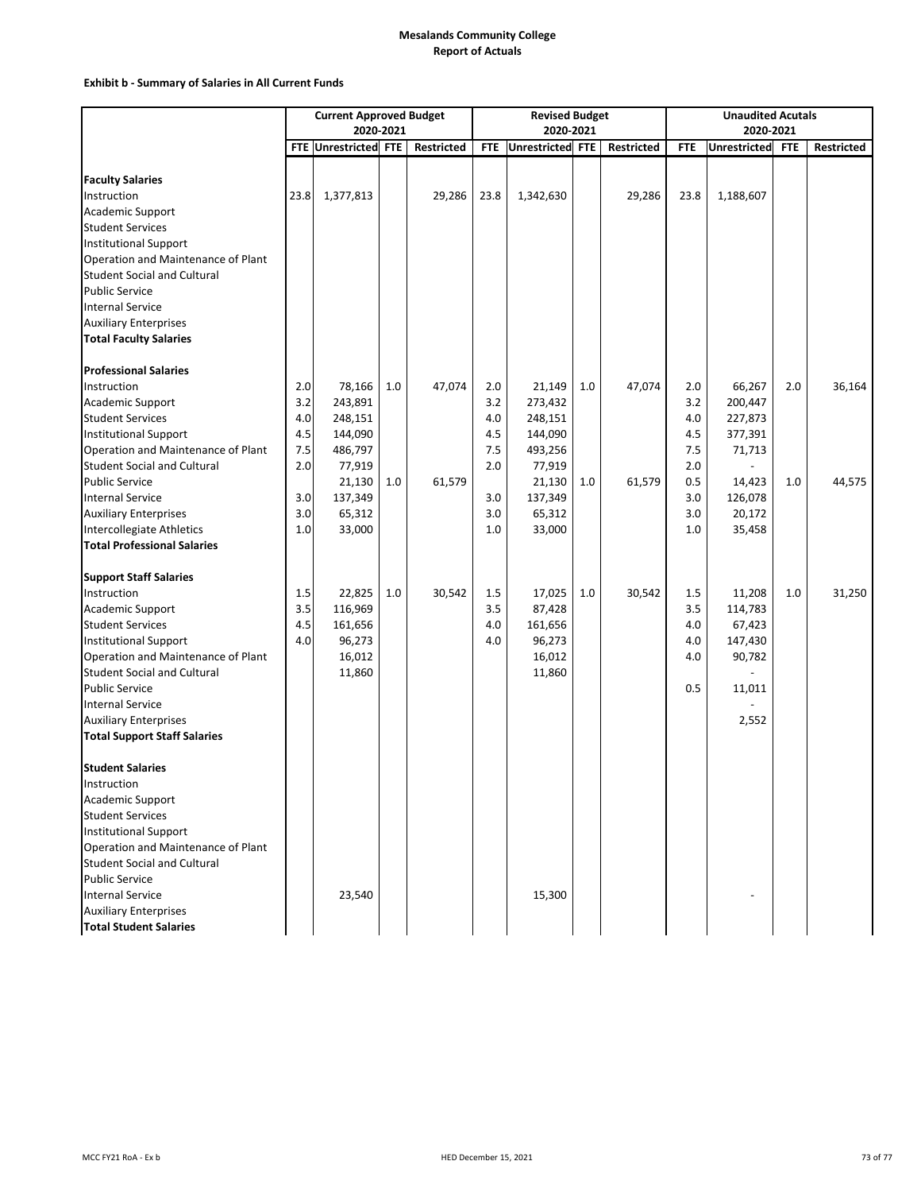**Mesalands Community College**
**Report of Actuals**

**Exhibit b - Summary of Salaries in All Current Funds**

| | Current Approved Budget 2020-2021 | | | | Revised Budget 2020-2021 | | | | Unaudited Acutals 2020-2021 | | | |
|---|---|---|---|---|---|---|---|---|---|---|---|---|
| | FTE | Unrestricted | FTE | Restricted | FTE | Unrestricted | FTE | Restricted | FTE | Unrestricted | FTE | Restricted |
| **Faculty Salaries** | | | | | | | | | | | | |
| Instruction | 23.8 | 1,377,813 | | 29,286 | 23.8 | 1,342,630 | | 29,286 | 23.8 | 1,188,607 | | |
| Academic Support | | | | | | | | | | | | |
| Student Services | | | | | | | | | | | | |
| Institutional Support | | | | | | | | | | | | |
| Operation and Maintenance of Plant | | | | | | | | | | | | |
| Student Social and Cultural | | | | | | | | | | | | |
| Public Service | | | | | | | | | | | | |
| Internal Service | | | | | | | | | | | | |
| Auxiliary Enterprises | | | | | | | | | | | | |
| **Total Faculty Salaries** | | | | | | | | | | | | |
| **Professional Salaries** | | | | | | | | | | | | |
| Instruction | 2.0 | 78,166 | 1.0 | 47,074 | 2.0 | 21,149 | 1.0 | 47,074 | 2.0 | 66,267 | 2.0 | 36,164 |
| Academic Support | 3.2 | 243,891 | | | 3.2 | 273,432 | | | 3.2 | 200,447 | | |
| Student Services | 4.0 | 248,151 | | | 4.0 | 248,151 | | | 4.0 | 227,873 | | |
| Institutional Support | 4.5 | 144,090 | | | 4.5 | 144,090 | | | 4.5 | 377,391 | | |
| Operation and Maintenance of Plant | 7.5 | 486,797 | | | 7.5 | 493,256 | | | 7.5 | 71,713 | | |
| Student Social and Cultural | 2.0 | 77,919 | | | 2.0 | 77,919 | | | 2.0 | - | | |
| Public Service | | 21,130 | 1.0 | 61,579 | | 21,130 | 1.0 | 61,579 | 0.5 | 14,423 | 1.0 | 44,575 |
| Internal Service | 3.0 | 137,349 | | | 3.0 | 137,349 | | | 3.0 | 126,078 | | |
| Auxiliary Enterprises | 3.0 | 65,312 | | | 3.0 | 65,312 | | | 3.0 | 20,172 | | |
| Intercollegiate Athletics | 1.0 | 33,000 | | | 1.0 | 33,000 | | | 1.0 | 35,458 | | |
| **Total Professional Salaries** | | | | | | | | | | | | |
| **Support Staff Salaries** | | | | | | | | | | | | |
| Instruction | 1.5 | 22,825 | 1.0 | 30,542 | 1.5 | 17,025 | 1.0 | 30,542 | 1.5 | 11,208 | 1.0 | 31,250 |
| Academic Support | 3.5 | 116,969 | | | 3.5 | 87,428 | | | 3.5 | 114,783 | | |
| Student Services | 4.5 | 161,656 | | | 4.0 | 161,656 | | | 4.0 | 67,423 | | |
| Institutional Support | 4.0 | 96,273 | | | 4.0 | 96,273 | | | 4.0 | 147,430 | | |
| Operation and Maintenance of Plant | | 16,012 | | | | 16,012 | | | 4.0 | 90,782 | | |
| Student Social and Cultural | | 11,860 | | | | 11,860 | | | | - | | |
| Public Service | | | | | | | | | 0.5 | 11,011 | | |
| Internal Service | | | | | | | | | | - | | |
| Auxiliary Enterprises | | | | | | | | | | 2,552 | | |
| **Total Support Staff Salaries** | | | | | | | | | | | | |
| **Student Salaries** | | | | | | | | | | | | |
| Instruction | | | | | | | | | | | | |
| Academic Support | | | | | | | | | | | | |
| Student Services | | | | | | | | | | | | |
| Institutional Support | | | | | | | | | | | | |
| Operation and Maintenance of Plant | | | | | | | | | | | | |
| Student Social and Cultural | | | | | | | | | | | | |
| Public Service | | | | | | | | | | | | |
| Internal Service | | 23,540 | | | | 15,300 | | | | - | | |
| Auxiliary Enterprises | | | | | | | | | | | | |
| **Total Student Salaries** | | | | | | | | | | | | |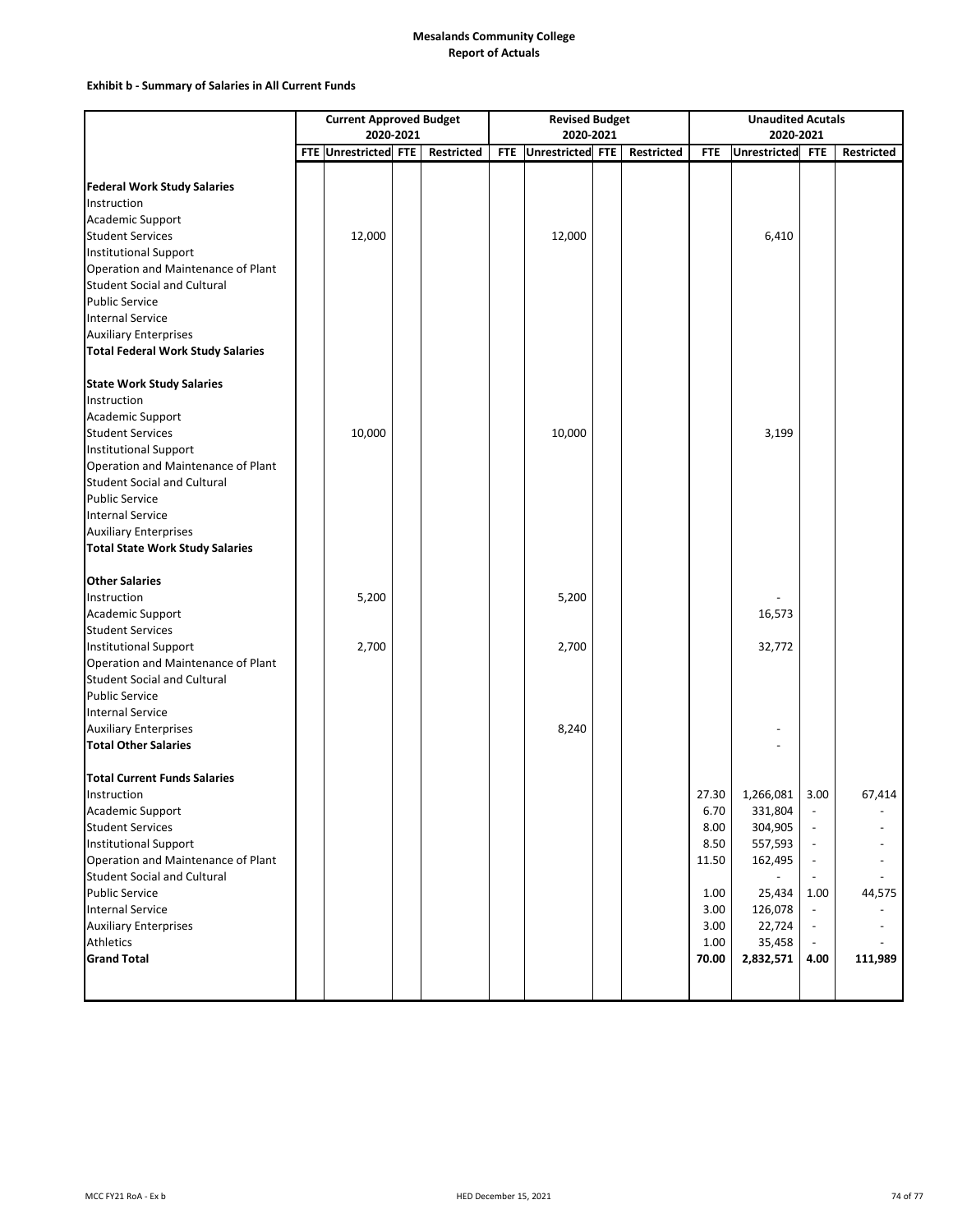**Mesalands Community College**
**Report of Actuals**

**Exhibit b - Summary of Salaries in All Current Funds**

| | Current Approved Budget 2020-2021 | | | | Revised Budget 2020-2021 | | | | Unaudited Acutals 2020-2021 | | | |
|---|---|---|---|---|---|---|---|---|---|---|---|---|
| | FTE | Unrestricted | FTE | Restricted | FTE | Unrestricted | FTE | Restricted | FTE | Unrestricted | FTE | Restricted |
| **Federal Work Study Salaries** | | | | | | | | | | | | |
| Instruction | | | | | | | | | | | | |
| Academic Support | | | | | | | | | | | | |
| Student Services | | 12,000 | | | | 12,000 | | | | 6,410 | | |
| Institutional Support | | | | | | | | | | | | |
| Operation and Maintenance of Plant | | | | | | | | | | | | |
| Student Social and Cultural | | | | | | | | | | | | |
| Public Service | | | | | | | | | | | | |
| Internal Service | | | | | | | | | | | | |
| Auxiliary Enterprises | | | | | | | | | | | | |
| **Total Federal Work Study Salaries** | | | | | | | | | | | | |
| **State Work Study Salaries** | | | | | | | | | | | | |
| Instruction | | | | | | | | | | | | |
| Academic Support | | | | | | | | | | | | |
| Student Services | | 10,000 | | | | 10,000 | | | | 3,199 | | |
| Institutional Support | | | | | | | | | | | | |
| Operation and Maintenance of Plant | | | | | | | | | | | | |
| Student Social and Cultural | | | | | | | | | | | | |
| Public Service | | | | | | | | | | | | |
| Internal Service | | | | | | | | | | | | |
| Auxiliary Enterprises | | | | | | | | | | | | |
| **Total State Work Study Salaries** | | | | | | | | | | | | |
| **Other Salaries** | | | | | | | | | | | | |
| Instruction | | 5,200 | | | | 5,200 | | | | - | | |
| Academic Support | | | | | | | | | | 16,573 | | |
| Student Services | | | | | | | | | | | | |
| Institutional Support | | 2,700 | | | | 2,700 | | | | 32,772 | | |
| Operation and Maintenance of Plant | | | | | | | | | | | | |
| Student Social and Cultural | | | | | | | | | | | | |
| Public Service | | | | | | | | | | | | |
| Internal Service | | | | | | | | | | | | |
| Auxiliary Enterprises | | | | | | 8,240 | | | | - | | |
| **Total Other Salaries** | | | | | | | | | | - | | |
| **Total Current Funds Salaries** | | | | | | | | | | | | |
| Instruction | | | | | | | | | 27.30 | 1,266,081 | 3.00 | 67,414 |
| Academic Support | | | | | | | | | 6.70 | 331,804 | - | - |
| Student Services | | | | | | | | | 8.00 | 304,905 | - | - |
| Institutional Support | | | | | | | | | 8.50 | 557,593 | - | - |
| Operation and Maintenance of Plant | | | | | | | | | 11.50 | 162,495 | - | - |
| Student Social and Cultural | | | | | | | | | | - | - | - |
| Public Service | | | | | | | | | 1.00 | 25,434 | 1.00 | 44,575 |
| Internal Service | | | | | | | | | 3.00 | 126,078 | - | - |
| Auxiliary Enterprises | | | | | | | | | 3.00 | 22,724 | - | - |
| Athletics | | | | | | | | | 1.00 | 35,458 | - | - |
| **Grand Total** | | | | | | | | | **70.00** | **2,832,571** | **4.00** | **111,989** |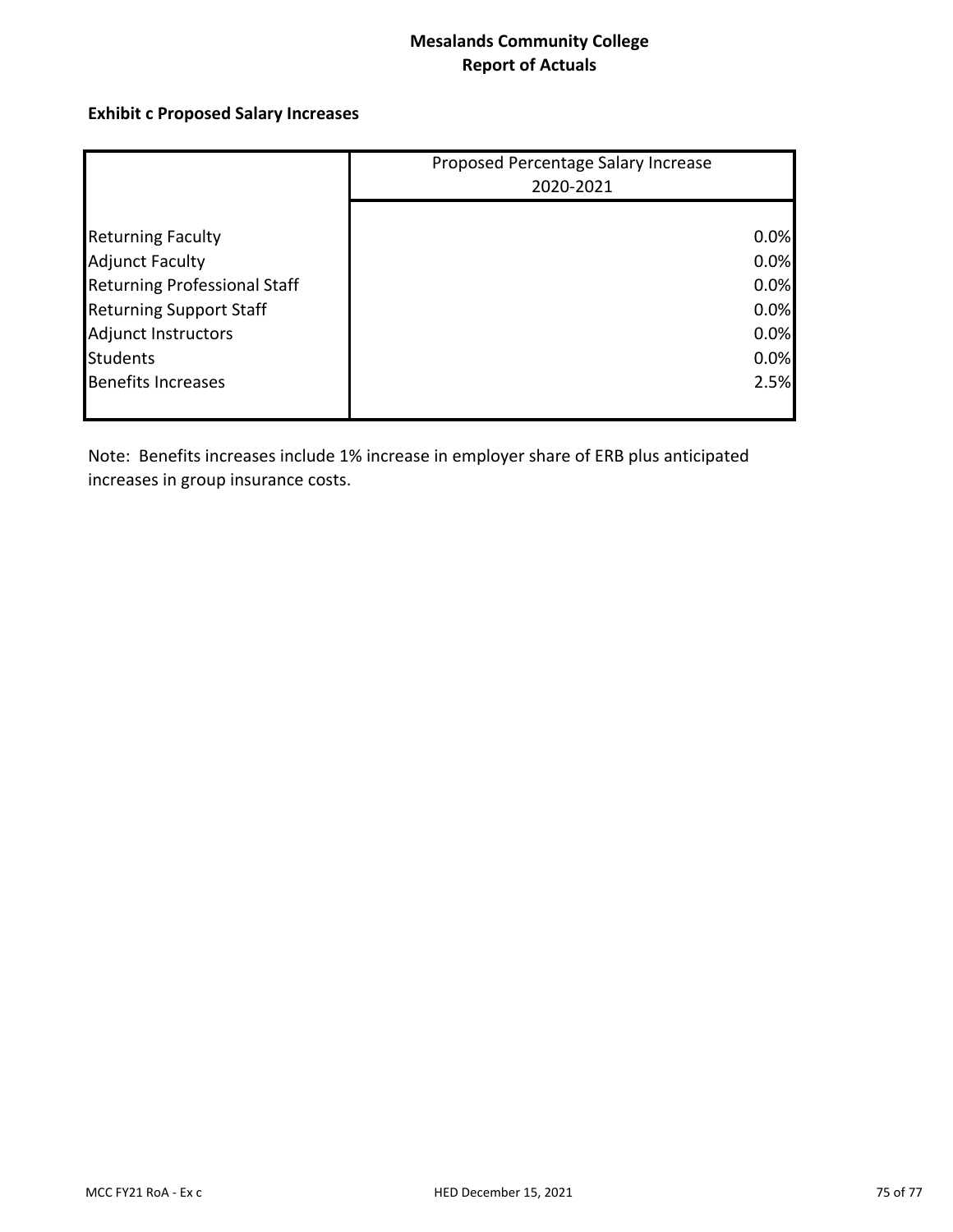# Mesalands Community College
# Report of Actuals

## Exhibit c Proposed Salary Increases

| | Proposed Percentage Salary Increase 2020-2021 |
|---|---|
| Returning Faculty | 0.0% |
| Adjunct Faculty | 0.0% |
| Returning Professional Staff | 0.0% |
| Returning Support Staff | 0.0% |
| Adjunct Instructors | 0.0% |
| Students | 0.0% |
| Benefits Increases | 2.5% |

Note: Benefits increases include 1% increase in employer share of ERB plus anticipated increases in group insurance costs.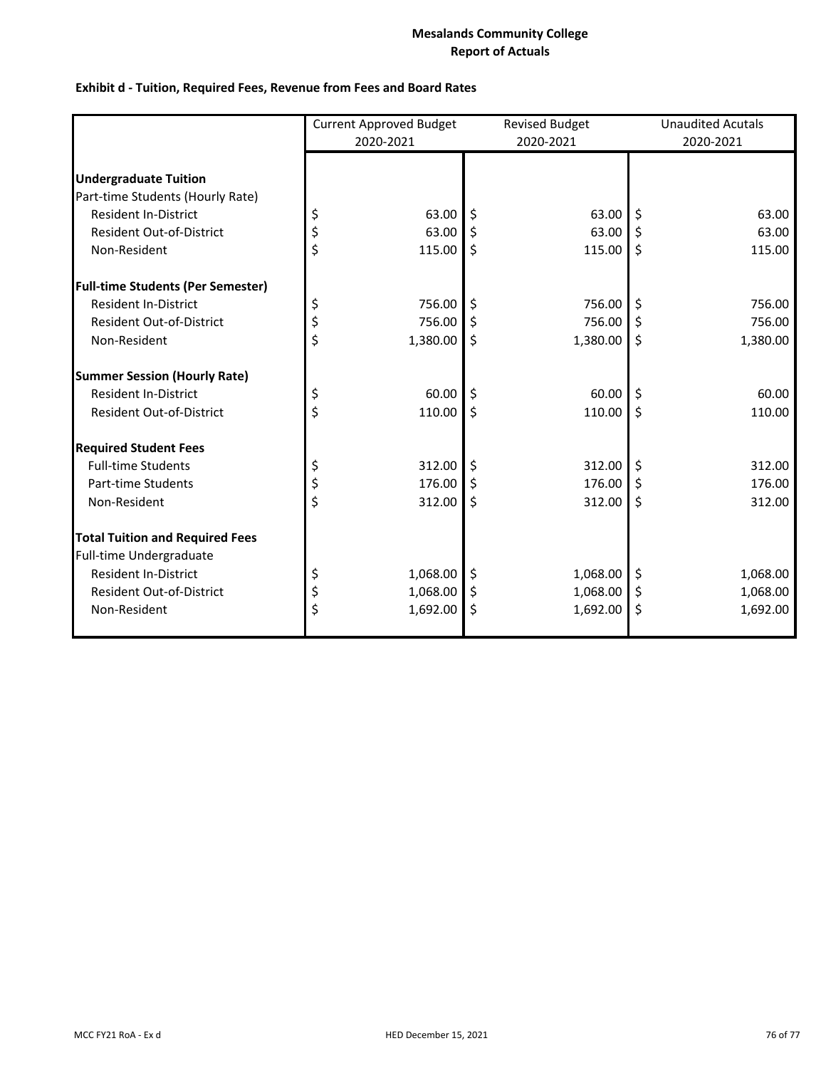**Mesalands Community College**
**Report of Actuals**

**Exhibit d - Tuition, Required Fees, Revenue from Fees and Board Rates**

| | Current Approved Budget 2020-2021 | Revised Budget 2020-2021 | Unaudited Acutals 2020-2021 |
|---|---|---|---|
| **Undergraduate Tuition** | | | |
| Part-time Students (Hourly Rate) | | | |
| Resident In-District | $ 63.00 | $ 63.00 | $ 63.00 |
| Resident Out-of-District | $ 63.00 | $ 63.00 | $ 63.00 |
| Non-Resident | $ 115.00 | $ 115.00 | $ 115.00 |
| **Full-time Students (Per Semester)** | | | |
| Resident In-District | $ 756.00 | $ 756.00 | $ 756.00 |
| Resident Out-of-District | $ 756.00 | $ 756.00 | $ 756.00 |
| Non-Resident | $ 1,380.00 | $ 1,380.00 | $ 1,380.00 |
| **Summer Session (Hourly Rate)** | | | |
| Resident In-District | $ 60.00 | $ 60.00 | $ 60.00 |
| Resident Out-of-District | $ 110.00 | $ 110.00 | $ 110.00 |
| **Required Student Fees** | | | |
| Full-time Students | $ 312.00 | $ 312.00 | $ 312.00 |
| Part-time Students | $ 176.00 | $ 176.00 | $ 176.00 |
| Non-Resident | $ 312.00 | $ 312.00 | $ 312.00 |
| **Total Tuition and Required Fees** | | | |
| Full-time Undergraduate | | | |
| Resident In-District | $ 1,068.00 | $ 1,068.00 | $ 1,068.00 |
| Resident Out-of-District | $ 1,068.00 | $ 1,068.00 | $ 1,068.00 |
| Non-Resident | $ 1,692.00 | $ 1,692.00 | $ 1,692.00 |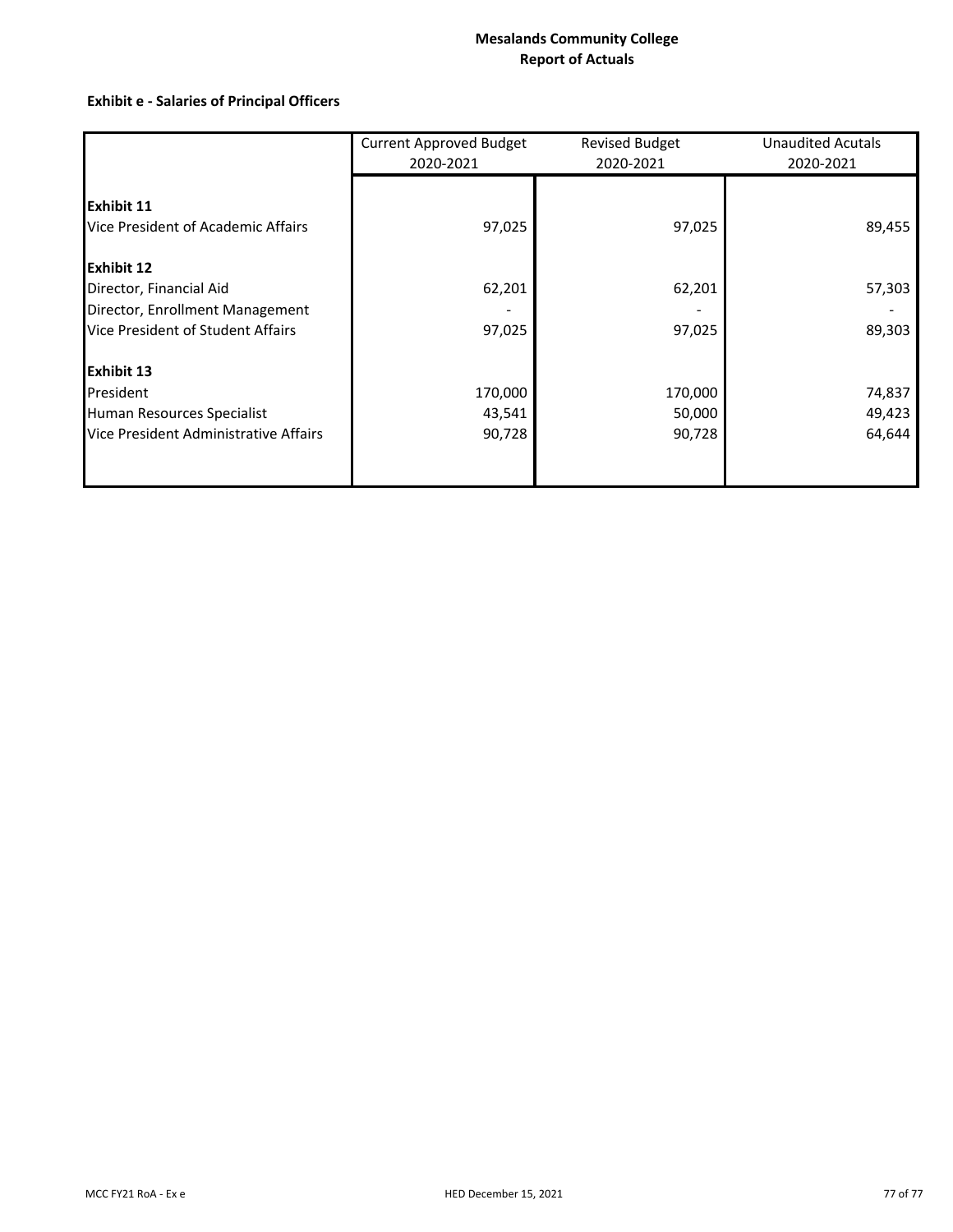**Mesalands Community College**
**Report of Actuals**

**Exhibit e - Salaries of Principal Officers**

| | Current Approved Budget 2020-2021 | Revised Budget 2020-2021 | Unaudited Acutals 2020-2021 |
|---|---|---|---|
| **Exhibit 11** | | | |
| Vice President of Academic Affairs | 97,025 | 97,025 | 89,455 |
| **Exhibit 12** | | | |
| Director, Financial Aid | 62,201 | 62,201 | 57,303 |
| Director, Enrollment Management | - | - | - |
| Vice President of Student Affairs | 97,025 | 97,025 | 89,303 |
| **Exhibit 13** | | | |
| President | 170,000 | 170,000 | 74,837 |
| Human Resources Specialist | 43,541 | 50,000 | 49,423 |
| Vice President Administrative Affairs | 90,728 | 90,728 | 64,644 |

MCC FY21 RoA - Ex e

HED December 15, 2021